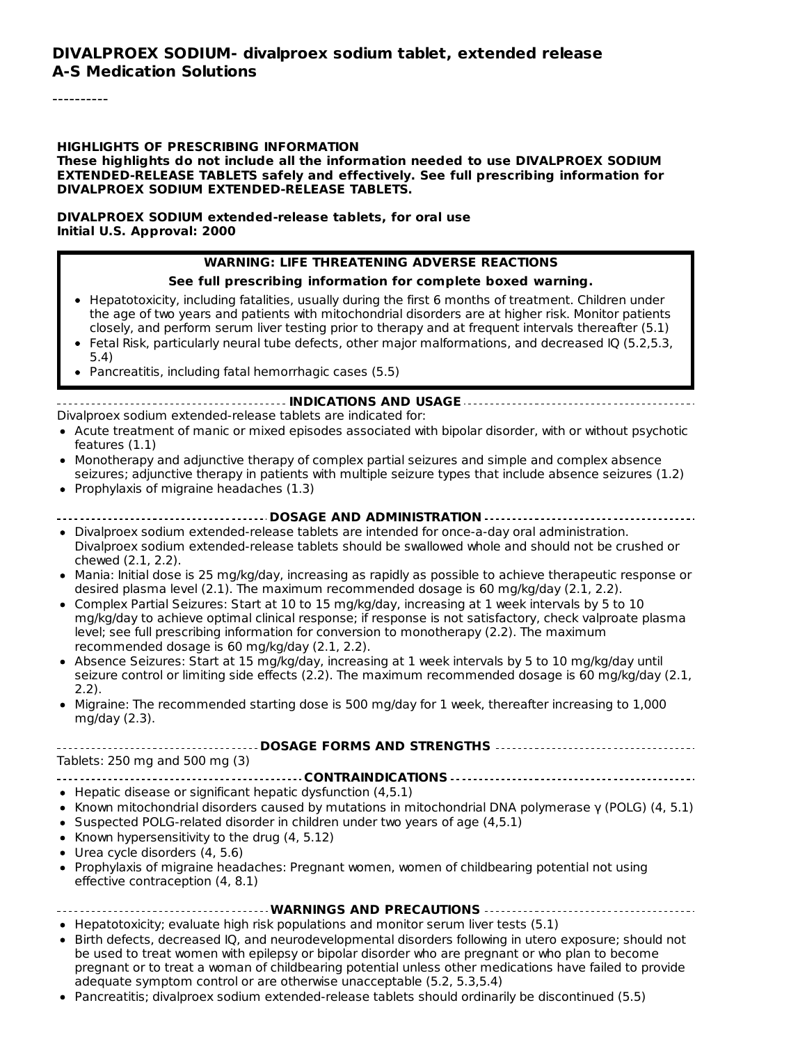# DIVALPROEX SODIUM- divalproex sodium tablet, extended release
## A-S Medication Solutions

----------

**HIGHLIGHTS OF PRESCRIBING INFORMATION**
**These highlights do not include all the information needed to use DIVALPROEX SODIUM EXTENDED-RELEASE TABLETS safely and effectively. See full prescribing information for DIVALPROEX SODIUM EXTENDED-RELEASE TABLETS.**

**DIVALPROEX SODIUM extended-release tablets, for oral use**
**Initial U.S. Approval: 2000**

**WARNING: LIFE THREATENING ADVERSE REACTIONS**

**See full prescribing information for complete boxed warning.**

- Hepatotoxicity, including fatalities, usually during the first 6 months of treatment. Children under the age of two years and patients with mitochondrial disorders are at higher risk. Monitor patients closely, and perform serum liver testing prior to therapy and at frequent intervals thereafter (5.1)
- Fetal Risk, particularly neural tube defects, other major malformations, and decreased IQ (5.2,5.3, 5.4)
- Pancreatitis, including fatal hemorrhagic cases (5.5)

**INDICATIONS AND USAGE**

Divalproex sodium extended-release tablets are indicated for:

- Acute treatment of manic or mixed episodes associated with bipolar disorder, with or without psychotic features (1.1)
- Monotherapy and adjunctive therapy of complex partial seizures and simple and complex absence seizures; adjunctive therapy in patients with multiple seizure types that include absence seizures (1.2)
- Prophylaxis of migraine headaches (1.3)

**DOSAGE AND ADMINISTRATION**

- Divalproex sodium extended-release tablets are intended for once-a-day oral administration. Divalproex sodium extended-release tablets should be swallowed whole and should not be crushed or chewed (2.1, 2.2).
- Mania: Initial dose is 25 mg/kg/day, increasing as rapidly as possible to achieve therapeutic response or desired plasma level (2.1). The maximum recommended dosage is 60 mg/kg/day (2.1, 2.2).
- Complex Partial Seizures: Start at 10 to 15 mg/kg/day, increasing at 1 week intervals by 5 to 10 mg/kg/day to achieve optimal clinical response; if response is not satisfactory, check valproate plasma level; see full prescribing information for conversion to monotherapy (2.2). The maximum recommended dosage is 60 mg/kg/day (2.1, 2.2).
- Absence Seizures: Start at 15 mg/kg/day, increasing at 1 week intervals by 5 to 10 mg/kg/day until seizure control or limiting side effects (2.2). The maximum recommended dosage is 60 mg/kg/day (2.1, 2.2).
- Migraine: The recommended starting dose is 500 mg/day for 1 week, thereafter increasing to 1,000 mg/day (2.3).

**DOSAGE FORMS AND STRENGTHS**

Tablets: 250 mg and 500 mg (3)

**CONTRAINDICATIONS**

- Hepatic disease or significant hepatic dysfunction (4,5.1)
- Known mitochondrial disorders caused by mutations in mitochondrial DNA polymerase γ (POLG) (4, 5.1)
- Suspected POLG-related disorder in children under two years of age (4,5.1)
- Known hypersensitivity to the drug (4, 5.12)
- Urea cycle disorders (4, 5.6)
- Prophylaxis of migraine headaches: Pregnant women, women of childbearing potential not using effective contraception (4, 8.1)

**WARNINGS AND PRECAUTIONS**

- Hepatotoxicity; evaluate high risk populations and monitor serum liver tests (5.1)
- Birth defects, decreased IQ, and neurodevelopmental disorders following in utero exposure; should not be used to treat women with epilepsy or bipolar disorder who are pregnant or who plan to become pregnant or to treat a woman of childbearing potential unless other medications have failed to provide adequate symptom control or are otherwise unacceptable (5.2, 5.3,5.4)
- Pancreatitis; divalproex sodium extended-release tablets should ordinarily be discontinued (5.5)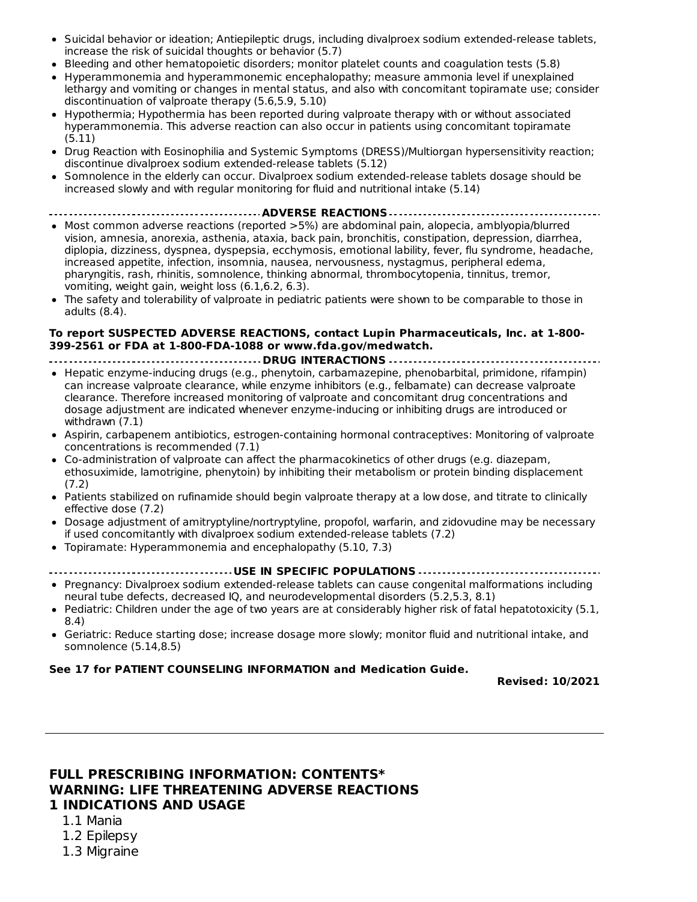- Suicidal behavior or ideation; Antiepileptic drugs, including divalproex sodium extended-release tablets, increase the risk of suicidal thoughts or behavior (5.7)
- Bleeding and other hematopoietic disorders; monitor platelet counts and coagulation tests (5.8)
- Hyperammonemia and hyperammonemic encephalopathy; measure ammonia level if unexplained lethargy and vomiting or changes in mental status, and also with concomitant topiramate use; consider discontinuation of valproate therapy (5.6,5.9, 5.10)
- Hypothermia; Hypothermia has been reported during valproate therapy with or without associated hyperammonemia. This adverse reaction can also occur in patients using concomitant topiramate (5.11)
- Drug Reaction with Eosinophilia and Systemic Symptoms (DRESS)/Multiorgan hypersensitivity reaction; discontinue divalproex sodium extended-release tablets (5.12)
- Somnolence in the elderly can occur. Divalproex sodium extended-release tablets dosage should be increased slowly and with regular monitoring for fluid and nutritional intake (5.14)

**ADVERSE REACTIONS**

- Most common adverse reactions (reported >5%) are abdominal pain, alopecia, amblyopia/blurred vision, amnesia, anorexia, asthenia, ataxia, back pain, bronchitis, constipation, depression, diarrhea, diplopia, dizziness, dyspnea, dyspepsia, ecchymosis, emotional lability, fever, flu syndrome, headache, increased appetite, infection, insomnia, nausea, nervousness, nystagmus, peripheral edema, pharyngitis, rash, rhinitis, somnolence, thinking abnormal, thrombocytopenia, tinnitus, tremor, vomiting, weight gain, weight loss (6.1,6.2, 6.3).
- The safety and tolerability of valproate in pediatric patients were shown to be comparable to those in adults (8.4).

**To report SUSPECTED ADVERSE REACTIONS, contact Lupin Pharmaceuticals, Inc. at 1-800-399-2561 or FDA at 1-800-FDA-1088 or www.fda.gov/medwatch.**

**DRUG INTERACTIONS**

- Hepatic enzyme-inducing drugs (e.g., phenytoin, carbamazepine, phenobarbital, primidone, rifampin) can increase valproate clearance, while enzyme inhibitors (e.g., felbamate) can decrease valproate clearance. Therefore increased monitoring of valproate and concomitant drug concentrations and dosage adjustment are indicated whenever enzyme-inducing or inhibiting drugs are introduced or withdrawn (7.1)
- Aspirin, carbapenem antibiotics, estrogen-containing hormonal contraceptives: Monitoring of valproate concentrations is recommended (7.1)
- Co-administration of valproate can affect the pharmacokinetics of other drugs (e.g. diazepam, ethosuximide, lamotrigine, phenytoin) by inhibiting their metabolism or protein binding displacement (7.2)
- Patients stabilized on rufinamide should begin valproate therapy at a low dose, and titrate to clinically effective dose (7.2)
- Dosage adjustment of amitryptyline/nortryptyline, propofol, warfarin, and zidovudine may be necessary if used concomitantly with divalproex sodium extended-release tablets (7.2)
- Topiramate: Hyperammonemia and encephalopathy (5.10, 7.3)

**USE IN SPECIFIC POPULATIONS**

- Pregnancy: Divalproex sodium extended-release tablets can cause congenital malformations including neural tube defects, decreased IQ, and neurodevelopmental disorders (5.2,5.3, 8.1)
- Pediatric: Children under the age of two years are at considerably higher risk of fatal hepatotoxicity (5.1, 8.4)
- Geriatric: Reduce starting dose; increase dosage more slowly; monitor fluid and nutritional intake, and somnolence (5.14,8.5)

**See 17 for PATIENT COUNSELING INFORMATION and Medication Guide.**

**Revised: 10/2021**

---

## FULL PRESCRIBING INFORMATION: CONTENTS*

## WARNING: LIFE THREATENING ADVERSE REACTIONS

## 1 INDICATIONS AND USAGE

1.1 Mania

1.2 Epilepsy

1.3 Migraine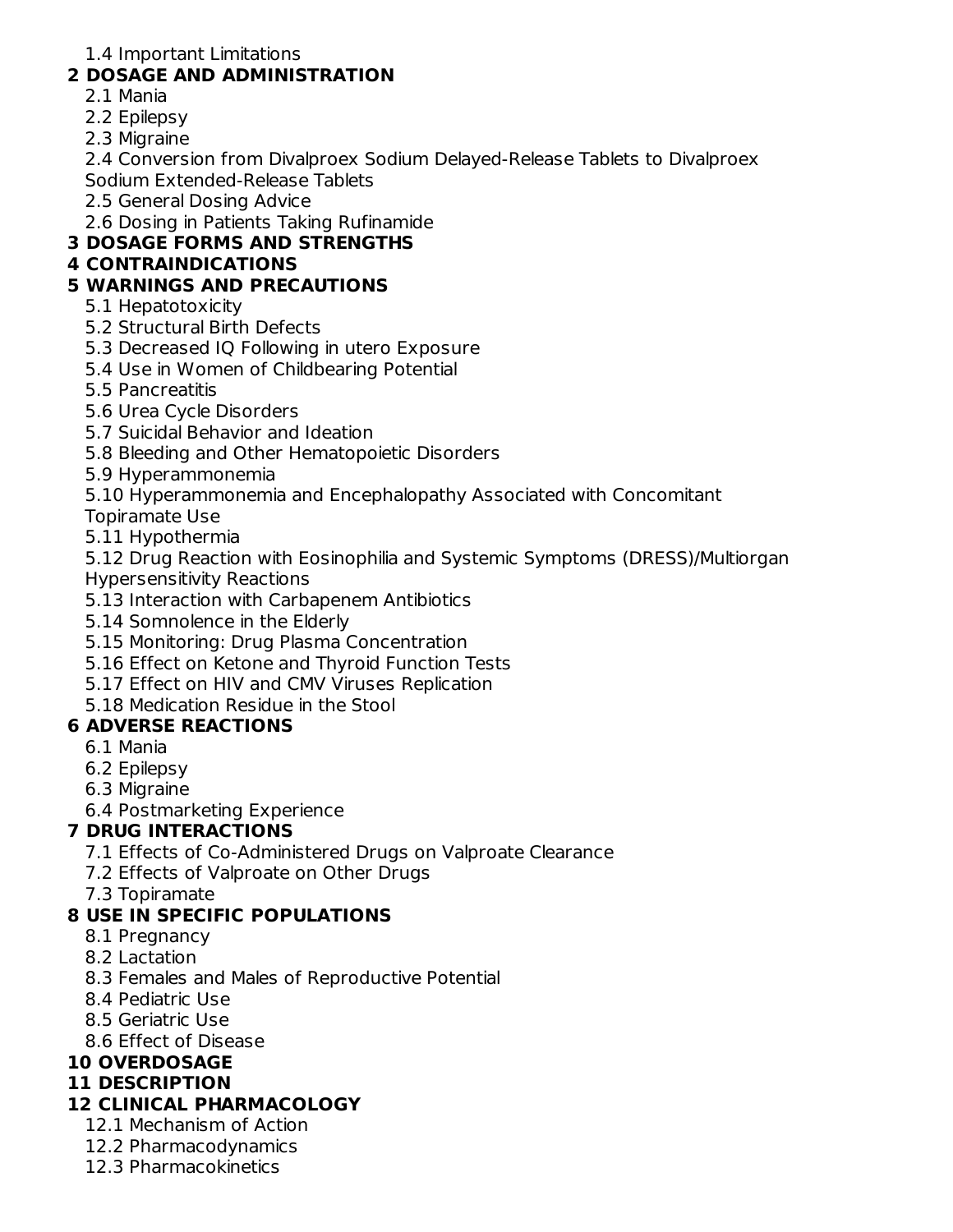1.4 Important Limitations

**2 DOSAGE AND ADMINISTRATION**

2.1 Mania
2.2 Epilepsy
2.3 Migraine
2.4 Conversion from Divalproex Sodium Delayed-Release Tablets to Divalproex Sodium Extended-Release Tablets
2.5 General Dosing Advice
2.6 Dosing in Patients Taking Rufinamide

**3 DOSAGE FORMS AND STRENGTHS**

**4 CONTRAINDICATIONS**

**5 WARNINGS AND PRECAUTIONS**

5.1 Hepatotoxicity
5.2 Structural Birth Defects
5.3 Decreased IQ Following in utero Exposure
5.4 Use in Women of Childbearing Potential
5.5 Pancreatitis
5.6 Urea Cycle Disorders
5.7 Suicidal Behavior and Ideation
5.8 Bleeding and Other Hematopoietic Disorders
5.9 Hyperammonemia
5.10 Hyperammonemia and Encephalopathy Associated with Concomitant Topiramate Use
5.11 Hypothermia
5.12 Drug Reaction with Eosinophilia and Systemic Symptoms (DRESS)/Multiorgan Hypersensitivity Reactions
5.13 Interaction with Carbapenem Antibiotics
5.14 Somnolence in the Elderly
5.15 Monitoring: Drug Plasma Concentration
5.16 Effect on Ketone and Thyroid Function Tests
5.17 Effect on HIV and CMV Viruses Replication
5.18 Medication Residue in the Stool

**6 ADVERSE REACTIONS**

6.1 Mania
6.2 Epilepsy
6.3 Migraine
6.4 Postmarketing Experience

**7 DRUG INTERACTIONS**

7.1 Effects of Co-Administered Drugs on Valproate Clearance
7.2 Effects of Valproate on Other Drugs
7.3 Topiramate

**8 USE IN SPECIFIC POPULATIONS**

8.1 Pregnancy
8.2 Lactation
8.3 Females and Males of Reproductive Potential
8.4 Pediatric Use
8.5 Geriatric Use
8.6 Effect of Disease

**10 OVERDOSAGE**

**11 DESCRIPTION**

**12 CLINICAL PHARMACOLOGY**

12.1 Mechanism of Action
12.2 Pharmacodynamics
12.3 Pharmacokinetics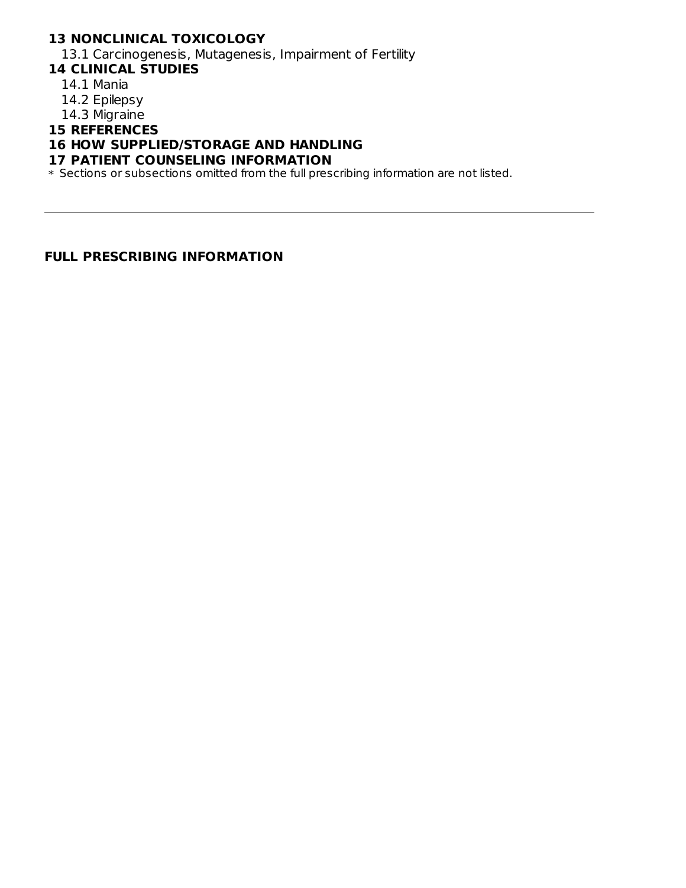**13 NONCLINICAL TOXICOLOGY**

13.1 Carcinogenesis, Mutagenesis, Impairment of Fertility

**14 CLINICAL STUDIES**

14.1 Mania

14.2 Epilepsy

14.3 Migraine

**15 REFERENCES**

**16 HOW SUPPLIED/STORAGE AND HANDLING**

**17 PATIENT COUNSELING INFORMATION**

* Sections or subsections omitted from the full prescribing information are not listed.

---

**FULL PRESCRIBING INFORMATION**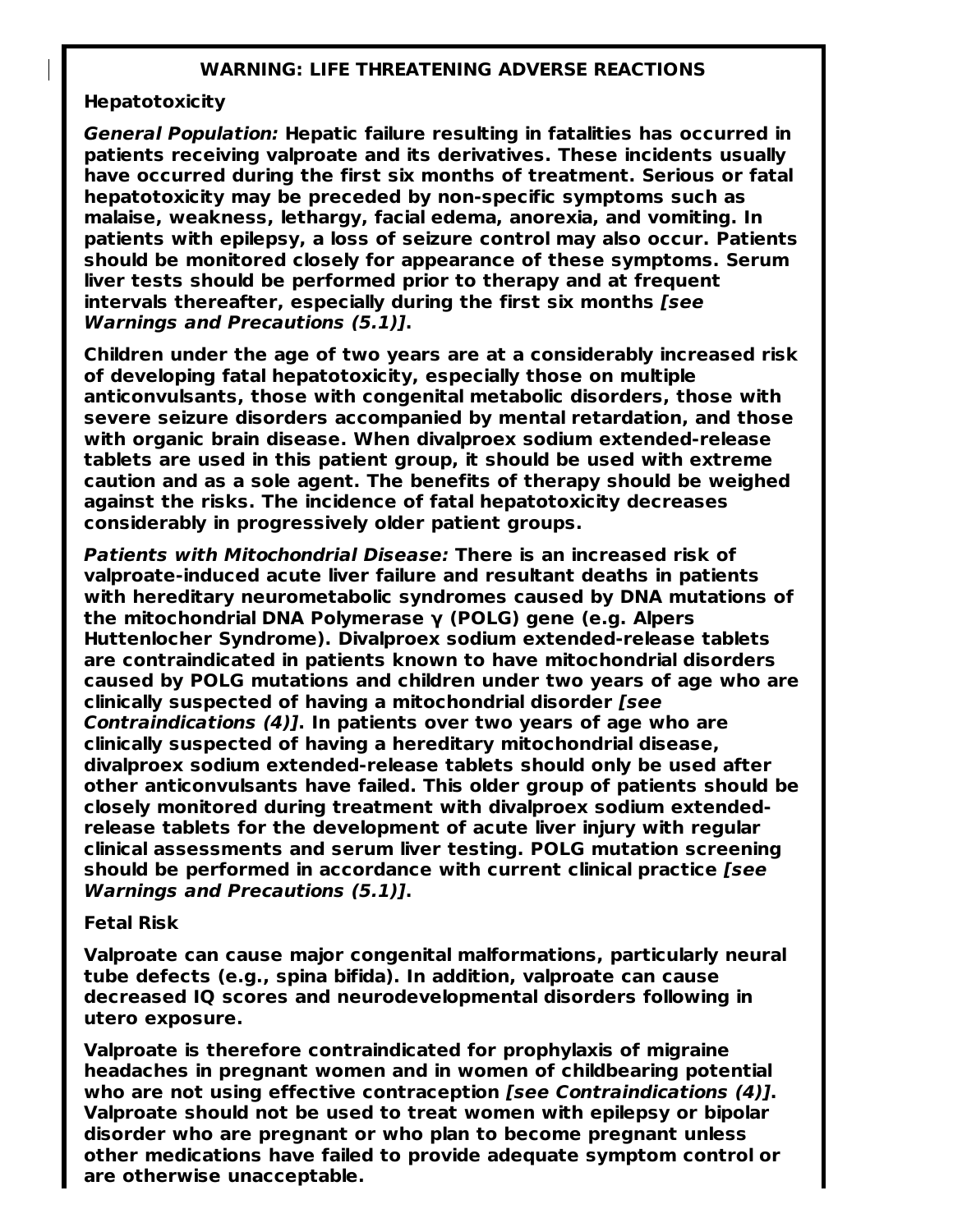**WARNING: LIFE THREATENING ADVERSE REACTIONS**

**Hepatotoxicity**

***General Population:*** **Hepatic failure resulting in fatalities has occurred in patients receiving valproate and its derivatives. These incidents usually have occurred during the first six months of treatment. Serious or fatal hepatotoxicity may be preceded by non-specific symptoms such as malaise, weakness, lethargy, facial edema, anorexia, and vomiting. In patients with epilepsy, a loss of seizure control may also occur. Patients should be monitored closely for appearance of these symptoms. Serum liver tests should be performed prior to therapy and at frequent intervals thereafter, especially during the first six months *[see Warnings and Precautions (5.1)]*.**

**Children under the age of two years are at a considerably increased risk of developing fatal hepatotoxicity, especially those on multiple anticonvulsants, those with congenital metabolic disorders, those with severe seizure disorders accompanied by mental retardation, and those with organic brain disease. When divalproex sodium extended-release tablets are used in this patient group, it should be used with extreme caution and as a sole agent. The benefits of therapy should be weighed against the risks. The incidence of fatal hepatotoxicity decreases considerably in progressively older patient groups.**

***Patients with Mitochondrial Disease:*** **There is an increased risk of valproate-induced acute liver failure and resultant deaths in patients with hereditary neurometabolic syndromes caused by DNA mutations of the mitochondrial DNA Polymerase γ (POLG) gene (e.g. Alpers Huttenlocher Syndrome). Divalproex sodium extended-release tablets are contraindicated in patients known to have mitochondrial disorders caused by POLG mutations and children under two years of age who are clinically suspected of having a mitochondrial disorder *[see Contraindications (4)]*. In patients over two years of age who are clinically suspected of having a hereditary mitochondrial disease, divalproex sodium extended-release tablets should only be used after other anticonvulsants have failed. This older group of patients should be closely monitored during treatment with divalproex sodium extended-release tablets for the development of acute liver injury with regular clinical assessments and serum liver testing. POLG mutation screening should be performed in accordance with current clinical practice *[see Warnings and Precautions (5.1)]*.**

**Fetal Risk**

**Valproate can cause major congenital malformations, particularly neural tube defects (e.g., spina bifida). In addition, valproate can cause decreased IQ scores and neurodevelopmental disorders following in utero exposure.**

**Valproate is therefore contraindicated for prophylaxis of migraine headaches in pregnant women and in women of childbearing potential who are not using effective contraception *[see Contraindications (4)]*. Valproate should not be used to treat women with epilepsy or bipolar disorder who are pregnant or who plan to become pregnant unless other medications have failed to provide adequate symptom control or are otherwise unacceptable.**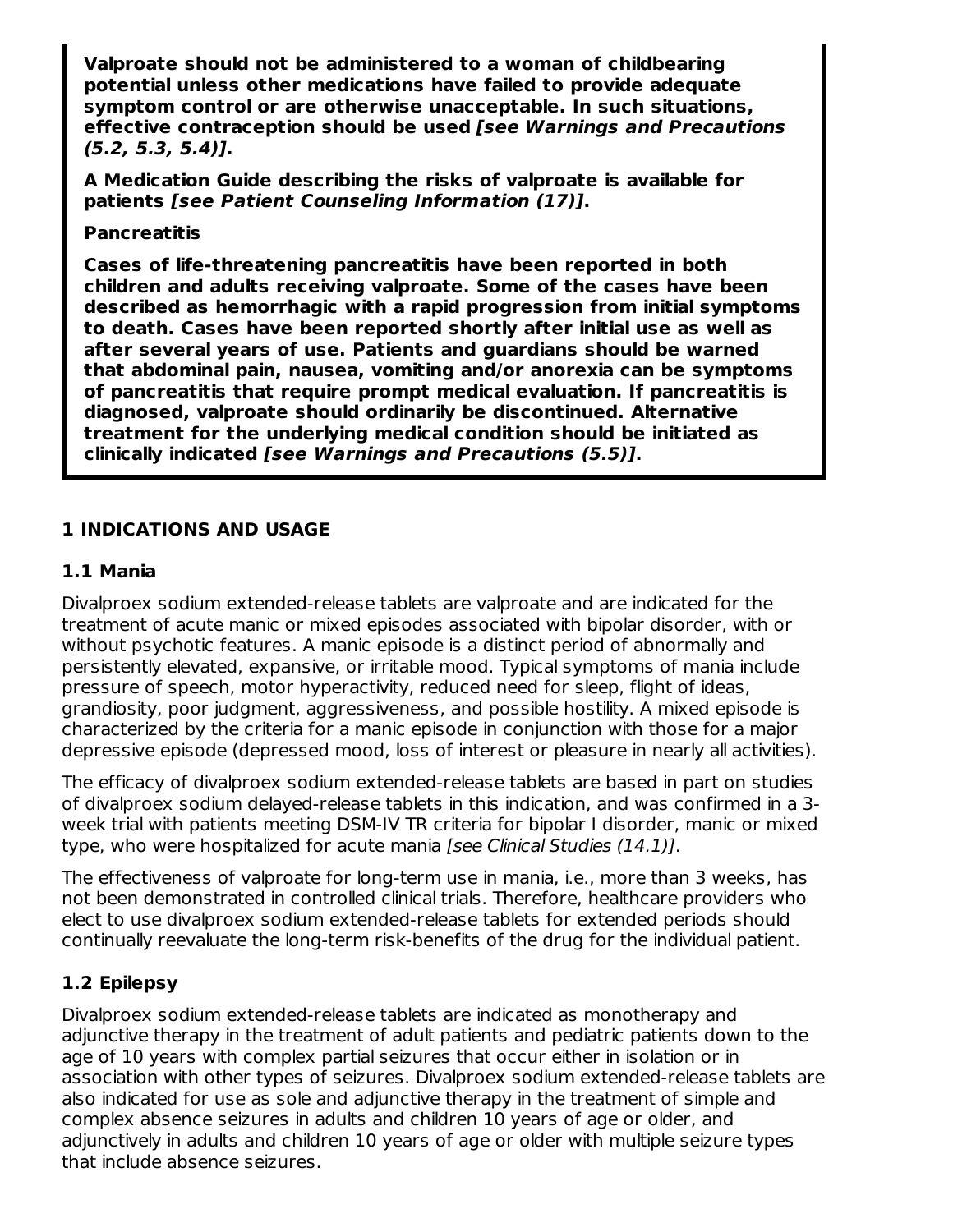**Valproate should not be administered to a woman of childbearing potential unless other medications have failed to provide adequate symptom control or are otherwise unacceptable. In such situations, effective contraception should be used *[see Warnings and Precautions (5.2, 5.3, 5.4)]*.**

**A Medication Guide describing the risks of valproate is available for patients *[see Patient Counseling Information (17)]*.**

**Pancreatitis**

**Cases of life-threatening pancreatitis have been reported in both children and adults receiving valproate. Some of the cases have been described as hemorrhagic with a rapid progression from initial symptoms to death. Cases have been reported shortly after initial use as well as after several years of use. Patients and guardians should be warned that abdominal pain, nausea, vomiting and/or anorexia can be symptoms of pancreatitis that require prompt medical evaluation. If pancreatitis is diagnosed, valproate should ordinarily be discontinued. Alternative treatment for the underlying medical condition should be initiated as clinically indicated *[see Warnings and Precautions (5.5)]*.**

## 1 INDICATIONS AND USAGE

### 1.1 Mania

Divalproex sodium extended-release tablets are valproate and are indicated for the treatment of acute manic or mixed episodes associated with bipolar disorder, with or without psychotic features. A manic episode is a distinct period of abnormally and persistently elevated, expansive, or irritable mood. Typical symptoms of mania include pressure of speech, motor hyperactivity, reduced need for sleep, flight of ideas, grandiosity, poor judgment, aggressiveness, and possible hostility. A mixed episode is characterized by the criteria for a manic episode in conjunction with those for a major depressive episode (depressed mood, loss of interest or pleasure in nearly all activities).

The efficacy of divalproex sodium extended-release tablets are based in part on studies of divalproex sodium delayed-release tablets in this indication, and was confirmed in a 3-week trial with patients meeting DSM-IV TR criteria for bipolar I disorder, manic or mixed type, who were hospitalized for acute mania *[see Clinical Studies (14.1)]*.

The effectiveness of valproate for long-term use in mania, i.e., more than 3 weeks, has not been demonstrated in controlled clinical trials. Therefore, healthcare providers who elect to use divalproex sodium extended-release tablets for extended periods should continually reevaluate the long-term risk-benefits of the drug for the individual patient.

### 1.2 Epilepsy

Divalproex sodium extended-release tablets are indicated as monotherapy and adjunctive therapy in the treatment of adult patients and pediatric patients down to the age of 10 years with complex partial seizures that occur either in isolation or in association with other types of seizures. Divalproex sodium extended-release tablets are also indicated for use as sole and adjunctive therapy in the treatment of simple and complex absence seizures in adults and children 10 years of age or older, and adjunctively in adults and children 10 years of age or older with multiple seizure types that include absence seizures.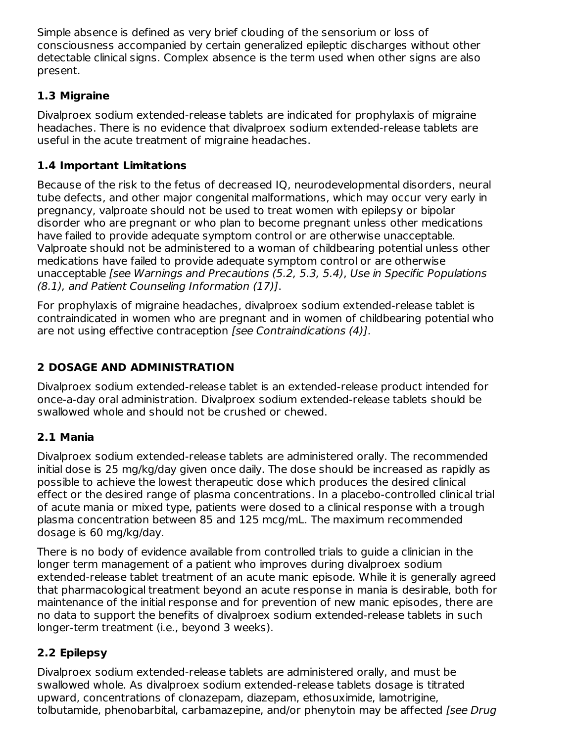Simple absence is defined as very brief clouding of the sensorium or loss of consciousness accompanied by certain generalized epileptic discharges without other detectable clinical signs. Complex absence is the term used when other signs are also present.

### 1.3 Migraine

Divalproex sodium extended-release tablets are indicated for prophylaxis of migraine headaches. There is no evidence that divalproex sodium extended-release tablets are useful in the acute treatment of migraine headaches.

### 1.4 Important Limitations

Because of the risk to the fetus of decreased IQ, neurodevelopmental disorders, neural tube defects, and other major congenital malformations, which may occur very early in pregnancy, valproate should not be used to treat women with epilepsy or bipolar disorder who are pregnant or who plan to become pregnant unless other medications have failed to provide adequate symptom control or are otherwise unacceptable. Valproate should not be administered to a woman of childbearing potential unless other medications have failed to provide adequate symptom control or are otherwise unacceptable *[see Warnings and Precautions (5.2, 5.3, 5.4), Use in Specific Populations (8.1), and Patient Counseling Information (17)]*.

For prophylaxis of migraine headaches, divalproex sodium extended-release tablet is contraindicated in women who are pregnant and in women of childbearing potential who are not using effective contraception *[see Contraindications (4)]*.

## 2 DOSAGE AND ADMINISTRATION

Divalproex sodium extended-release tablet is an extended-release product intended for once-a-day oral administration. Divalproex sodium extended-release tablets should be swallowed whole and should not be crushed or chewed.

### 2.1 Mania

Divalproex sodium extended-release tablets are administered orally. The recommended initial dose is 25 mg/kg/day given once daily. The dose should be increased as rapidly as possible to achieve the lowest therapeutic dose which produces the desired clinical effect or the desired range of plasma concentrations. In a placebo-controlled clinical trial of acute mania or mixed type, patients were dosed to a clinical response with a trough plasma concentration between 85 and 125 mcg/mL. The maximum recommended dosage is 60 mg/kg/day.

There is no body of evidence available from controlled trials to guide a clinician in the longer term management of a patient who improves during divalproex sodium extended-release tablet treatment of an acute manic episode. While it is generally agreed that pharmacological treatment beyond an acute response in mania is desirable, both for maintenance of the initial response and for prevention of new manic episodes, there are no data to support the benefits of divalproex sodium extended-release tablets in such longer-term treatment (i.e., beyond 3 weeks).

### 2.2 Epilepsy

Divalproex sodium extended-release tablets are administered orally, and must be swallowed whole. As divalproex sodium extended-release tablets dosage is titrated upward, concentrations of clonazepam, diazepam, ethosuximide, lamotrigine, tolbutamide, phenobarbital, carbamazepine, and/or phenytoin may be affected *[see Drug*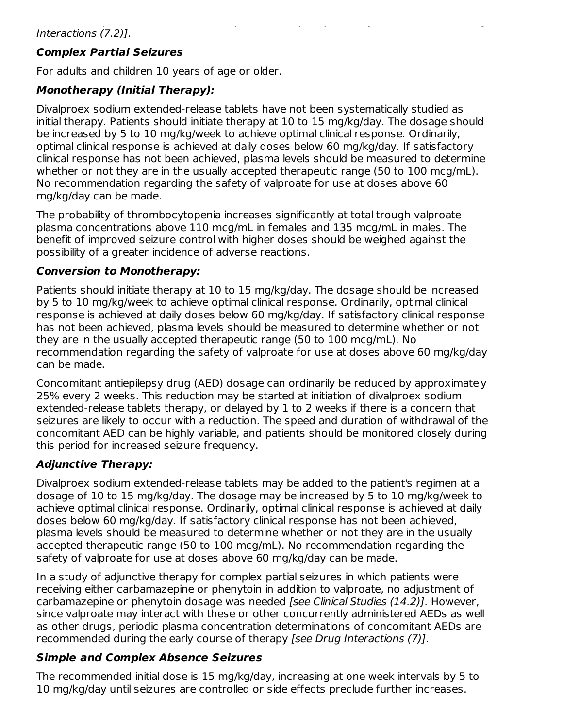*Interactions (7.2)]*.

**_Complex Partial Seizures_**

For adults and children 10 years of age or older.

**_Monotherapy (Initial Therapy):_**

Divalproex sodium extended-release tablets have not been systematically studied as initial therapy. Patients should initiate therapy at 10 to 15 mg/kg/day. The dosage should be increased by 5 to 10 mg/kg/week to achieve optimal clinical response. Ordinarily, optimal clinical response is achieved at daily doses below 60 mg/kg/day. If satisfactory clinical response has not been achieved, plasma levels should be measured to determine whether or not they are in the usually accepted therapeutic range (50 to 100 mcg/mL). No recommendation regarding the safety of valproate for use at doses above 60 mg/kg/day can be made.

The probability of thrombocytopenia increases significantly at total trough valproate plasma concentrations above 110 mcg/mL in females and 135 mcg/mL in males. The benefit of improved seizure control with higher doses should be weighed against the possibility of a greater incidence of adverse reactions.

**_Conversion to Monotherapy:_**

Patients should initiate therapy at 10 to 15 mg/kg/day. The dosage should be increased by 5 to 10 mg/kg/week to achieve optimal clinical response. Ordinarily, optimal clinical response is achieved at daily doses below 60 mg/kg/day. If satisfactory clinical response has not been achieved, plasma levels should be measured to determine whether or not they are in the usually accepted therapeutic range (50 to 100 mcg/mL). No recommendation regarding the safety of valproate for use at doses above 60 mg/kg/day can be made.

Concomitant antiepilepsy drug (AED) dosage can ordinarily be reduced by approximately 25% every 2 weeks. This reduction may be started at initiation of divalproex sodium extended-release tablets therapy, or delayed by 1 to 2 weeks if there is a concern that seizures are likely to occur with a reduction. The speed and duration of withdrawal of the concomitant AED can be highly variable, and patients should be monitored closely during this period for increased seizure frequency.

**_Adjunctive Therapy:_**

Divalproex sodium extended-release tablets may be added to the patient's regimen at a dosage of 10 to 15 mg/kg/day. The dosage may be increased by 5 to 10 mg/kg/week to achieve optimal clinical response. Ordinarily, optimal clinical response is achieved at daily doses below 60 mg/kg/day. If satisfactory clinical response has not been achieved, plasma levels should be measured to determine whether or not they are in the usually accepted therapeutic range (50 to 100 mcg/mL). No recommendation regarding the safety of valproate for use at doses above 60 mg/kg/day can be made.

In a study of adjunctive therapy for complex partial seizures in which patients were receiving either carbamazepine or phenytoin in addition to valproate, no adjustment of carbamazepine or phenytoin dosage was needed *[see Clinical Studies (14.2)]*. However, since valproate may interact with these or other concurrently administered AEDs as well as other drugs, periodic plasma concentration determinations of concomitant AEDs are recommended during the early course of therapy *[see Drug Interactions (7)]*.

**_Simple and Complex Absence Seizures_**

The recommended initial dose is 15 mg/kg/day, increasing at one week intervals by 5 to 10 mg/kg/day until seizures are controlled or side effects preclude further increases.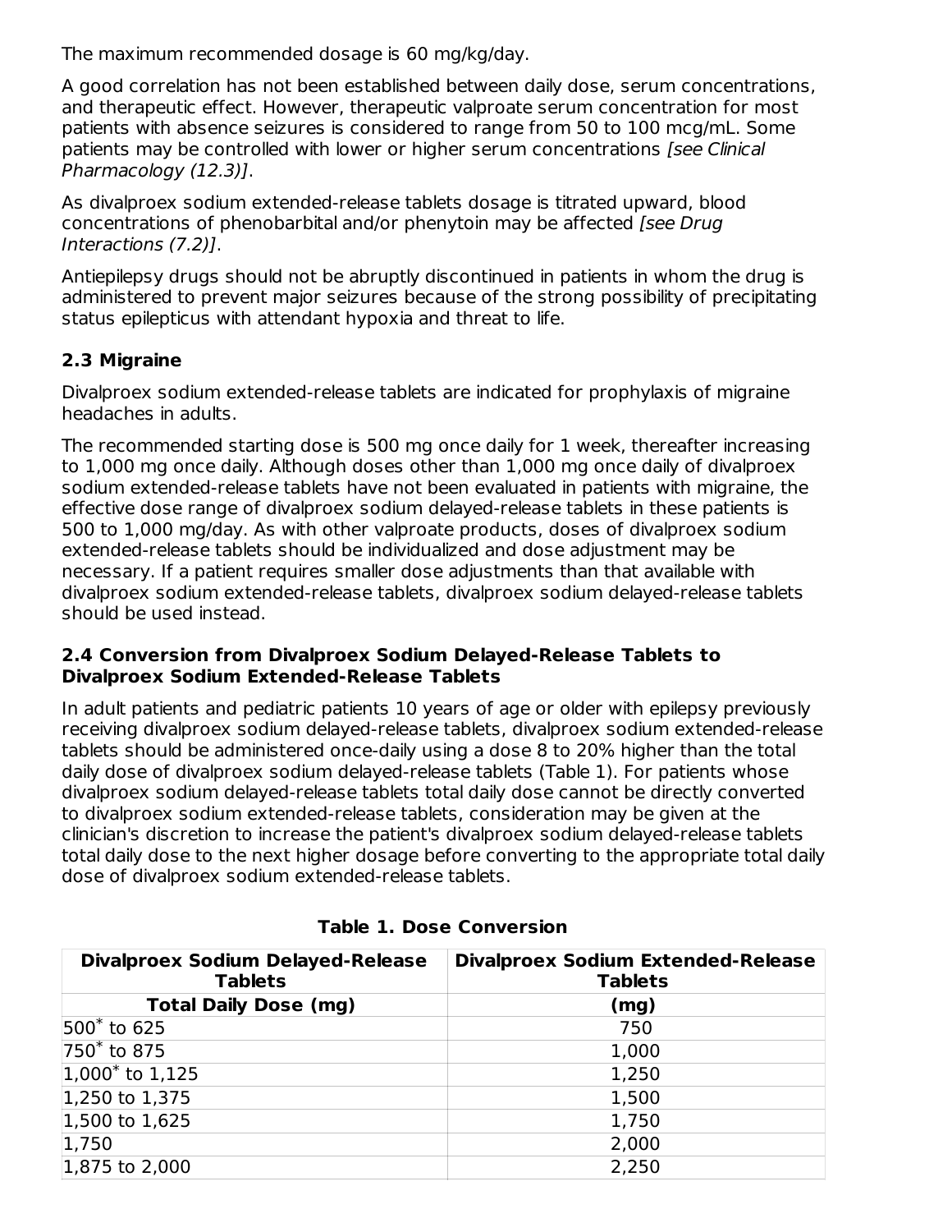The maximum recommended dosage is 60 mg/kg/day.

A good correlation has not been established between daily dose, serum concentrations, and therapeutic effect. However, therapeutic valproate serum concentration for most patients with absence seizures is considered to range from 50 to 100 mcg/mL. Some patients may be controlled with lower or higher serum concentrations *[see Clinical Pharmacology (12.3)]*.

As divalproex sodium extended-release tablets dosage is titrated upward, blood concentrations of phenobarbital and/or phenytoin may be affected *[see Drug Interactions (7.2)]*.

Antiepilepsy drugs should not be abruptly discontinued in patients in whom the drug is administered to prevent major seizures because of the strong possibility of precipitating status epilepticus with attendant hypoxia and threat to life.

### 2.3 Migraine

Divalproex sodium extended-release tablets are indicated for prophylaxis of migraine headaches in adults.

The recommended starting dose is 500 mg once daily for 1 week, thereafter increasing to 1,000 mg once daily. Although doses other than 1,000 mg once daily of divalproex sodium extended-release tablets have not been evaluated in patients with migraine, the effective dose range of divalproex sodium delayed-release tablets in these patients is 500 to 1,000 mg/day. As with other valproate products, doses of divalproex sodium extended-release tablets should be individualized and dose adjustment may be necessary. If a patient requires smaller dose adjustments than that available with divalproex sodium extended-release tablets, divalproex sodium delayed-release tablets should be used instead.

### 2.4 Conversion from Divalproex Sodium Delayed-Release Tablets to Divalproex Sodium Extended-Release Tablets

In adult patients and pediatric patients 10 years of age or older with epilepsy previously receiving divalproex sodium delayed-release tablets, divalproex sodium extended-release tablets should be administered once-daily using a dose 8 to 20% higher than the total daily dose of divalproex sodium delayed-release tablets (Table 1). For patients whose divalproex sodium delayed-release tablets total daily dose cannot be directly converted to divalproex sodium extended-release tablets, consideration may be given at the clinician's discretion to increase the patient's divalproex sodium delayed-release tablets total daily dose to the next higher dosage before converting to the appropriate total daily dose of divalproex sodium extended-release tablets.

**Table 1. Dose Conversion**

| Divalproex Sodium Delayed-Release Tablets | Divalproex Sodium Extended-Release Tablets |
|---|---|
| **Total Daily Dose (mg)** | **(mg)** |
| 500* to 625 | 750 |
| 750* to 875 | 1,000 |
| 1,000* to 1,125 | 1,250 |
| 1,250 to 1,375 | 1,500 |
| 1,500 to 1,625 | 1,750 |
| 1,750 | 2,000 |
| 1,875 to 2,000 | 2,250 |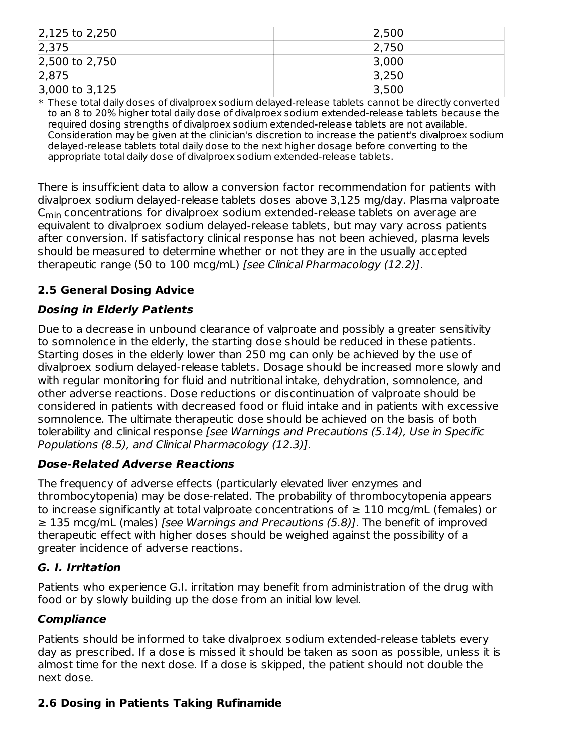| | |
|---|---|
| 2,125 to 2,250 | 2,500 |
| 2,375 | 2,750 |
| 2,500 to 2,750 | 3,000 |
| 2,875 | 3,250 |
| 3,000 to 3,125 | 3,500 |

* These total daily doses of divalproex sodium delayed-release tablets cannot be directly converted to an 8 to 20% higher total daily dose of divalproex sodium extended-release tablets because the required dosing strengths of divalproex sodium extended-release tablets are not available. Consideration may be given at the clinician's discretion to increase the patient's divalproex sodium delayed-release tablets total daily dose to the next higher dosage before converting to the appropriate total daily dose of divalproex sodium extended-release tablets.

There is insufficient data to allow a conversion factor recommendation for patients with divalproex sodium delayed-release tablets doses above 3,125 mg/day. Plasma valproate $C_{min}$ concentrations for divalproex sodium extended-release tablets on average are equivalent to divalproex sodium delayed-release tablets, but may vary across patients after conversion. If satisfactory clinical response has not been achieved, plasma levels should be measured to determine whether or not they are in the usually accepted therapeutic range (50 to 100 mcg/mL) *[see Clinical Pharmacology (12.2)]*.

## 2.5 General Dosing Advice

### *Dosing in Elderly Patients*

Due to a decrease in unbound clearance of valproate and possibly a greater sensitivity to somnolence in the elderly, the starting dose should be reduced in these patients. Starting doses in the elderly lower than 250 mg can only be achieved by the use of divalproex sodium delayed-release tablets. Dosage should be increased more slowly and with regular monitoring for fluid and nutritional intake, dehydration, somnolence, and other adverse reactions. Dose reductions or discontinuation of valproate should be considered in patients with decreased food or fluid intake and in patients with excessive somnolence. The ultimate therapeutic dose should be achieved on the basis of both tolerability and clinical response *[see Warnings and Precautions (5.14), Use in Specific Populations (8.5), and Clinical Pharmacology (12.3)]*.

### *Dose-Related Adverse Reactions*

The frequency of adverse effects (particularly elevated liver enzymes and thrombocytopenia) may be dose-related. The probability of thrombocytopenia appears to increase significantly at total valproate concentrations of ≥ 110 mcg/mL (females) or ≥ 135 mcg/mL (males) *[see Warnings and Precautions (5.8)]*. The benefit of improved therapeutic effect with higher doses should be weighed against the possibility of a greater incidence of adverse reactions.

### *G. I. Irritation*

Patients who experience G.I. irritation may benefit from administration of the drug with food or by slowly building up the dose from an initial low level.

### *Compliance*

Patients should be informed to take divalproex sodium extended-release tablets every day as prescribed. If a dose is missed it should be taken as soon as possible, unless it is almost time for the next dose. If a dose is skipped, the patient should not double the next dose.

## 2.6 Dosing in Patients Taking Rufinamide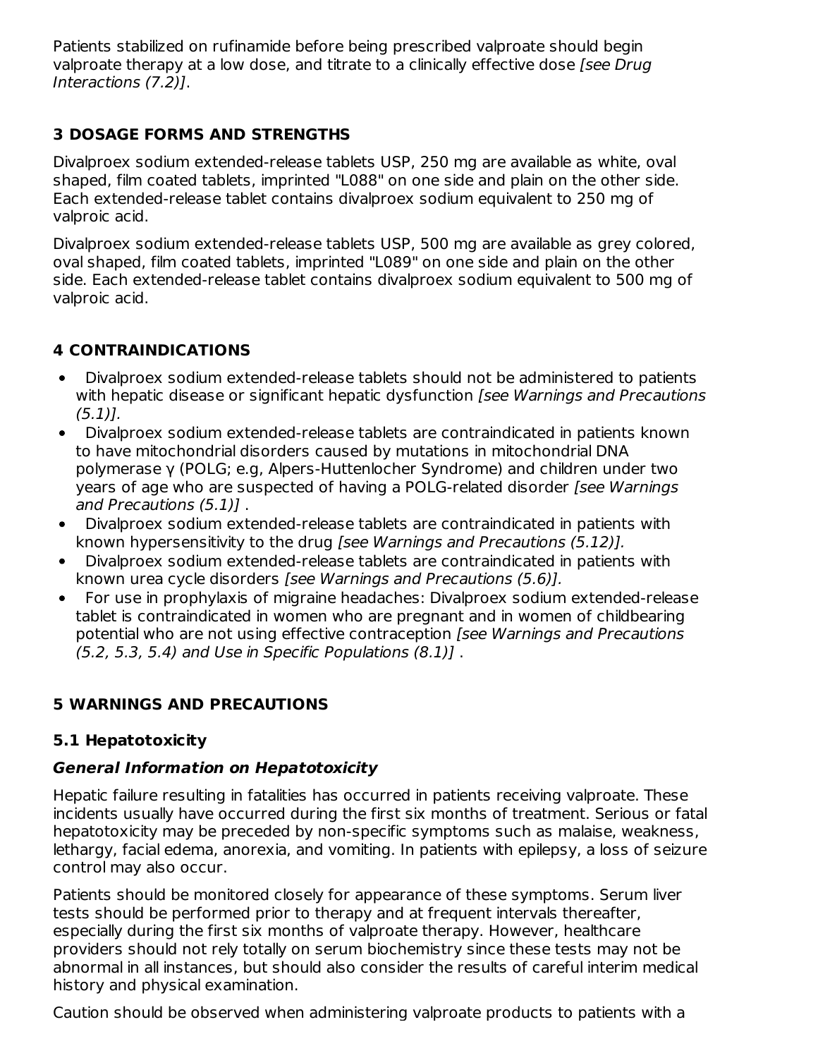Patients stabilized on rufinamide before being prescribed valproate should begin valproate therapy at a low dose, and titrate to a clinically effective dose *[see Drug Interactions (7.2)]*.

## 3 DOSAGE FORMS AND STRENGTHS

Divalproex sodium extended-release tablets USP, 250 mg are available as white, oval shaped, film coated tablets, imprinted "L088" on one side and plain on the other side. Each extended-release tablet contains divalproex sodium equivalent to 250 mg of valproic acid.

Divalproex sodium extended-release tablets USP, 500 mg are available as grey colored, oval shaped, film coated tablets, imprinted "L089" on one side and plain on the other side. Each extended-release tablet contains divalproex sodium equivalent to 500 mg of valproic acid.

## 4 CONTRAINDICATIONS

- Divalproex sodium extended-release tablets should not be administered to patients with hepatic disease or significant hepatic dysfunction *[see Warnings and Precautions (5.1)].*
- Divalproex sodium extended-release tablets are contraindicated in patients known to have mitochondrial disorders caused by mutations in mitochondrial DNA polymerase γ (POLG; e.g, Alpers-Huttenlocher Syndrome) and children under two years of age who are suspected of having a POLG-related disorder *[see Warnings and Precautions (5.1)]* .
- Divalproex sodium extended-release tablets are contraindicated in patients with known hypersensitivity to the drug *[see Warnings and Precautions (5.12)].*
- Divalproex sodium extended-release tablets are contraindicated in patients with known urea cycle disorders *[see Warnings and Precautions (5.6)].*
- For use in prophylaxis of migraine headaches: Divalproex sodium extended-release tablet is contraindicated in women who are pregnant and in women of childbearing potential who are not using effective contraception *[see Warnings and Precautions (5.2, 5.3, 5.4) and Use in Specific Populations (8.1)]* .

## 5 WARNINGS AND PRECAUTIONS

### 5.1 Hepatotoxicity

#### *General Information on Hepatotoxicity*

Hepatic failure resulting in fatalities has occurred in patients receiving valproate. These incidents usually have occurred during the first six months of treatment. Serious or fatal hepatotoxicity may be preceded by non-specific symptoms such as malaise, weakness, lethargy, facial edema, anorexia, and vomiting. In patients with epilepsy, a loss of seizure control may also occur.

Patients should be monitored closely for appearance of these symptoms. Serum liver tests should be performed prior to therapy and at frequent intervals thereafter, especially during the first six months of valproate therapy. However, healthcare providers should not rely totally on serum biochemistry since these tests may not be abnormal in all instances, but should also consider the results of careful interim medical history and physical examination.

Caution should be observed when administering valproate products to patients with a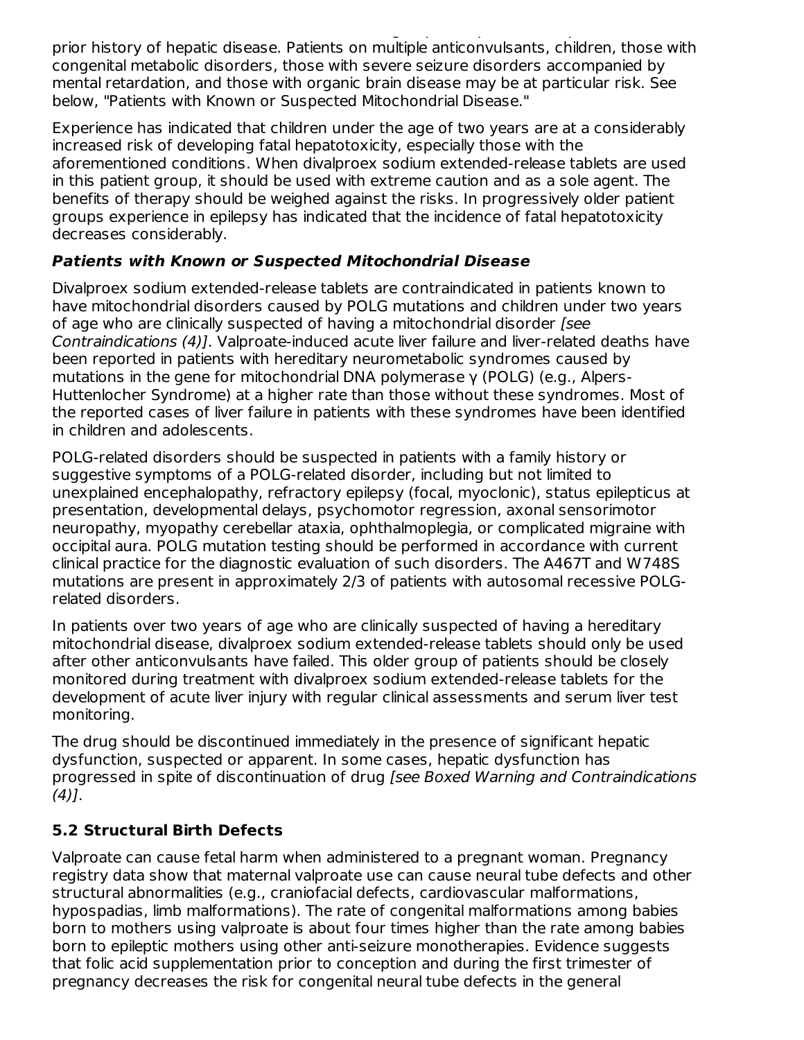prior history of hepatic disease. Patients on multiple anticonvulsants, children, those with congenital metabolic disorders, those with severe seizure disorders accompanied by mental retardation, and those with organic brain disease may be at particular risk. See below, "Patients with Known or Suspected Mitochondrial Disease."

Experience has indicated that children under the age of two years are at a considerably increased risk of developing fatal hepatotoxicity, especially those with the aforementioned conditions. When divalproex sodium extended-release tablets are used in this patient group, it should be used with extreme caution and as a sole agent. The benefits of therapy should be weighed against the risks. In progressively older patient groups experience in epilepsy has indicated that the incidence of fatal hepatotoxicity decreases considerably.

***Patients with Known or Suspected Mitochondrial Disease***

Divalproex sodium extended-release tablets are contraindicated in patients known to have mitochondrial disorders caused by POLG mutations and children under two years of age who are clinically suspected of having a mitochondrial disorder *[see Contraindications (4)]*. Valproate-induced acute liver failure and liver-related deaths have been reported in patients with hereditary neurometabolic syndromes caused by mutations in the gene for mitochondrial DNA polymerase γ (POLG) (e.g., Alpers-Huttenlocher Syndrome) at a higher rate than those without these syndromes. Most of the reported cases of liver failure in patients with these syndromes have been identified in children and adolescents.

POLG-related disorders should be suspected in patients with a family history or suggestive symptoms of a POLG-related disorder, including but not limited to unexplained encephalopathy, refractory epilepsy (focal, myoclonic), status epilepticus at presentation, developmental delays, psychomotor regression, axonal sensorimotor neuropathy, myopathy cerebellar ataxia, ophthalmoplegia, or complicated migraine with occipital aura. POLG mutation testing should be performed in accordance with current clinical practice for the diagnostic evaluation of such disorders. The A467T and W748S mutations are present in approximately 2/3 of patients with autosomal recessive POLG-related disorders.

In patients over two years of age who are clinically suspected of having a hereditary mitochondrial disease, divalproex sodium extended-release tablets should only be used after other anticonvulsants have failed. This older group of patients should be closely monitored during treatment with divalproex sodium extended-release tablets for the development of acute liver injury with regular clinical assessments and serum liver test monitoring.

The drug should be discontinued immediately in the presence of significant hepatic dysfunction, suspected or apparent. In some cases, hepatic dysfunction has progressed in spite of discontinuation of drug *[see Boxed Warning and Contraindications (4)]*.

### 5.2 Structural Birth Defects

Valproate can cause fetal harm when administered to a pregnant woman. Pregnancy registry data show that maternal valproate use can cause neural tube defects and other structural abnormalities (e.g., craniofacial defects, cardiovascular malformations, hypospadias, limb malformations). The rate of congenital malformations among babies born to mothers using valproate is about four times higher than the rate among babies born to epileptic mothers using other anti-seizure monotherapies. Evidence suggests that folic acid supplementation prior to conception and during the first trimester of pregnancy decreases the risk for congenital neural tube defects in the general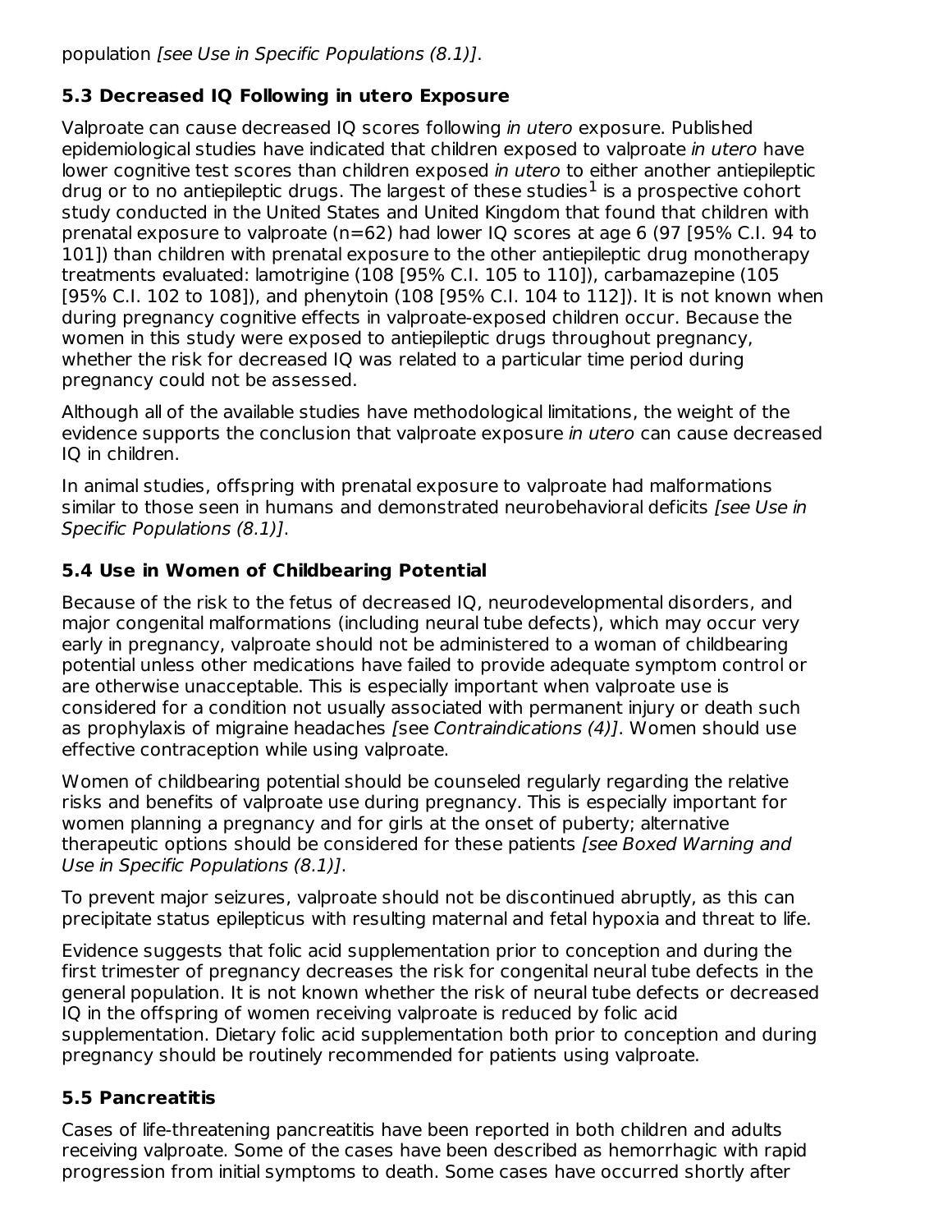population *[see Use in Specific Populations (8.1)]*.

### 5.3 Decreased IQ Following in utero Exposure

Valproate can cause decreased IQ scores following *in utero* exposure. Published epidemiological studies have indicated that children exposed to valproate *in utero* have lower cognitive test scores than children exposed *in utero* to either another antiepileptic drug or to no antiepileptic drugs. The largest of these studies[1] is a prospective cohort study conducted in the United States and United Kingdom that found that children with prenatal exposure to valproate (n=62) had lower IQ scores at age 6 (97 [95% C.I. 94 to 101]) than children with prenatal exposure to the other antiepileptic drug monotherapy treatments evaluated: lamotrigine (108 [95% C.I. 105 to 110]), carbamazepine (105 [95% C.I. 102 to 108]), and phenytoin (108 [95% C.I. 104 to 112]). It is not known when during pregnancy cognitive effects in valproate-exposed children occur. Because the women in this study were exposed to antiepileptic drugs throughout pregnancy, whether the risk for decreased IQ was related to a particular time period during pregnancy could not be assessed.

Although all of the available studies have methodological limitations, the weight of the evidence supports the conclusion that valproate exposure *in utero* can cause decreased IQ in children.

In animal studies, offspring with prenatal exposure to valproate had malformations similar to those seen in humans and demonstrated neurobehavioral deficits *[see Use in Specific Populations (8.1)]*.

### 5.4 Use in Women of Childbearing Potential

Because of the risk to the fetus of decreased IQ, neurodevelopmental disorders, and major congenital malformations (including neural tube defects), which may occur very early in pregnancy, valproate should not be administered to a woman of childbearing potential unless other medications have failed to provide adequate symptom control or are otherwise unacceptable. This is especially important when valproate use is considered for a condition not usually associated with permanent injury or death such as prophylaxis of migraine headaches *[see Contraindications (4)]*. Women should use effective contraception while using valproate.

Women of childbearing potential should be counseled regularly regarding the relative risks and benefits of valproate use during pregnancy. This is especially important for women planning a pregnancy and for girls at the onset of puberty; alternative therapeutic options should be considered for these patients *[see Boxed Warning and Use in Specific Populations (8.1)]*.

To prevent major seizures, valproate should not be discontinued abruptly, as this can precipitate status epilepticus with resulting maternal and fetal hypoxia and threat to life.

Evidence suggests that folic acid supplementation prior to conception and during the first trimester of pregnancy decreases the risk for congenital neural tube defects in the general population. It is not known whether the risk of neural tube defects or decreased IQ in the offspring of women receiving valproate is reduced by folic acid supplementation. Dietary folic acid supplementation both prior to conception and during pregnancy should be routinely recommended for patients using valproate.

### 5.5 Pancreatitis

Cases of life-threatening pancreatitis have been reported in both children and adults receiving valproate. Some of the cases have been described as hemorrhagic with rapid progression from initial symptoms to death. Some cases have occurred shortly after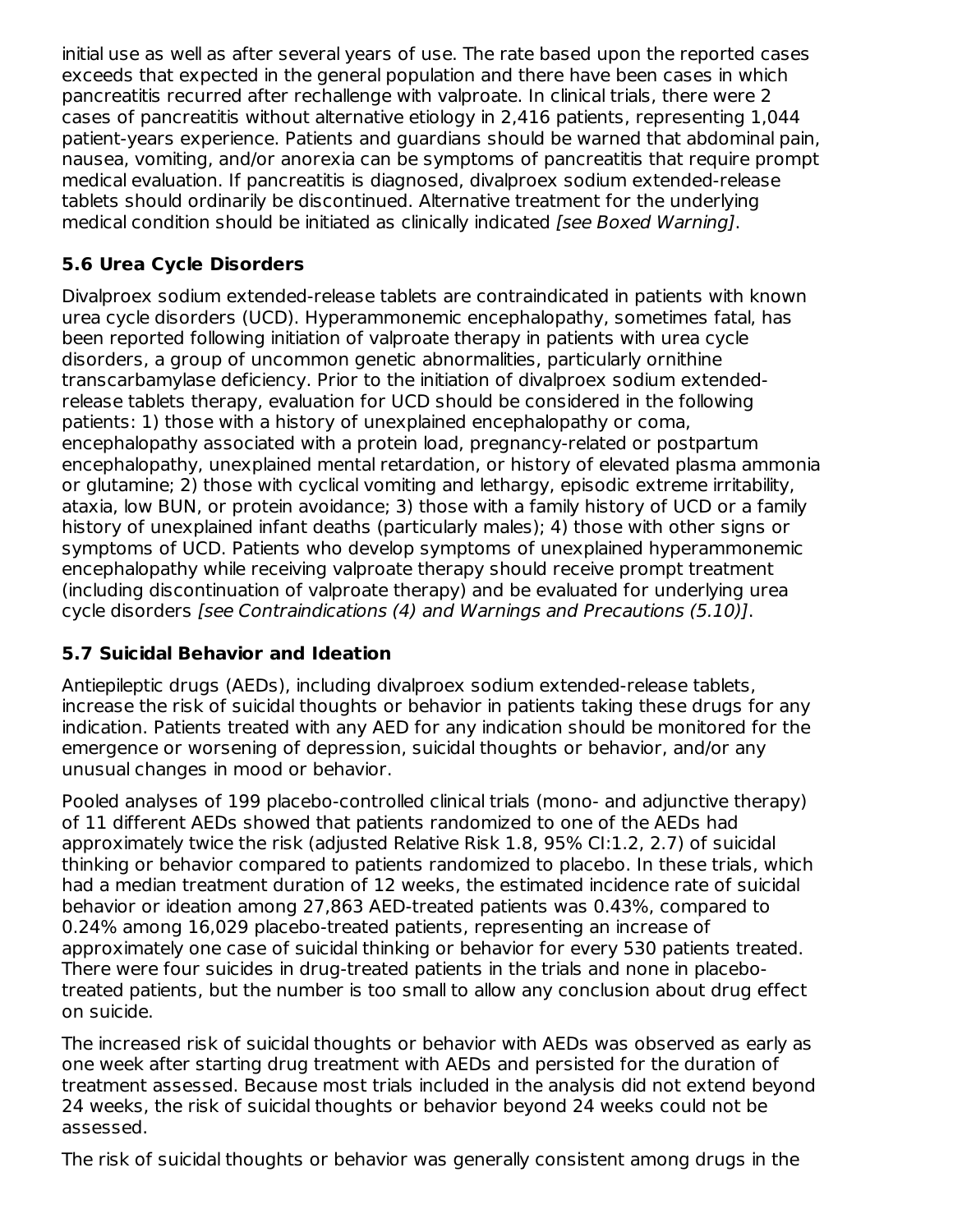initial use as well as after several years of use. The rate based upon the reported cases exceeds that expected in the general population and there have been cases in which pancreatitis recurred after rechallenge with valproate. In clinical trials, there were 2 cases of pancreatitis without alternative etiology in 2,416 patients, representing 1,044 patient-years experience. Patients and guardians should be warned that abdominal pain, nausea, vomiting, and/or anorexia can be symptoms of pancreatitis that require prompt medical evaluation. If pancreatitis is diagnosed, divalproex sodium extended-release tablets should ordinarily be discontinued. Alternative treatment for the underlying medical condition should be initiated as clinically indicated *[see Boxed Warning]*.

### 5.6 Urea Cycle Disorders

Divalproex sodium extended-release tablets are contraindicated in patients with known urea cycle disorders (UCD). Hyperammonemic encephalopathy, sometimes fatal, has been reported following initiation of valproate therapy in patients with urea cycle disorders, a group of uncommon genetic abnormalities, particularly ornithine transcarbamylase deficiency. Prior to the initiation of divalproex sodium extended-release tablets therapy, evaluation for UCD should be considered in the following patients: 1) those with a history of unexplained encephalopathy or coma, encephalopathy associated with a protein load, pregnancy-related or postpartum encephalopathy, unexplained mental retardation, or history of elevated plasma ammonia or glutamine; 2) those with cyclical vomiting and lethargy, episodic extreme irritability, ataxia, low BUN, or protein avoidance; 3) those with a family history of UCD or a family history of unexplained infant deaths (particularly males); 4) those with other signs or symptoms of UCD. Patients who develop symptoms of unexplained hyperammonemic encephalopathy while receiving valproate therapy should receive prompt treatment (including discontinuation of valproate therapy) and be evaluated for underlying urea cycle disorders *[see Contraindications (4) and Warnings and Precautions (5.10)]*.

### 5.7 Suicidal Behavior and Ideation

Antiepileptic drugs (AEDs), including divalproex sodium extended-release tablets, increase the risk of suicidal thoughts or behavior in patients taking these drugs for any indication. Patients treated with any AED for any indication should be monitored for the emergence or worsening of depression, suicidal thoughts or behavior, and/or any unusual changes in mood or behavior.

Pooled analyses of 199 placebo-controlled clinical trials (mono- and adjunctive therapy) of 11 different AEDs showed that patients randomized to one of the AEDs had approximately twice the risk (adjusted Relative Risk 1.8, 95% CI:1.2, 2.7) of suicidal thinking or behavior compared to patients randomized to placebo. In these trials, which had a median treatment duration of 12 weeks, the estimated incidence rate of suicidal behavior or ideation among 27,863 AED-treated patients was 0.43%, compared to 0.24% among 16,029 placebo-treated patients, representing an increase of approximately one case of suicidal thinking or behavior for every 530 patients treated. There were four suicides in drug-treated patients in the trials and none in placebo-treated patients, but the number is too small to allow any conclusion about drug effect on suicide.

The increased risk of suicidal thoughts or behavior with AEDs was observed as early as one week after starting drug treatment with AEDs and persisted for the duration of treatment assessed. Because most trials included in the analysis did not extend beyond 24 weeks, the risk of suicidal thoughts or behavior beyond 24 weeks could not be assessed.

The risk of suicidal thoughts or behavior was generally consistent among drugs in the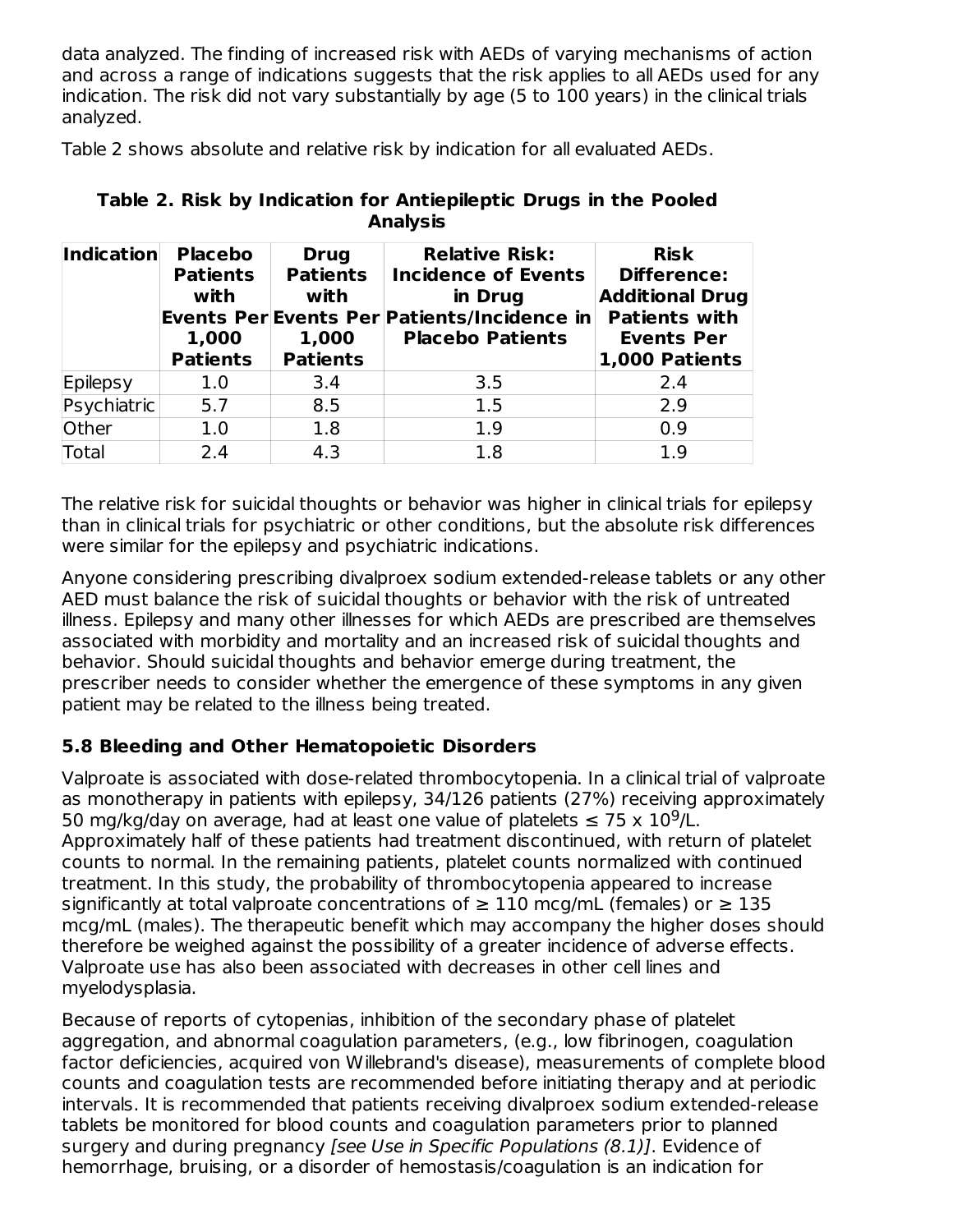data analyzed. The finding of increased risk with AEDs of varying mechanisms of action and across a range of indications suggests that the risk applies to all AEDs used for any indication. The risk did not vary substantially by age (5 to 100 years) in the clinical trials analyzed.

Table 2 shows absolute and relative risk by indication for all evaluated AEDs.

**Table 2. Risk by Indication for Antiepileptic Drugs in the Pooled Analysis**

| Indication | Placebo Patients with Events Per 1,000 Patients | Drug Patients with Events Per 1,000 Patients | Relative Risk: Incidence of Events in Drug Patients/Incidence in Placebo Patients | Risk Difference: Additional Drug Patients with Events Per 1,000 Patients |
|---|---|---|---|---|
| Epilepsy | 1.0 | 3.4 | 3.5 | 2.4 |
| Psychiatric | 5.7 | 8.5 | 1.5 | 2.9 |
| Other | 1.0 | 1.8 | 1.9 | 0.9 |
| Total | 2.4 | 4.3 | 1.8 | 1.9 |

The relative risk for suicidal thoughts or behavior was higher in clinical trials for epilepsy than in clinical trials for psychiatric or other conditions, but the absolute risk differences were similar for the epilepsy and psychiatric indications.

Anyone considering prescribing divalproex sodium extended-release tablets or any other AED must balance the risk of suicidal thoughts or behavior with the risk of untreated illness. Epilepsy and many other illnesses for which AEDs are prescribed are themselves associated with morbidity and mortality and an increased risk of suicidal thoughts and behavior. Should suicidal thoughts and behavior emerge during treatment, the prescriber needs to consider whether the emergence of these symptoms in any given patient may be related to the illness being treated.

### 5.8 Bleeding and Other Hematopoietic Disorders

Valproate is associated with dose-related thrombocytopenia. In a clinical trial of valproate as monotherapy in patients with epilepsy, 34/126 patients (27%) receiving approximately 50 mg/kg/day on average, had at least one value of platelets ≤ 75 x $10^9$/L. Approximately half of these patients had treatment discontinued, with return of platelet counts to normal. In the remaining patients, platelet counts normalized with continued treatment. In this study, the probability of thrombocytopenia appeared to increase significantly at total valproate concentrations of ≥ 110 mcg/mL (females) or ≥ 135 mcg/mL (males). The therapeutic benefit which may accompany the higher doses should therefore be weighed against the possibility of a greater incidence of adverse effects. Valproate use has also been associated with decreases in other cell lines and myelodysplasia.

Because of reports of cytopenias, inhibition of the secondary phase of platelet aggregation, and abnormal coagulation parameters, (e.g., low fibrinogen, coagulation factor deficiencies, acquired von Willebrand's disease), measurements of complete blood counts and coagulation tests are recommended before initiating therapy and at periodic intervals. It is recommended that patients receiving divalproex sodium extended-release tablets be monitored for blood counts and coagulation parameters prior to planned surgery and during pregnancy *[see Use in Specific Populations (8.1)]*. Evidence of hemorrhage, bruising, or a disorder of hemostasis/coagulation is an indication for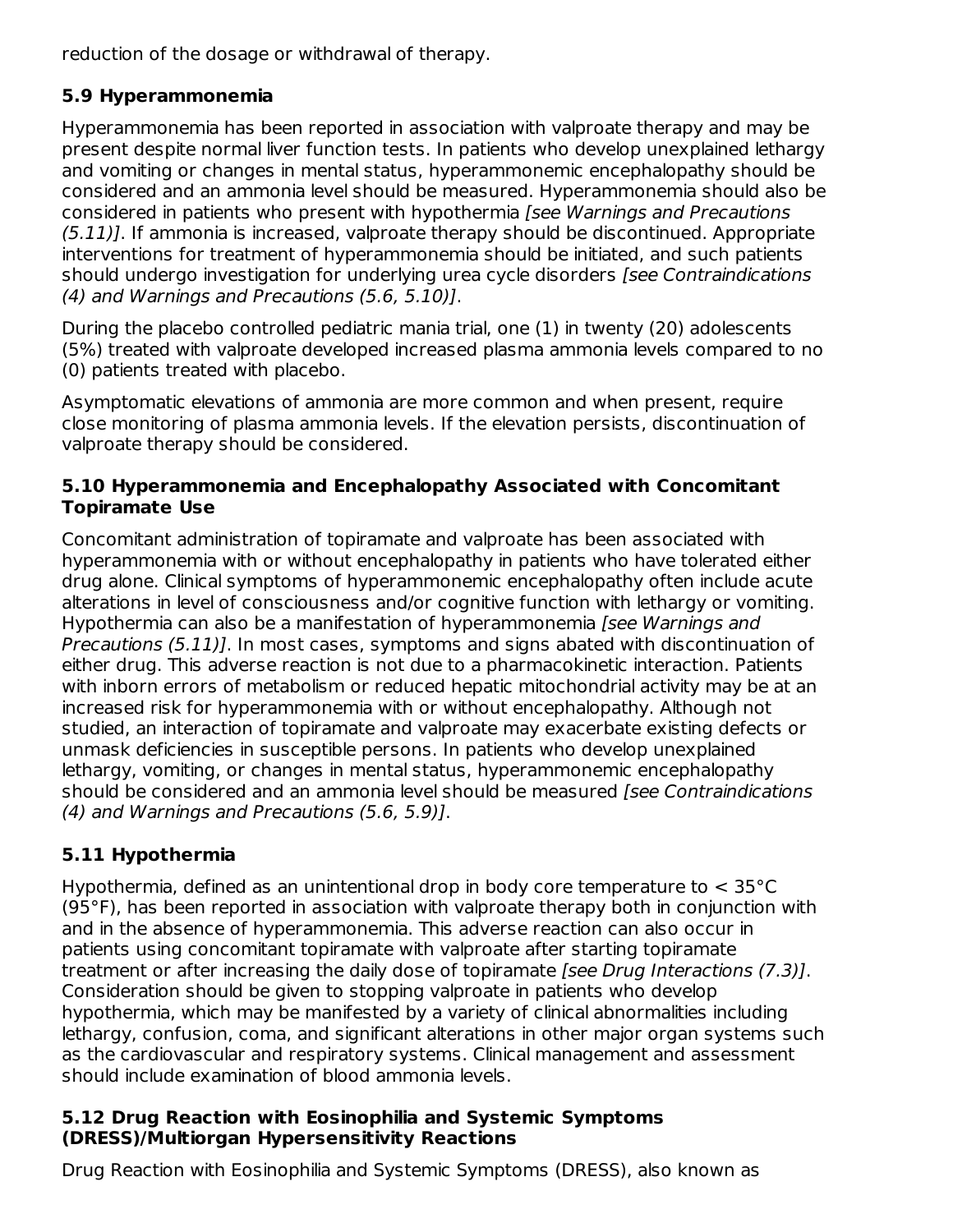reduction of the dosage or withdrawal of therapy.

### 5.9 Hyperammonemia

Hyperammonemia has been reported in association with valproate therapy and may be present despite normal liver function tests. In patients who develop unexplained lethargy and vomiting or changes in mental status, hyperammonemic encephalopathy should be considered and an ammonia level should be measured. Hyperammonemia should also be considered in patients who present with hypothermia *[see Warnings and Precautions (5.11)]*. If ammonia is increased, valproate therapy should be discontinued. Appropriate interventions for treatment of hyperammonemia should be initiated, and such patients should undergo investigation for underlying urea cycle disorders *[see Contraindications (4) and Warnings and Precautions (5.6, 5.10)]*.

During the placebo controlled pediatric mania trial, one (1) in twenty (20) adolescents (5%) treated with valproate developed increased plasma ammonia levels compared to no (0) patients treated with placebo.

Asymptomatic elevations of ammonia are more common and when present, require close monitoring of plasma ammonia levels. If the elevation persists, discontinuation of valproate therapy should be considered.

### 5.10 Hyperammonemia and Encephalopathy Associated with Concomitant Topiramate Use

Concomitant administration of topiramate and valproate has been associated with hyperammonemia with or without encephalopathy in patients who have tolerated either drug alone. Clinical symptoms of hyperammonemic encephalopathy often include acute alterations in level of consciousness and/or cognitive function with lethargy or vomiting. Hypothermia can also be a manifestation of hyperammonemia *[see Warnings and Precautions (5.11)]*. In most cases, symptoms and signs abated with discontinuation of either drug. This adverse reaction is not due to a pharmacokinetic interaction. Patients with inborn errors of metabolism or reduced hepatic mitochondrial activity may be at an increased risk for hyperammonemia with or without encephalopathy. Although not studied, an interaction of topiramate and valproate may exacerbate existing defects or unmask deficiencies in susceptible persons. In patients who develop unexplained lethargy, vomiting, or changes in mental status, hyperammonemic encephalopathy should be considered and an ammonia level should be measured *[see Contraindications (4) and Warnings and Precautions (5.6, 5.9)]*.

### 5.11 Hypothermia

Hypothermia, defined as an unintentional drop in body core temperature to < 35°C (95°F), has been reported in association with valproate therapy both in conjunction with and in the absence of hyperammonemia. This adverse reaction can also occur in patients using concomitant topiramate with valproate after starting topiramate treatment or after increasing the daily dose of topiramate *[see Drug Interactions (7.3)]*. Consideration should be given to stopping valproate in patients who develop hypothermia, which may be manifested by a variety of clinical abnormalities including lethargy, confusion, coma, and significant alterations in other major organ systems such as the cardiovascular and respiratory systems. Clinical management and assessment should include examination of blood ammonia levels.

### 5.12 Drug Reaction with Eosinophilia and Systemic Symptoms (DRESS)/Multiorgan Hypersensitivity Reactions

Drug Reaction with Eosinophilia and Systemic Symptoms (DRESS), also known as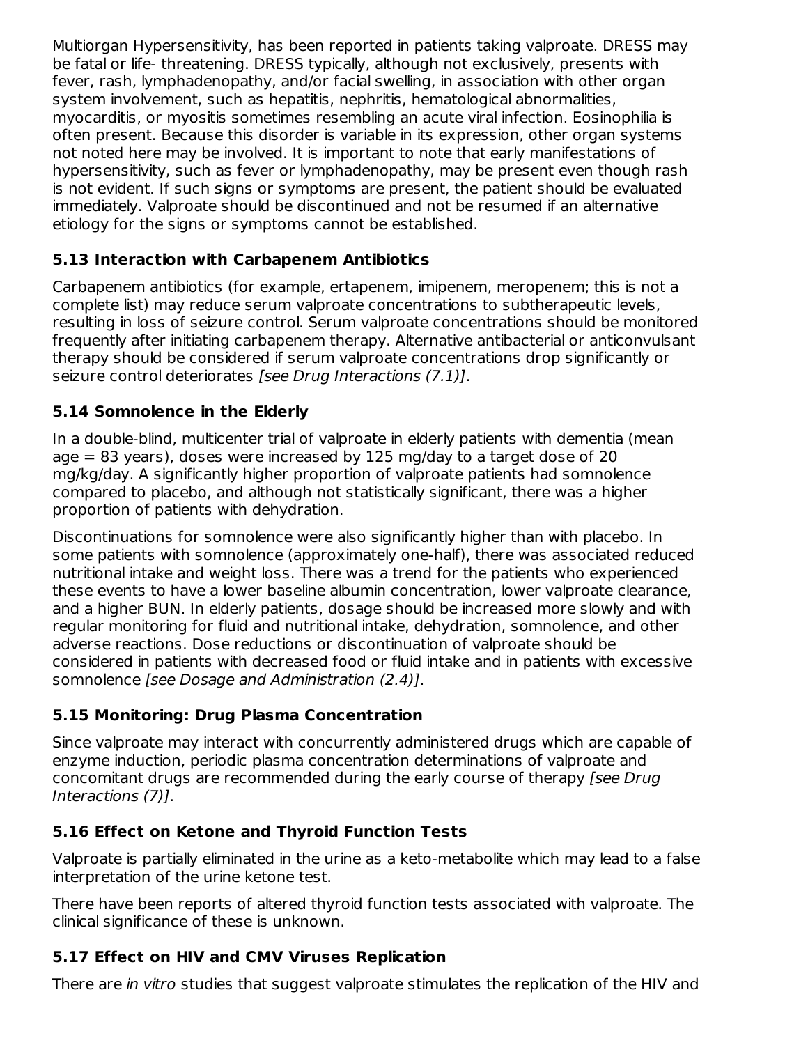Multiorgan Hypersensitivity, has been reported in patients taking valproate. DRESS may be fatal or life- threatening. DRESS typically, although not exclusively, presents with fever, rash, lymphadenopathy, and/or facial swelling, in association with other organ system involvement, such as hepatitis, nephritis, hematological abnormalities, myocarditis, or myositis sometimes resembling an acute viral infection. Eosinophilia is often present. Because this disorder is variable in its expression, other organ systems not noted here may be involved. It is important to note that early manifestations of hypersensitivity, such as fever or lymphadenopathy, may be present even though rash is not evident. If such signs or symptoms are present, the patient should be evaluated immediately. Valproate should be discontinued and not be resumed if an alternative etiology for the signs or symptoms cannot be established.

### 5.13 Interaction with Carbapenem Antibiotics

Carbapenem antibiotics (for example, ertapenem, imipenem, meropenem; this is not a complete list) may reduce serum valproate concentrations to subtherapeutic levels, resulting in loss of seizure control. Serum valproate concentrations should be monitored frequently after initiating carbapenem therapy. Alternative antibacterial or anticonvulsant therapy should be considered if serum valproate concentrations drop significantly or seizure control deteriorates *[see Drug Interactions (7.1)]*.

### 5.14 Somnolence in the Elderly

In a double-blind, multicenter trial of valproate in elderly patients with dementia (mean age = 83 years), doses were increased by 125 mg/day to a target dose of 20 mg/kg/day. A significantly higher proportion of valproate patients had somnolence compared to placebo, and although not statistically significant, there was a higher proportion of patients with dehydration.

Discontinuations for somnolence were also significantly higher than with placebo. In some patients with somnolence (approximately one-half), there was associated reduced nutritional intake and weight loss. There was a trend for the patients who experienced these events to have a lower baseline albumin concentration, lower valproate clearance, and a higher BUN. In elderly patients, dosage should be increased more slowly and with regular monitoring for fluid and nutritional intake, dehydration, somnolence, and other adverse reactions. Dose reductions or discontinuation of valproate should be considered in patients with decreased food or fluid intake and in patients with excessive somnolence *[see Dosage and Administration (2.4)]*.

### 5.15 Monitoring: Drug Plasma Concentration

Since valproate may interact with concurrently administered drugs which are capable of enzyme induction, periodic plasma concentration determinations of valproate and concomitant drugs are recommended during the early course of therapy *[see Drug Interactions (7)]*.

### 5.16 Effect on Ketone and Thyroid Function Tests

Valproate is partially eliminated in the urine as a keto-metabolite which may lead to a false interpretation of the urine ketone test.

There have been reports of altered thyroid function tests associated with valproate. The clinical significance of these is unknown.

### 5.17 Effect on HIV and CMV Viruses Replication

There are *in vitro* studies that suggest valproate stimulates the replication of the HIV and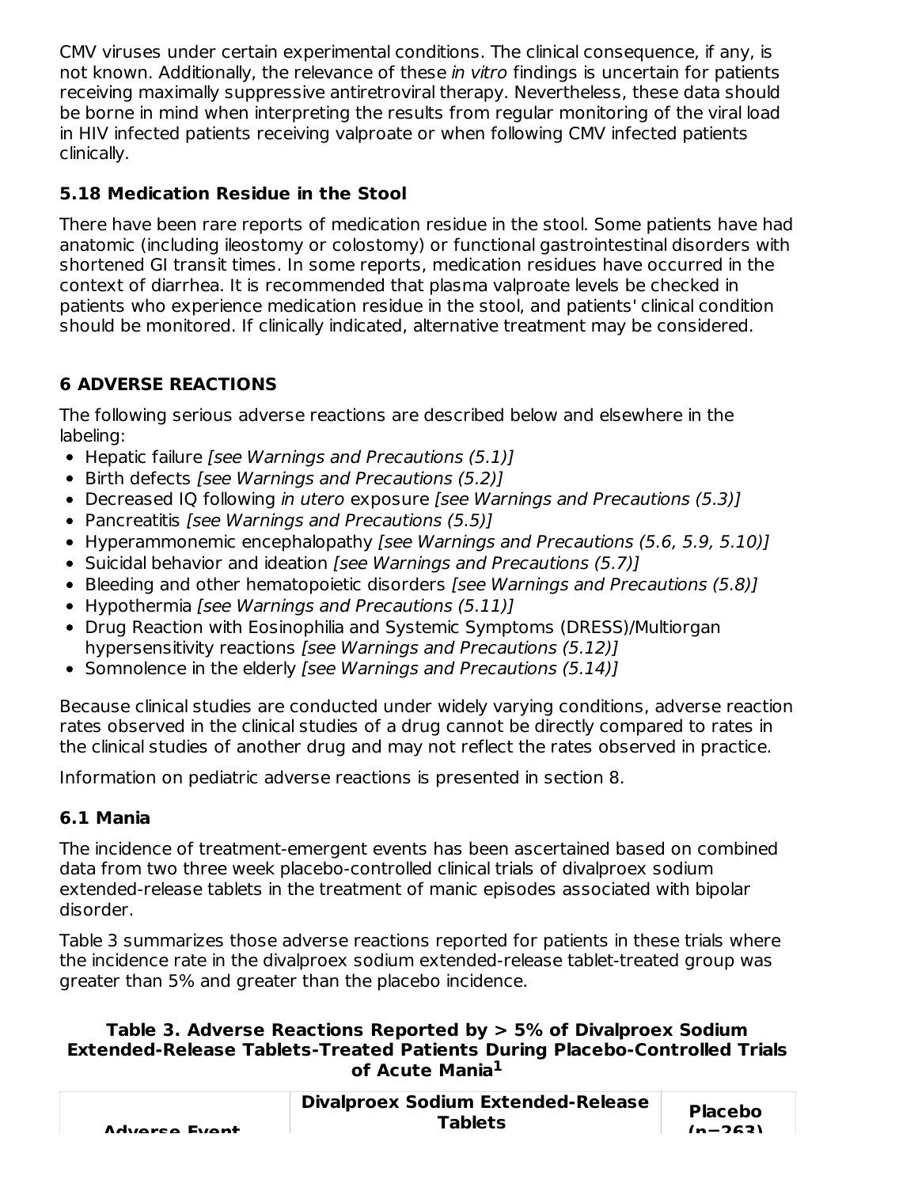CMV viruses under certain experimental conditions. The clinical consequence, if any, is not known. Additionally, the relevance of these *in vitro* findings is uncertain for patients receiving maximally suppressive antiretroviral therapy. Nevertheless, these data should be borne in mind when interpreting the results from regular monitoring of the viral load in HIV infected patients receiving valproate or when following CMV infected patients clinically.

### 5.18 Medication Residue in the Stool

There have been rare reports of medication residue in the stool. Some patients have had anatomic (including ileostomy or colostomy) or functional gastrointestinal disorders with shortened GI transit times. In some reports, medication residues have occurred in the context of diarrhea. It is recommended that plasma valproate levels be checked in patients who experience medication residue in the stool, and patients' clinical condition should be monitored. If clinically indicated, alternative treatment may be considered.

## 6 ADVERSE REACTIONS

The following serious adverse reactions are described below and elsewhere in the labeling:

- Hepatic failure *[see Warnings and Precautions (5.1)]*
- Birth defects *[see Warnings and Precautions (5.2)]*
- Decreased IQ following *in utero* exposure *[see Warnings and Precautions (5.3)]*
- Pancreatitis *[see Warnings and Precautions (5.5)]*
- Hyperammonemic encephalopathy *[see Warnings and Precautions (5.6, 5.9, 5.10)]*
- Suicidal behavior and ideation *[see Warnings and Precautions (5.7)]*
- Bleeding and other hematopoietic disorders *[see Warnings and Precautions (5.8)]*
- Hypothermia *[see Warnings and Precautions (5.11)]*
- Drug Reaction with Eosinophilia and Systemic Symptoms (DRESS)/Multiorgan hypersensitivity reactions *[see Warnings and Precautions (5.12)]*
- Somnolence in the elderly *[see Warnings and Precautions (5.14)]*

Because clinical studies are conducted under widely varying conditions, adverse reaction rates observed in the clinical studies of a drug cannot be directly compared to rates in the clinical studies of another drug and may not reflect the rates observed in practice.

Information on pediatric adverse reactions is presented in section 8.

### 6.1 Mania

The incidence of treatment-emergent events has been ascertained based on combined data from two three week placebo-controlled clinical trials of divalproex sodium extended-release tablets in the treatment of manic episodes associated with bipolar disorder.

Table 3 summarizes those adverse reactions reported for patients in these trials where the incidence rate in the divalproex sodium extended-release tablet-treated group was greater than 5% and greater than the placebo incidence.

**Table 3. Adverse Reactions Reported by > 5% of Divalproex Sodium Extended-Release Tablets-Treated Patients During Placebo-Controlled Trials of Acute Mania[1]**

| Adverse Event | Divalproex Sodium Extended-Release Tablets | Placebo (n=263) |
|---|---|---|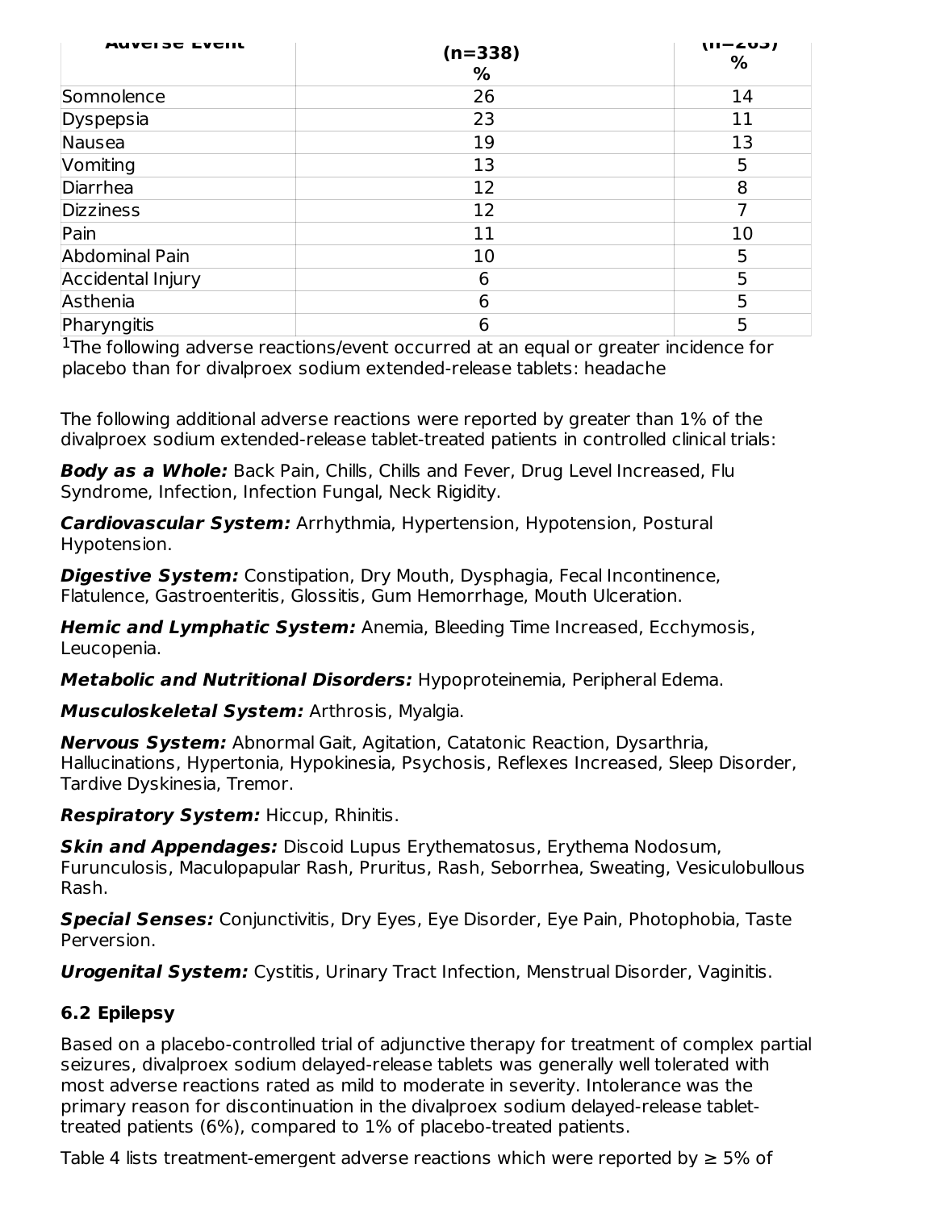| Adverse Event | (n=338) % | (n=263) % |
|---|---|---|
| Somnolence | 26 | 14 |
| Dyspepsia | 23 | 11 |
| Nausea | 19 | 13 |
| Vomiting | 13 | 5 |
| Diarrhea | 12 | 8 |
| Dizziness | 12 | 7 |
| Pain | 11 | 10 |
| Abdominal Pain | 10 | 5 |
| Accidental Injury | 6 | 5 |
| Asthenia | 6 | 5 |
| Pharyngitis | 6 | 5 |

[1]The following adverse reactions/event occurred at an equal or greater incidence for placebo than for divalproex sodium extended-release tablets: headache

The following additional adverse reactions were reported by greater than 1% of the divalproex sodium extended-release tablet-treated patients in controlled clinical trials:

***Body as a Whole:*** Back Pain, Chills, Chills and Fever, Drug Level Increased, Flu Syndrome, Infection, Infection Fungal, Neck Rigidity.

***Cardiovascular System:*** Arrhythmia, Hypertension, Hypotension, Postural Hypotension.

***Digestive System:*** Constipation, Dry Mouth, Dysphagia, Fecal Incontinence, Flatulence, Gastroenteritis, Glossitis, Gum Hemorrhage, Mouth Ulceration.

***Hemic and Lymphatic System:*** Anemia, Bleeding Time Increased, Ecchymosis, Leucopenia.

***Metabolic and Nutritional Disorders:*** Hypoproteinemia, Peripheral Edema.

***Musculoskeletal System:*** Arthrosis, Myalgia.

***Nervous System:*** Abnormal Gait, Agitation, Catatonic Reaction, Dysarthria, Hallucinations, Hypertonia, Hypokinesia, Psychosis, Reflexes Increased, Sleep Disorder, Tardive Dyskinesia, Tremor.

***Respiratory System:*** Hiccup, Rhinitis.

***Skin and Appendages:*** Discoid Lupus Erythematosus, Erythema Nodosum, Furunculosis, Maculopapular Rash, Pruritus, Rash, Seborrhea, Sweating, Vesiculobullous Rash.

***Special Senses:*** Conjunctivitis, Dry Eyes, Eye Disorder, Eye Pain, Photophobia, Taste Perversion.

***Urogenital System:*** Cystitis, Urinary Tract Infection, Menstrual Disorder, Vaginitis.

## 6.2 Epilepsy

Based on a placebo-controlled trial of adjunctive therapy for treatment of complex partial seizures, divalproex sodium delayed-release tablets was generally well tolerated with most adverse reactions rated as mild to moderate in severity. Intolerance was the primary reason for discontinuation in the divalproex sodium delayed-release tablet-treated patients (6%), compared to 1% of placebo-treated patients.

Table 4 lists treatment-emergent adverse reactions which were reported by ≥ 5% of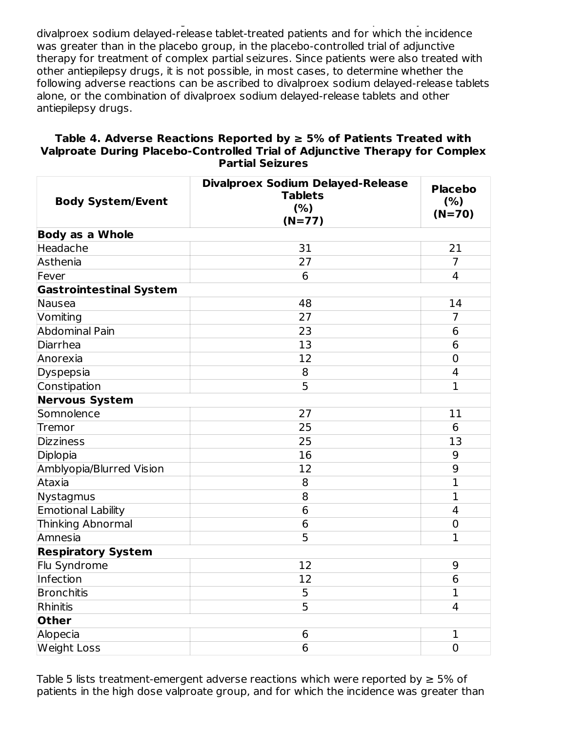divalproex sodium delayed-release tablet-treated patients and for which the incidence was greater than in the placebo group, in the placebo-controlled trial of adjunctive therapy for treatment of complex partial seizures. Since patients were also treated with other antiepilepsy drugs, it is not possible, in most cases, to determine whether the following adverse reactions can be ascribed to divalproex sodium delayed-release tablets alone, or the combination of divalproex sodium delayed-release tablets and other antiepilepsy drugs.

**Table 4. Adverse Reactions Reported by ≥ 5% of Patients Treated with Valproate During Placebo-Controlled Trial of Adjunctive Therapy for Complex Partial Seizures**

| Body System/Event | Divalproex Sodium Delayed-Release Tablets (%) (N=77) | Placebo (%) (N=70) |
|---|---|---|
| **Body as a Whole** | | |
| Headache | 31 | 21 |
| Asthenia | 27 | 7 |
| Fever | 6 | 4 |
| **Gastrointestinal System** | | |
| Nausea | 48 | 14 |
| Vomiting | 27 | 7 |
| Abdominal Pain | 23 | 6 |
| Diarrhea | 13 | 6 |
| Anorexia | 12 | 0 |
| Dyspepsia | 8 | 4 |
| Constipation | 5 | 1 |
| **Nervous System** | | |
| Somnolence | 27 | 11 |
| Tremor | 25 | 6 |
| Dizziness | 25 | 13 |
| Diplopia | 16 | 9 |
| Amblyopia/Blurred Vision | 12 | 9 |
| Ataxia | 8 | 1 |
| Nystagmus | 8 | 1 |
| Emotional Lability | 6 | 4 |
| Thinking Abnormal | 6 | 0 |
| Amnesia | 5 | 1 |
| **Respiratory System** | | |
| Flu Syndrome | 12 | 9 |
| Infection | 12 | 6 |
| Bronchitis | 5 | 1 |
| Rhinitis | 5 | 4 |
| **Other** | | |
| Alopecia | 6 | 1 |
| Weight Loss | 6 | 0 |

Table 5 lists treatment-emergent adverse reactions which were reported by ≥ 5% of patients in the high dose valproate group, and for which the incidence was greater than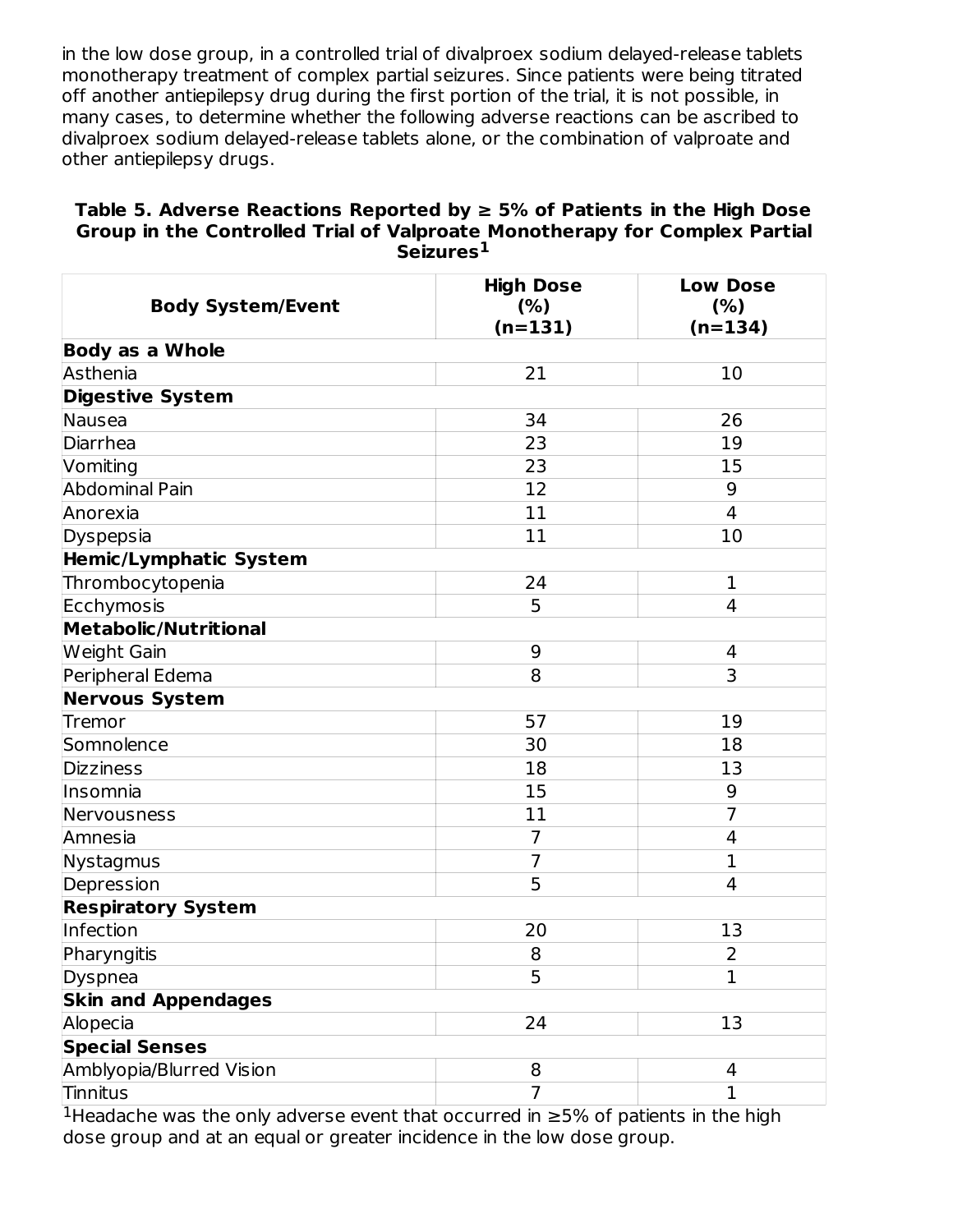in the low dose group, in a controlled trial of divalproex sodium delayed-release tablets monotherapy treatment of complex partial seizures. Since patients were being titrated off another antiepilepsy drug during the first portion of the trial, it is not possible, in many cases, to determine whether the following adverse reactions can be ascribed to divalproex sodium delayed-release tablets alone, or the combination of valproate and other antiepilepsy drugs.

**Table 5. Adverse Reactions Reported by ≥ 5% of Patients in the High Dose Group in the Controlled Trial of Valproate Monotherapy for Complex Partial Seizures[1]**

| Body System/Event | High Dose (%) (n=131) | Low Dose (%) (n=134) |
|---|---|---|
| **Body as a Whole** | | |
| Asthenia | 21 | 10 |
| **Digestive System** | | |
| Nausea | 34 | 26 |
| Diarrhea | 23 | 19 |
| Vomiting | 23 | 15 |
| Abdominal Pain | 12 | 9 |
| Anorexia | 11 | 4 |
| Dyspepsia | 11 | 10 |
| **Hemic/Lymphatic System** | | |
| Thrombocytopenia | 24 | 1 |
| Ecchymosis | 5 | 4 |
| **Metabolic/Nutritional** | | |
| Weight Gain | 9 | 4 |
| Peripheral Edema | 8 | 3 |
| **Nervous System** | | |
| Tremor | 57 | 19 |
| Somnolence | 30 | 18 |
| Dizziness | 18 | 13 |
| Insomnia | 15 | 9 |
| Nervousness | 11 | 7 |
| Amnesia | 7 | 4 |
| Nystagmus | 7 | 1 |
| Depression | 5 | 4 |
| **Respiratory System** | | |
| Infection | 20 | 13 |
| Pharyngitis | 8 | 2 |
| Dyspnea | 5 | 1 |
| **Skin and Appendages** | | |
| Alopecia | 24 | 13 |
| **Special Senses** | | |
| Amblyopia/Blurred Vision | 8 | 4 |
| Tinnitus | 7 | 1 |

[1]Headache was the only adverse event that occurred in ≥5% of patients in the high dose group and at an equal or greater incidence in the low dose group.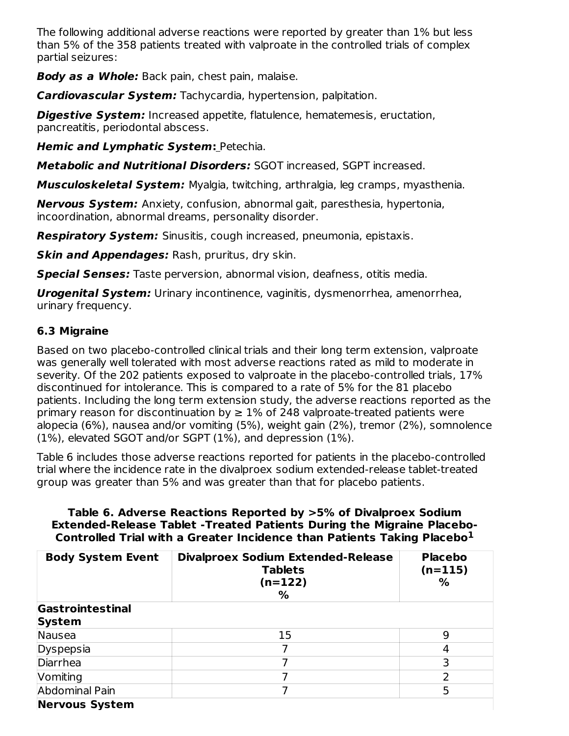The following additional adverse reactions were reported by greater than 1% but less than 5% of the 358 patients treated with valproate in the controlled trials of complex partial seizures:

***Body as a Whole:*** Back pain, chest pain, malaise.

***Cardiovascular System:*** Tachycardia, hypertension, palpitation.

***Digestive System:*** Increased appetite, flatulence, hematemesis, eructation, pancreatitis, periodontal abscess.

***Hemic and Lymphatic System:*** Petechia.

***Metabolic and Nutritional Disorders:*** SGOT increased, SGPT increased.

***Musculoskeletal System:*** Myalgia, twitching, arthralgia, leg cramps, myasthenia.

***Nervous System:*** Anxiety, confusion, abnormal gait, paresthesia, hypertonia, incoordination, abnormal dreams, personality disorder.

***Respiratory System:*** Sinusitis, cough increased, pneumonia, epistaxis.

***Skin and Appendages:*** Rash, pruritus, dry skin.

***Special Senses:*** Taste perversion, abnormal vision, deafness, otitis media.

***Urogenital System:*** Urinary incontinence, vaginitis, dysmenorrhea, amenorrhea, urinary frequency.

## 6.3 Migraine

Based on two placebo-controlled clinical trials and their long term extension, valproate was generally well tolerated with most adverse reactions rated as mild to moderate in severity. Of the 202 patients exposed to valproate in the placebo-controlled trials, 17% discontinued for intolerance. This is compared to a rate of 5% for the 81 placebo patients. Including the long term extension study, the adverse reactions reported as the primary reason for discontinuation by ≥ 1% of 248 valproate-treated patients were alopecia (6%), nausea and/or vomiting (5%), weight gain (2%), tremor (2%), somnolence (1%), elevated SGOT and/or SGPT (1%), and depression (1%).

Table 6 includes those adverse reactions reported for patients in the placebo-controlled trial where the incidence rate in the divalproex sodium extended-release tablet-treated group was greater than 5% and was greater than that for placebo patients.

**Table 6. Adverse Reactions Reported by >5% of Divalproex Sodium Extended-Release Tablet -Treated Patients During the Migraine Placebo-Controlled Trial with a Greater Incidence than Patients Taking Placebo[1]**

| Body System Event | Divalproex Sodium Extended-Release Tablets (n=122) % | Placebo (n=115) % |
|---|---|---|
| **Gastrointestinal System** | | |
| Nausea | 15 | 9 |
| Dyspepsia | 7 | 4 |
| Diarrhea | 7 | 3 |
| Vomiting | 7 | 2 |
| Abdominal Pain | 7 | 5 |
| **Nervous System** | | |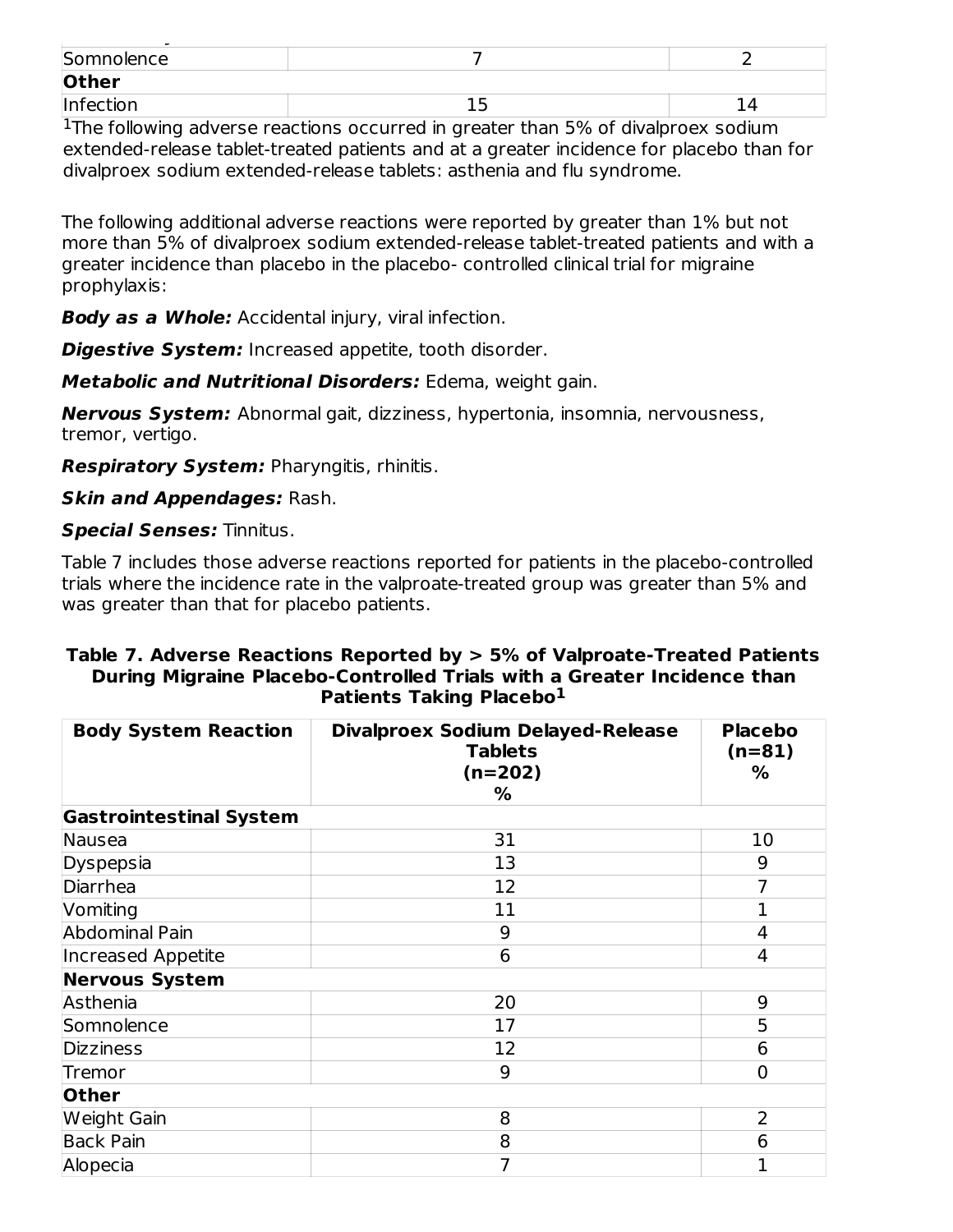| Somnolence | 7 | 2 |
|---|---|---|
| **Other** | | |
| Infection | 15 | 14 |

[1]The following adverse reactions occurred in greater than 5% of divalproex sodium extended-release tablet-treated patients and at a greater incidence for placebo than for divalproex sodium extended-release tablets: asthenia and flu syndrome.

The following additional adverse reactions were reported by greater than 1% but not more than 5% of divalproex sodium extended-release tablet-treated patients and with a greater incidence than placebo in the placebo- controlled clinical trial for migraine prophylaxis:

***Body as a Whole:*** Accidental injury, viral infection.

***Digestive System:*** Increased appetite, tooth disorder.

***Metabolic and Nutritional Disorders:*** Edema, weight gain.

***Nervous System:*** Abnormal gait, dizziness, hypertonia, insomnia, nervousness, tremor, vertigo.

***Respiratory System:*** Pharyngitis, rhinitis.

***Skin and Appendages:*** Rash.

***Special Senses:*** Tinnitus.

Table 7 includes those adverse reactions reported for patients in the placebo-controlled trials where the incidence rate in the valproate-treated group was greater than 5% and was greater than that for placebo patients.

**Table 7. Adverse Reactions Reported by > 5% of Valproate-Treated Patients During Migraine Placebo-Controlled Trials with a Greater Incidence than Patients Taking Placebo[1]**

| Body System Reaction | Divalproex Sodium Delayed-Release Tablets (n=202) % | Placebo (n=81) % |
|---|---|---|
| **Gastrointestinal System** | | |
| Nausea | 31 | 10 |
| Dyspepsia | 13 | 9 |
| Diarrhea | 12 | 7 |
| Vomiting | 11 | 1 |
| Abdominal Pain | 9 | 4 |
| Increased Appetite | 6 | 4 |
| **Nervous System** | | |
| Asthenia | 20 | 9 |
| Somnolence | 17 | 5 |
| Dizziness | 12 | 6 |
| Tremor | 9 | 0 |
| **Other** | | |
| Weight Gain | 8 | 2 |
| Back Pain | 8 | 6 |
| Alopecia | 7 | 1 |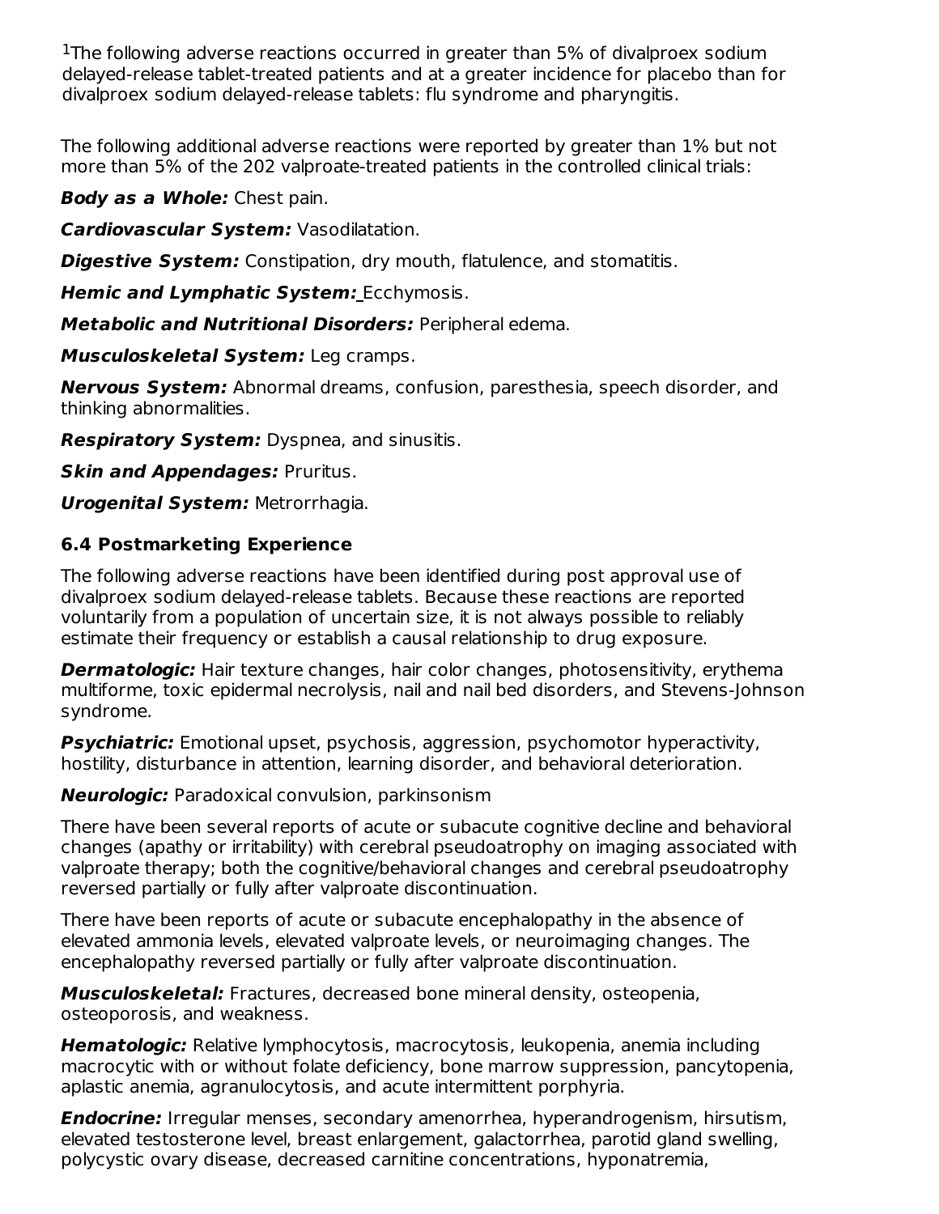[1]The following adverse reactions occurred in greater than 5% of divalproex sodium delayed-release tablet-treated patients and at a greater incidence for placebo than for divalproex sodium delayed-release tablets: flu syndrome and pharyngitis.

The following additional adverse reactions were reported by greater than 1% but not more than 5% of the 202 valproate-treated patients in the controlled clinical trials:

***Body as a Whole:*** Chest pain.

***Cardiovascular System:*** Vasodilatation.

***Digestive System:*** Constipation, dry mouth, flatulence, and stomatitis.

***Hemic and Lymphatic System:*** Ecchymosis.

***Metabolic and Nutritional Disorders:*** Peripheral edema.

***Musculoskeletal System:*** Leg cramps.

***Nervous System:*** Abnormal dreams, confusion, paresthesia, speech disorder, and thinking abnormalities.

***Respiratory System:*** Dyspnea, and sinusitis.

***Skin and Appendages:*** Pruritus.

***Urogenital System:*** Metrorrhagia.

### 6.4 Postmarketing Experience

The following adverse reactions have been identified during post approval use of divalproex sodium delayed-release tablets. Because these reactions are reported voluntarily from a population of uncertain size, it is not always possible to reliably estimate their frequency or establish a causal relationship to drug exposure.

***Dermatologic:*** Hair texture changes, hair color changes, photosensitivity, erythema multiforme, toxic epidermal necrolysis, nail and nail bed disorders, and Stevens-Johnson syndrome.

***Psychiatric:*** Emotional upset, psychosis, aggression, psychomotor hyperactivity, hostility, disturbance in attention, learning disorder, and behavioral deterioration.

***Neurologic:*** Paradoxical convulsion, parkinsonism

There have been several reports of acute or subacute cognitive decline and behavioral changes (apathy or irritability) with cerebral pseudoatrophy on imaging associated with valproate therapy; both the cognitive/behavioral changes and cerebral pseudoatrophy reversed partially or fully after valproate discontinuation.

There have been reports of acute or subacute encephalopathy in the absence of elevated ammonia levels, elevated valproate levels, or neuroimaging changes. The encephalopathy reversed partially or fully after valproate discontinuation.

***Musculoskeletal:*** Fractures, decreased bone mineral density, osteopenia, osteoporosis, and weakness.

***Hematologic:*** Relative lymphocytosis, macrocytosis, leukopenia, anemia including macrocytic with or without folate deficiency, bone marrow suppression, pancytopenia, aplastic anemia, agranulocytosis, and acute intermittent porphyria.

***Endocrine:*** Irregular menses, secondary amenorrhea, hyperandrogenism, hirsutism, elevated testosterone level, breast enlargement, galactorrhea, parotid gland swelling, polycystic ovary disease, decreased carnitine concentrations, hyponatremia,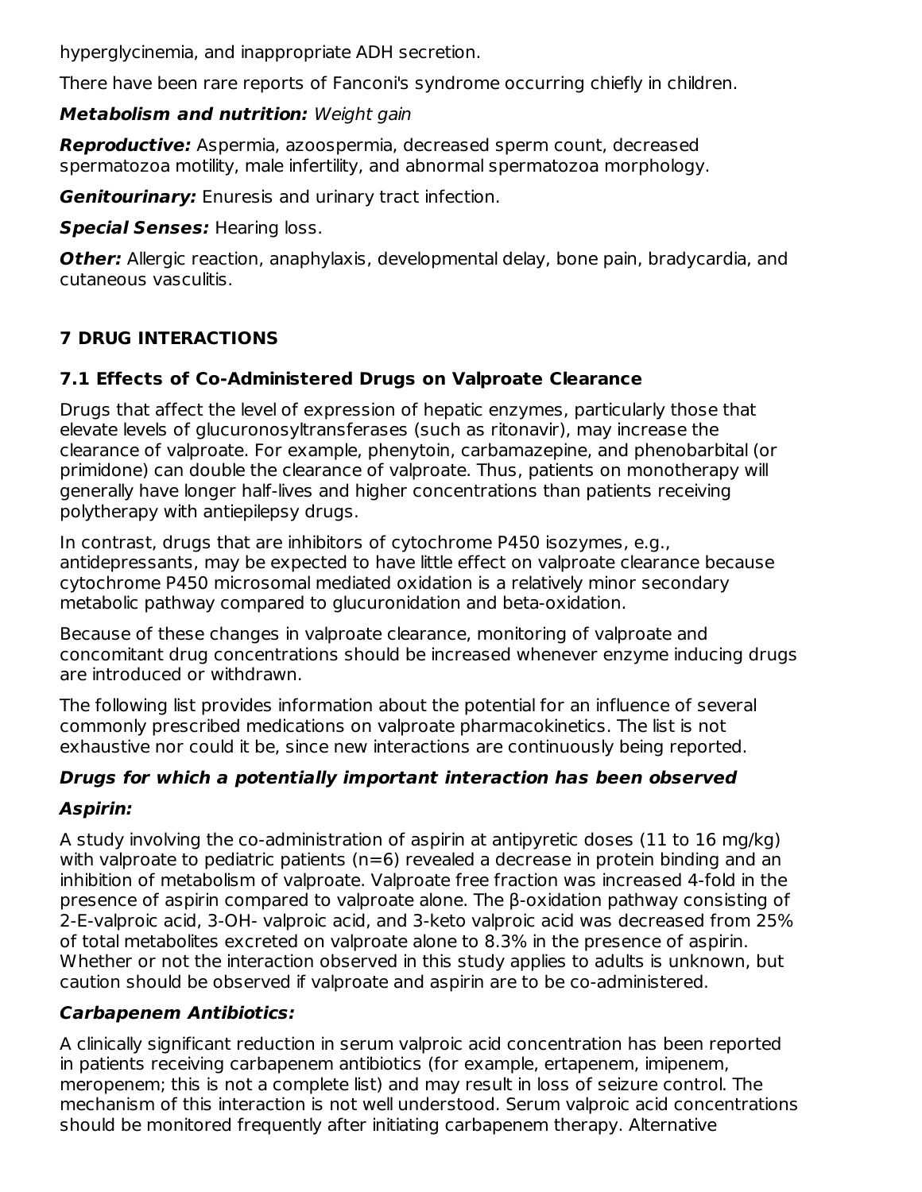hyperglycinemia, and inappropriate ADH secretion.

There have been rare reports of Fanconi's syndrome occurring chiefly in children.

***Metabolism and nutrition:*** *Weight gain*

***Reproductive:*** Aspermia, azoospermia, decreased sperm count, decreased spermatozoa motility, male infertility, and abnormal spermatozoa morphology.

***Genitourinary:*** Enuresis and urinary tract infection.

***Special Senses:*** Hearing loss.

***Other:*** Allergic reaction, anaphylaxis, developmental delay, bone pain, bradycardia, and cutaneous vasculitis.

## 7 DRUG INTERACTIONS

### 7.1 Effects of Co-Administered Drugs on Valproate Clearance

Drugs that affect the level of expression of hepatic enzymes, particularly those that elevate levels of glucuronosyltransferases (such as ritonavir), may increase the clearance of valproate. For example, phenytoin, carbamazepine, and phenobarbital (or primidone) can double the clearance of valproate. Thus, patients on monotherapy will generally have longer half-lives and higher concentrations than patients receiving polytherapy with antiepilepsy drugs.

In contrast, drugs that are inhibitors of cytochrome P450 isozymes, e.g., antidepressants, may be expected to have little effect on valproate clearance because cytochrome P450 microsomal mediated oxidation is a relatively minor secondary metabolic pathway compared to glucuronidation and beta-oxidation.

Because of these changes in valproate clearance, monitoring of valproate and concomitant drug concentrations should be increased whenever enzyme inducing drugs are introduced or withdrawn.

The following list provides information about the potential for an influence of several commonly prescribed medications on valproate pharmacokinetics. The list is not exhaustive nor could it be, since new interactions are continuously being reported.

***Drugs for which a potentially important interaction has been observed***

***Aspirin:***

A study involving the co-administration of aspirin at antipyretic doses (11 to 16 mg/kg) with valproate to pediatric patients (n=6) revealed a decrease in protein binding and an inhibition of metabolism of valproate. Valproate free fraction was increased 4-fold in the presence of aspirin compared to valproate alone. The β-oxidation pathway consisting of 2-E-valproic acid, 3-OH- valproic acid, and 3-keto valproic acid was decreased from 25% of total metabolites excreted on valproate alone to 8.3% in the presence of aspirin. Whether or not the interaction observed in this study applies to adults is unknown, but caution should be observed if valproate and aspirin are to be co-administered.

***Carbapenem Antibiotics:***

A clinically significant reduction in serum valproic acid concentration has been reported in patients receiving carbapenem antibiotics (for example, ertapenem, imipenem, meropenem; this is not a complete list) and may result in loss of seizure control. The mechanism of this interaction is not well understood. Serum valproic acid concentrations should be monitored frequently after initiating carbapenem therapy. Alternative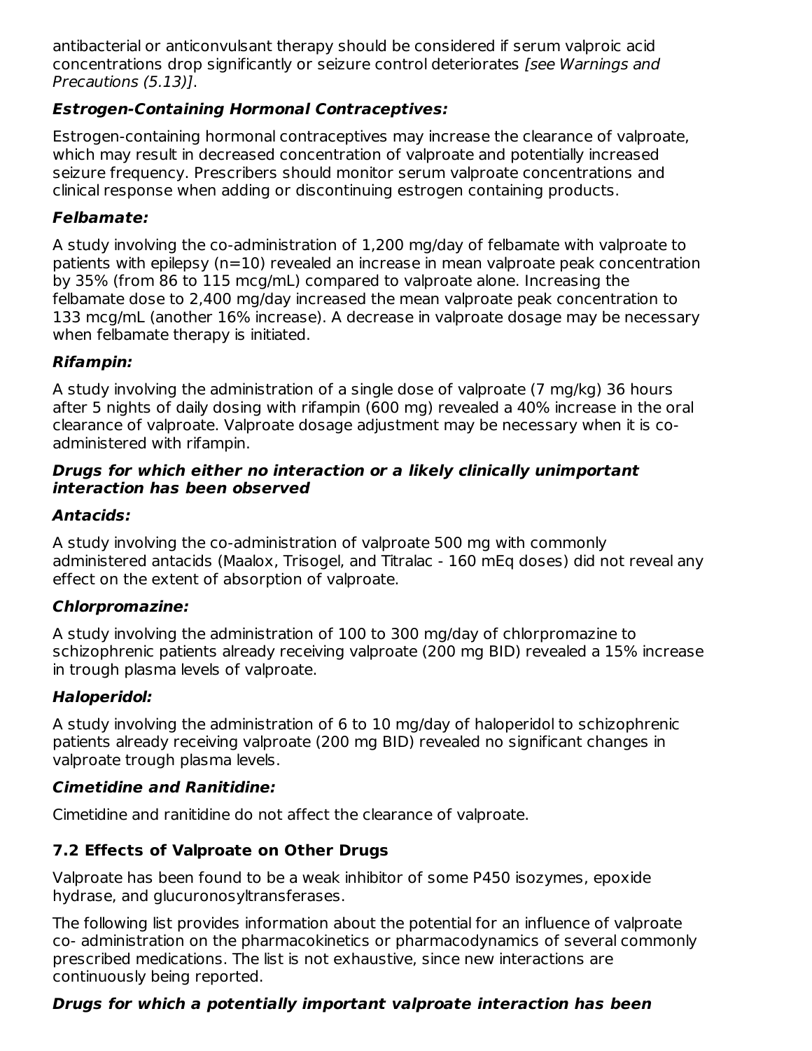antibacterial or anticonvulsant therapy should be considered if serum valproic acid concentrations drop significantly or seizure control deteriorates *[see Warnings and Precautions (5.13)]*.

***Estrogen-Containing Hormonal Contraceptives:***

Estrogen-containing hormonal contraceptives may increase the clearance of valproate, which may result in decreased concentration of valproate and potentially increased seizure frequency. Prescribers should monitor serum valproate concentrations and clinical response when adding or discontinuing estrogen containing products.

***Felbamate:***

A study involving the co-administration of 1,200 mg/day of felbamate with valproate to patients with epilepsy (n=10) revealed an increase in mean valproate peak concentration by 35% (from 86 to 115 mcg/mL) compared to valproate alone. Increasing the felbamate dose to 2,400 mg/day increased the mean valproate peak concentration to 133 mcg/mL (another 16% increase). A decrease in valproate dosage may be necessary when felbamate therapy is initiated.

***Rifampin:***

A study involving the administration of a single dose of valproate (7 mg/kg) 36 hours after 5 nights of daily dosing with rifampin (600 mg) revealed a 40% increase in the oral clearance of valproate. Valproate dosage adjustment may be necessary when it is co-administered with rifampin.

***Drugs for which either no interaction or a likely clinically unimportant interaction has been observed***

***Antacids:***

A study involving the co-administration of valproate 500 mg with commonly administered antacids (Maalox, Trisogel, and Titralac - 160 mEq doses) did not reveal any effect on the extent of absorption of valproate.

***Chlorpromazine:***

A study involving the administration of 100 to 300 mg/day of chlorpromazine to schizophrenic patients already receiving valproate (200 mg BID) revealed a 15% increase in trough plasma levels of valproate.

***Haloperidol:***

A study involving the administration of 6 to 10 mg/day of haloperidol to schizophrenic patients already receiving valproate (200 mg BID) revealed no significant changes in valproate trough plasma levels.

***Cimetidine and Ranitidine:***

Cimetidine and ranitidine do not affect the clearance of valproate.

### 7.2 Effects of Valproate on Other Drugs

Valproate has been found to be a weak inhibitor of some P450 isozymes, epoxide hydrase, and glucuronosyltransferases.

The following list provides information about the potential for an influence of valproate co- administration on the pharmacokinetics or pharmacodynamics of several commonly prescribed medications. The list is not exhaustive, since new interactions are continuously being reported.

***Drugs for which a potentially important valproate interaction has been***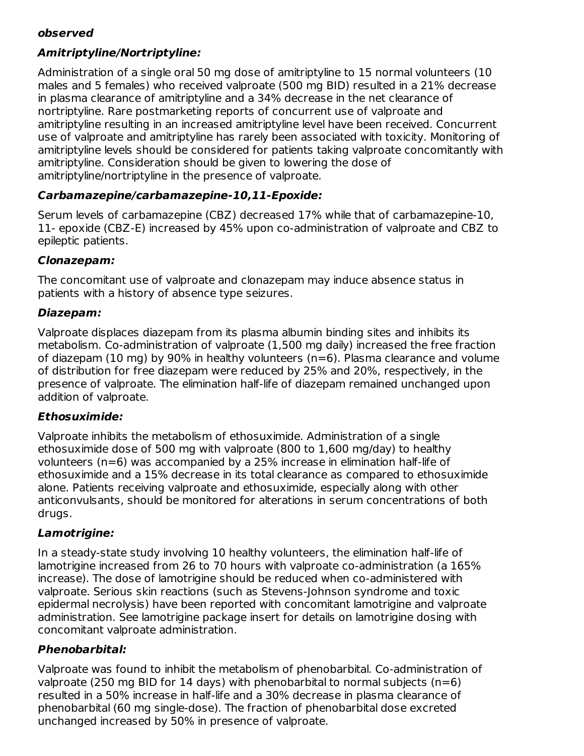***observed***

### ***Amitriptyline/Nortriptyline:***

Administration of a single oral 50 mg dose of amitriptyline to 15 normal volunteers (10 males and 5 females) who received valproate (500 mg BID) resulted in a 21% decrease in plasma clearance of amitriptyline and a 34% decrease in the net clearance of nortriptyline. Rare postmarketing reports of concurrent use of valproate and amitriptyline resulting in an increased amitriptyline level have been received. Concurrent use of valproate and amitriptyline has rarely been associated with toxicity. Monitoring of amitriptyline levels should be considered for patients taking valproate concomitantly with amitriptyline. Consideration should be given to lowering the dose of amitriptyline/nortriptyline in the presence of valproate.

### ***Carbamazepine/carbamazepine-10,11-Epoxide:***

Serum levels of carbamazepine (CBZ) decreased 17% while that of carbamazepine-10, 11- epoxide (CBZ-E) increased by 45% upon co-administration of valproate and CBZ to epileptic patients.

### ***Clonazepam:***

The concomitant use of valproate and clonazepam may induce absence status in patients with a history of absence type seizures.

### ***Diazepam:***

Valproate displaces diazepam from its plasma albumin binding sites and inhibits its metabolism. Co-administration of valproate (1,500 mg daily) increased the free fraction of diazepam (10 mg) by 90% in healthy volunteers (n=6). Plasma clearance and volume of distribution for free diazepam were reduced by 25% and 20%, respectively, in the presence of valproate. The elimination half-life of diazepam remained unchanged upon addition of valproate.

### ***Ethosuximide:***

Valproate inhibits the metabolism of ethosuximide. Administration of a single ethosuximide dose of 500 mg with valproate (800 to 1,600 mg/day) to healthy volunteers (n=6) was accompanied by a 25% increase in elimination half-life of ethosuximide and a 15% decrease in its total clearance as compared to ethosuximide alone. Patients receiving valproate and ethosuximide, especially along with other anticonvulsants, should be monitored for alterations in serum concentrations of both drugs.

### ***Lamotrigine:***

In a steady-state study involving 10 healthy volunteers, the elimination half-life of lamotrigine increased from 26 to 70 hours with valproate co-administration (a 165% increase). The dose of lamotrigine should be reduced when co-administered with valproate. Serious skin reactions (such as Stevens-Johnson syndrome and toxic epidermal necrolysis) have been reported with concomitant lamotrigine and valproate administration. See lamotrigine package insert for details on lamotrigine dosing with concomitant valproate administration.

### ***Phenobarbital:***

Valproate was found to inhibit the metabolism of phenobarbital. Co-administration of valproate (250 mg BID for 14 days) with phenobarbital to normal subjects (n=6) resulted in a 50% increase in half-life and a 30% decrease in plasma clearance of phenobarbital (60 mg single-dose). The fraction of phenobarbital dose excreted unchanged increased by 50% in presence of valproate.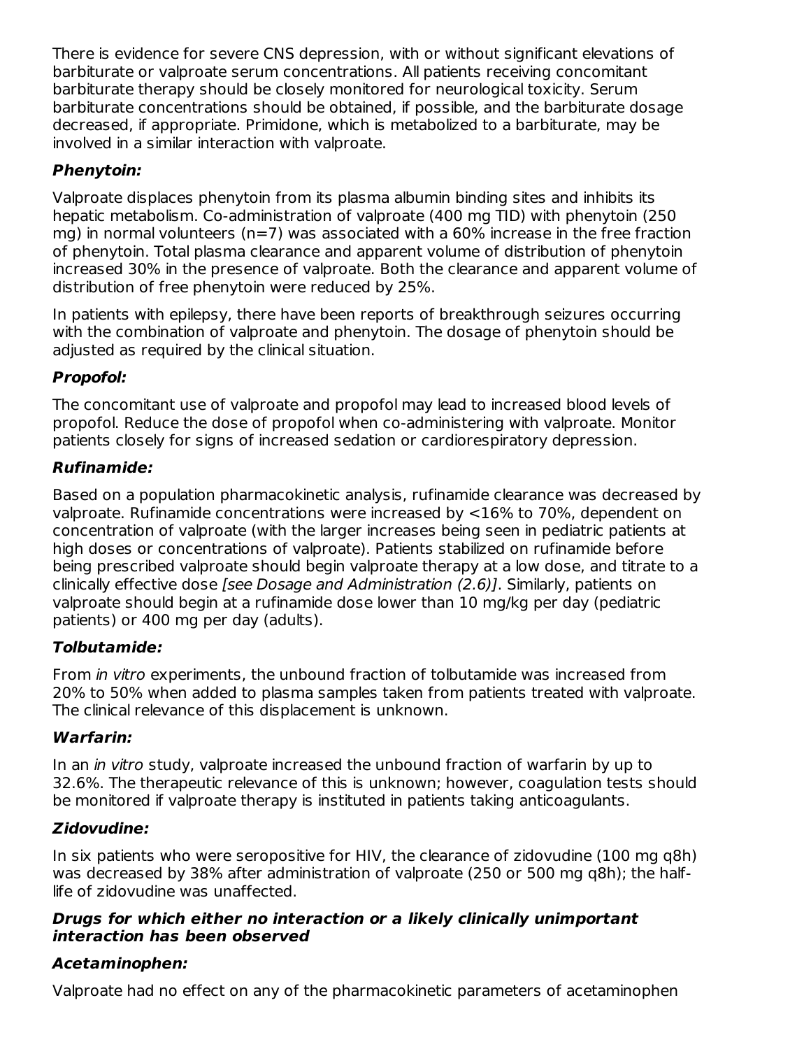There is evidence for severe CNS depression, with or without significant elevations of barbiturate or valproate serum concentrations. All patients receiving concomitant barbiturate therapy should be closely monitored for neurological toxicity. Serum barbiturate concentrations should be obtained, if possible, and the barbiturate dosage decreased, if appropriate. Primidone, which is metabolized to a barbiturate, may be involved in a similar interaction with valproate.

***Phenytoin:***

Valproate displaces phenytoin from its plasma albumin binding sites and inhibits its hepatic metabolism. Co-administration of valproate (400 mg TID) with phenytoin (250 mg) in normal volunteers (n=7) was associated with a 60% increase in the free fraction of phenytoin. Total plasma clearance and apparent volume of distribution of phenytoin increased 30% in the presence of valproate. Both the clearance and apparent volume of distribution of free phenytoin were reduced by 25%.

In patients with epilepsy, there have been reports of breakthrough seizures occurring with the combination of valproate and phenytoin. The dosage of phenytoin should be adjusted as required by the clinical situation.

***Propofol:***

The concomitant use of valproate and propofol may lead to increased blood levels of propofol. Reduce the dose of propofol when co-administering with valproate. Monitor patients closely for signs of increased sedation or cardiorespiratory depression.

***Rufinamide:***

Based on a population pharmacokinetic analysis, rufinamide clearance was decreased by valproate. Rufinamide concentrations were increased by <16% to 70%, dependent on concentration of valproate (with the larger increases being seen in pediatric patients at high doses or concentrations of valproate). Patients stabilized on rufinamide before being prescribed valproate should begin valproate therapy at a low dose, and titrate to a clinically effective dose *[see Dosage and Administration (2.6)]*. Similarly, patients on valproate should begin at a rufinamide dose lower than 10 mg/kg per day (pediatric patients) or 400 mg per day (adults).

***Tolbutamide:***

From *in vitro* experiments, the unbound fraction of tolbutamide was increased from 20% to 50% when added to plasma samples taken from patients treated with valproate. The clinical relevance of this displacement is unknown.

***Warfarin:***

In an *in vitro* study, valproate increased the unbound fraction of warfarin by up to 32.6%. The therapeutic relevance of this is unknown; however, coagulation tests should be monitored if valproate therapy is instituted in patients taking anticoagulants.

***Zidovudine:***

In six patients who were seropositive for HIV, the clearance of zidovudine (100 mg q8h) was decreased by 38% after administration of valproate (250 or 500 mg q8h); the half-life of zidovudine was unaffected.

***Drugs for which either no interaction or a likely clinically unimportant interaction has been observed***

***Acetaminophen:***

Valproate had no effect on any of the pharmacokinetic parameters of acetaminophen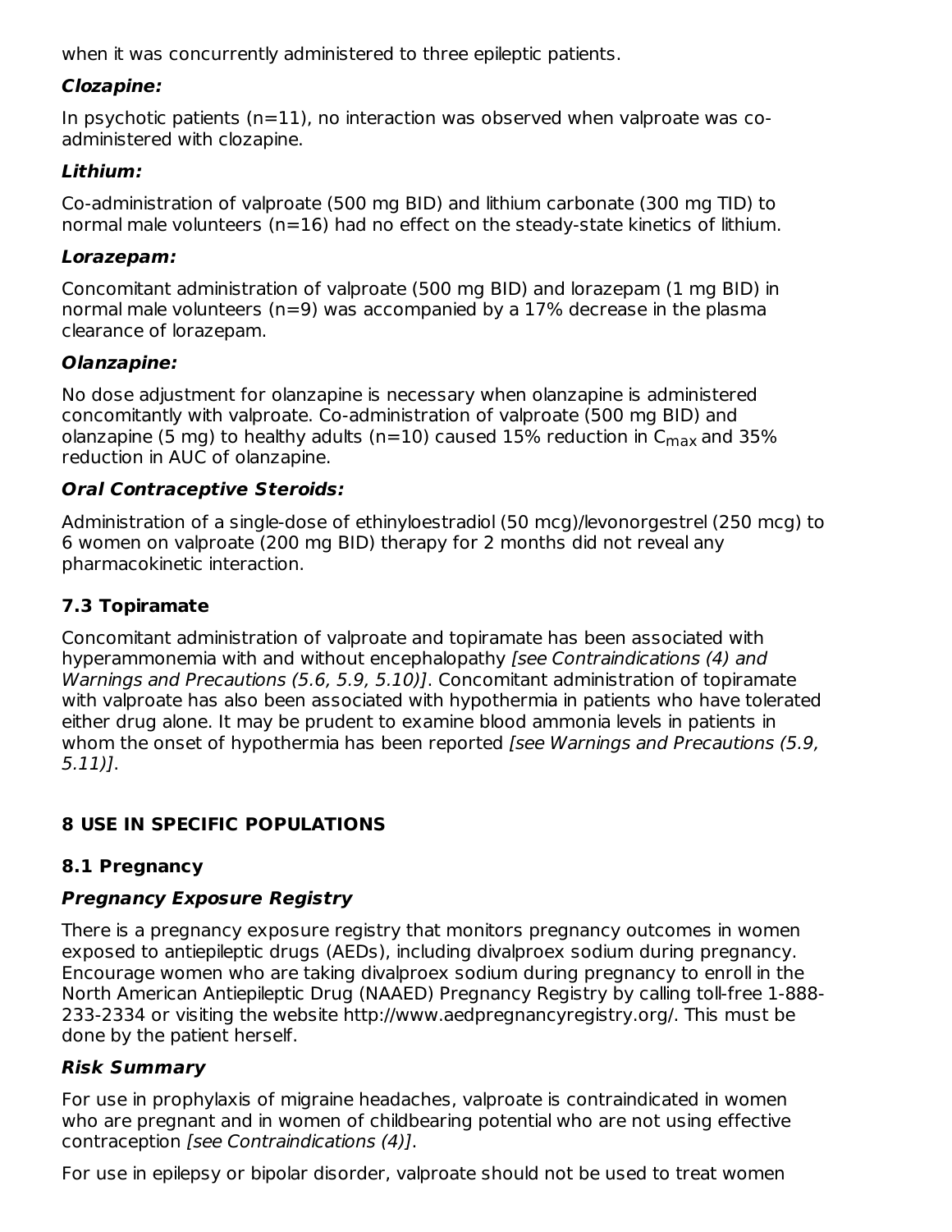when it was concurrently administered to three epileptic patients.

***Clozapine:***

In psychotic patients (n=11), no interaction was observed when valproate was co-administered with clozapine.

***Lithium:***

Co-administration of valproate (500 mg BID) and lithium carbonate (300 mg TID) to normal male volunteers (n=16) had no effect on the steady-state kinetics of lithium.

***Lorazepam:***

Concomitant administration of valproate (500 mg BID) and lorazepam (1 mg BID) in normal male volunteers (n=9) was accompanied by a 17% decrease in the plasma clearance of lorazepam.

***Olanzapine:***

No dose adjustment for olanzapine is necessary when olanzapine is administered concomitantly with valproate. Co-administration of valproate (500 mg BID) and olanzapine (5 mg) to healthy adults (n=10) caused 15% reduction in $C_{max}$ and 35% reduction in AUC of olanzapine.

***Oral Contraceptive Steroids:***

Administration of a single-dose of ethinyloestradiol (50 mcg)/levonorgestrel (250 mcg) to 6 women on valproate (200 mg BID) therapy for 2 months did not reveal any pharmacokinetic interaction.

### 7.3 Topiramate

Concomitant administration of valproate and topiramate has been associated with hyperammonemia with and without encephalopathy *[see Contraindications (4) and Warnings and Precautions (5.6, 5.9, 5.10)]*. Concomitant administration of topiramate with valproate has also been associated with hypothermia in patients who have tolerated either drug alone. It may be prudent to examine blood ammonia levels in patients in whom the onset of hypothermia has been reported *[see Warnings and Precautions (5.9, 5.11)]*.

## 8 USE IN SPECIFIC POPULATIONS

### 8.1 Pregnancy

***Pregnancy Exposure Registry***

There is a pregnancy exposure registry that monitors pregnancy outcomes in women exposed to antiepileptic drugs (AEDs), including divalproex sodium during pregnancy. Encourage women who are taking divalproex sodium during pregnancy to enroll in the North American Antiepileptic Drug (NAAED) Pregnancy Registry by calling toll-free 1-888-233-2334 or visiting the website http://www.aedpregnancyregistry.org/. This must be done by the patient herself.

***Risk Summary***

For use in prophylaxis of migraine headaches, valproate is contraindicated in women who are pregnant and in women of childbearing potential who are not using effective contraception *[see Contraindications (4)]*.

For use in epilepsy or bipolar disorder, valproate should not be used to treat women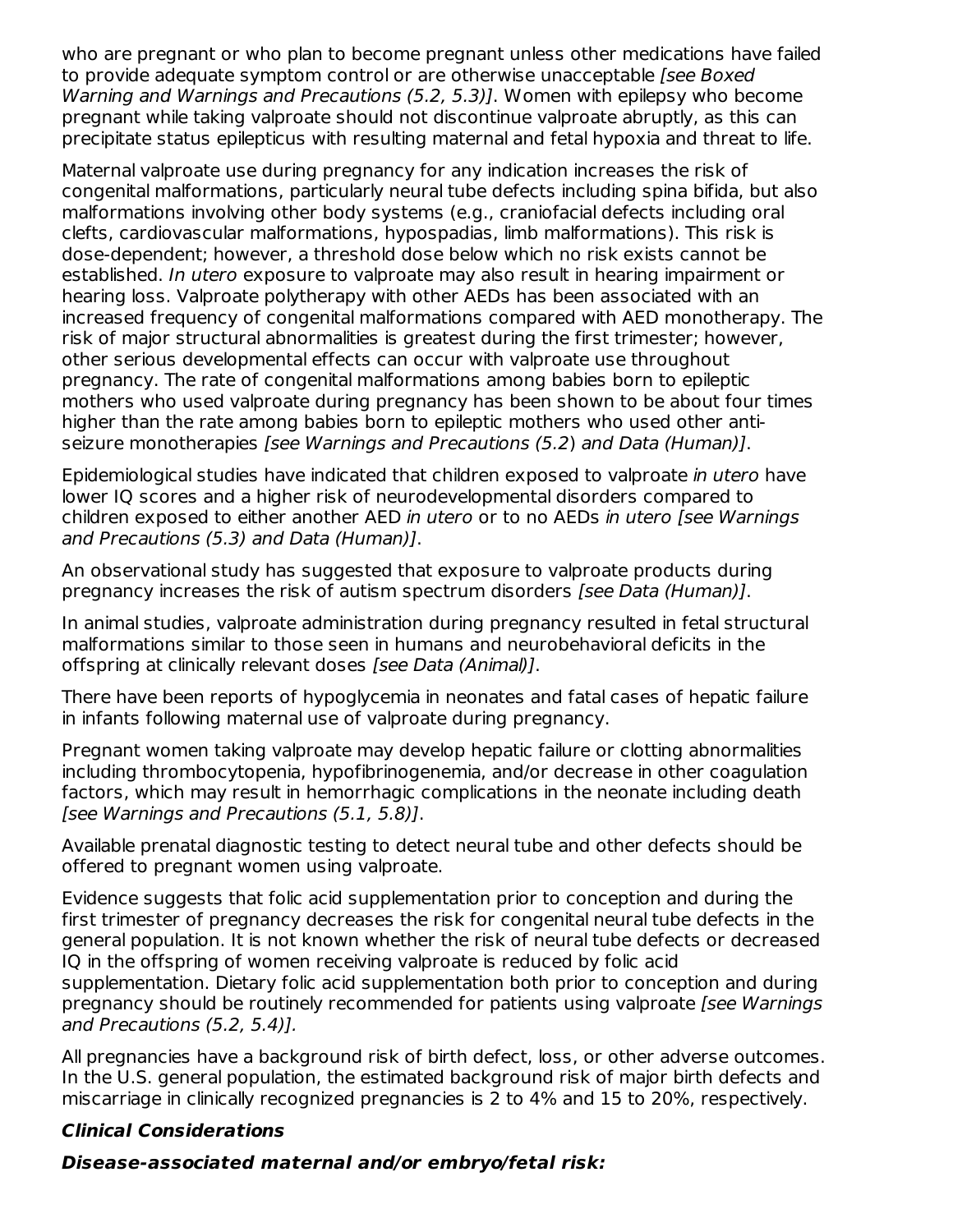who are pregnant or who plan to become pregnant unless other medications have failed to provide adequate symptom control or are otherwise unacceptable *[see Boxed Warning and Warnings and Precautions (5.2, 5.3)]*. Women with epilepsy who become pregnant while taking valproate should not discontinue valproate abruptly, as this can precipitate status epilepticus with resulting maternal and fetal hypoxia and threat to life.

Maternal valproate use during pregnancy for any indication increases the risk of congenital malformations, particularly neural tube defects including spina bifida, but also malformations involving other body systems (e.g., craniofacial defects including oral clefts, cardiovascular malformations, hypospadias, limb malformations). This risk is dose-dependent; however, a threshold dose below which no risk exists cannot be established. *In utero* exposure to valproate may also result in hearing impairment or hearing loss. Valproate polytherapy with other AEDs has been associated with an increased frequency of congenital malformations compared with AED monotherapy. The risk of major structural abnormalities is greatest during the first trimester; however, other serious developmental effects can occur with valproate use throughout pregnancy. The rate of congenital malformations among babies born to epileptic mothers who used valproate during pregnancy has been shown to be about four times higher than the rate among babies born to epileptic mothers who used other anti-seizure monotherapies *[see Warnings and Precautions (5.2) and Data (Human)]*.

Epidemiological studies have indicated that children exposed to valproate *in utero* have lower IQ scores and a higher risk of neurodevelopmental disorders compared to children exposed to either another AED *in utero* or to no AEDs *in utero [see Warnings and Precautions (5.3) and Data (Human)]*.

An observational study has suggested that exposure to valproate products during pregnancy increases the risk of autism spectrum disorders *[see Data (Human)]*.

In animal studies, valproate administration during pregnancy resulted in fetal structural malformations similar to those seen in humans and neurobehavioral deficits in the offspring at clinically relevant doses *[see Data (Animal)]*.

There have been reports of hypoglycemia in neonates and fatal cases of hepatic failure in infants following maternal use of valproate during pregnancy.

Pregnant women taking valproate may develop hepatic failure or clotting abnormalities including thrombocytopenia, hypofibrinogenemia, and/or decrease in other coagulation factors, which may result in hemorrhagic complications in the neonate including death *[see Warnings and Precautions (5.1, 5.8)]*.

Available prenatal diagnostic testing to detect neural tube and other defects should be offered to pregnant women using valproate.

Evidence suggests that folic acid supplementation prior to conception and during the first trimester of pregnancy decreases the risk for congenital neural tube defects in the general population. It is not known whether the risk of neural tube defects or decreased IQ in the offspring of women receiving valproate is reduced by folic acid supplementation. Dietary folic acid supplementation both prior to conception and during pregnancy should be routinely recommended for patients using valproate *[see Warnings and Precautions (5.2, 5.4)].*

All pregnancies have a background risk of birth defect, loss, or other adverse outcomes. In the U.S. general population, the estimated background risk of major birth defects and miscarriage in clinically recognized pregnancies is 2 to 4% and 15 to 20%, respectively.

***Clinical Considerations***

***Disease-associated maternal and/or embryo/fetal risk:***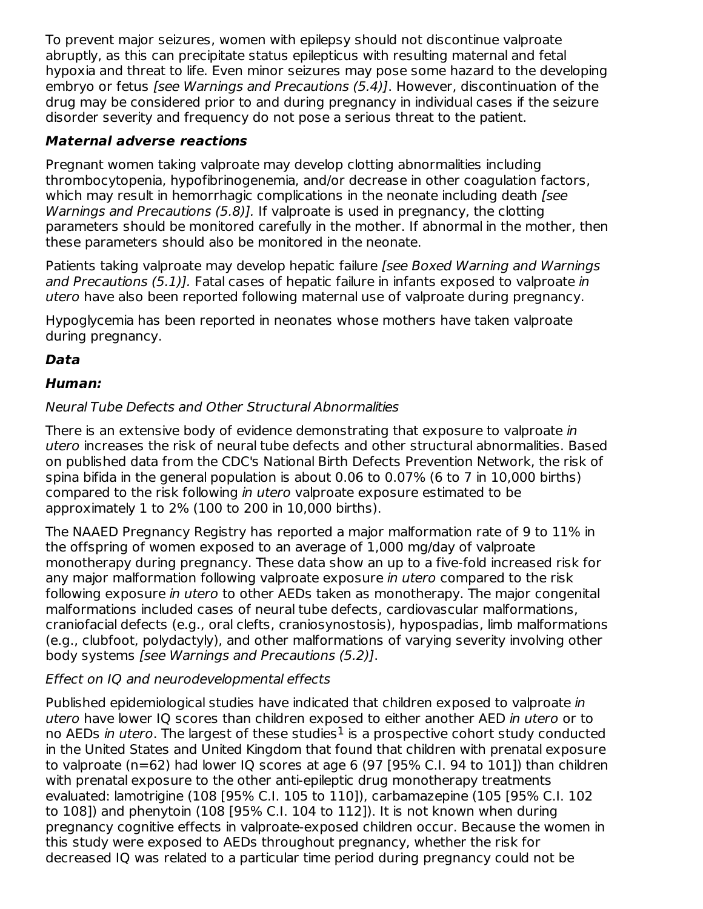To prevent major seizures, women with epilepsy should not discontinue valproate abruptly, as this can precipitate status epilepticus with resulting maternal and fetal hypoxia and threat to life. Even minor seizures may pose some hazard to the developing embryo or fetus *[see Warnings and Precautions (5.4)]*. However, discontinuation of the drug may be considered prior to and during pregnancy in individual cases if the seizure disorder severity and frequency do not pose a serious threat to the patient.

***Maternal adverse reactions***

Pregnant women taking valproate may develop clotting abnormalities including thrombocytopenia, hypofibrinogenemia, and/or decrease in other coagulation factors, which may result in hemorrhagic complications in the neonate including death *[see Warnings and Precautions (5.8)].* If valproate is used in pregnancy, the clotting parameters should be monitored carefully in the mother. If abnormal in the mother, then these parameters should also be monitored in the neonate.

Patients taking valproate may develop hepatic failure *[see Boxed Warning and Warnings and Precautions (5.1)].* Fatal cases of hepatic failure in infants exposed to valproate *in utero* have also been reported following maternal use of valproate during pregnancy.

Hypoglycemia has been reported in neonates whose mothers have taken valproate during pregnancy.

***Data***

***Human:***

*Neural Tube Defects and Other Structural Abnormalities*

There is an extensive body of evidence demonstrating that exposure to valproate *in utero* increases the risk of neural tube defects and other structural abnormalities. Based on published data from the CDC's National Birth Defects Prevention Network, the risk of spina bifida in the general population is about 0.06 to 0.07% (6 to 7 in 10,000 births) compared to the risk following *in utero* valproate exposure estimated to be approximately 1 to 2% (100 to 200 in 10,000 births).

The NAAED Pregnancy Registry has reported a major malformation rate of 9 to 11% in the offspring of women exposed to an average of 1,000 mg/day of valproate monotherapy during pregnancy. These data show an up to a five-fold increased risk for any major malformation following valproate exposure *in utero* compared to the risk following exposure *in utero* to other AEDs taken as monotherapy. The major congenital malformations included cases of neural tube defects, cardiovascular malformations, craniofacial defects (e.g., oral clefts, craniosynostosis), hypospadias, limb malformations (e.g., clubfoot, polydactyly), and other malformations of varying severity involving other body systems *[see Warnings and Precautions (5.2)]*.

*Effect on IQ and neurodevelopmental effects*

Published epidemiological studies have indicated that children exposed to valproate *in utero* have lower IQ scores than children exposed to either another AED *in utero* or to no AEDs *in utero*. The largest of these studies[1] is a prospective cohort study conducted in the United States and United Kingdom that found that children with prenatal exposure to valproate (n=62) had lower IQ scores at age 6 (97 [95% C.I. 94 to 101]) than children with prenatal exposure to the other anti-epileptic drug monotherapy treatments evaluated: lamotrigine (108 [95% C.I. 105 to 110]), carbamazepine (105 [95% C.I. 102 to 108]) and phenytoin (108 [95% C.I. 104 to 112]). It is not known when during pregnancy cognitive effects in valproate-exposed children occur. Because the women in this study were exposed to AEDs throughout pregnancy, whether the risk for decreased IQ was related to a particular time period during pregnancy could not be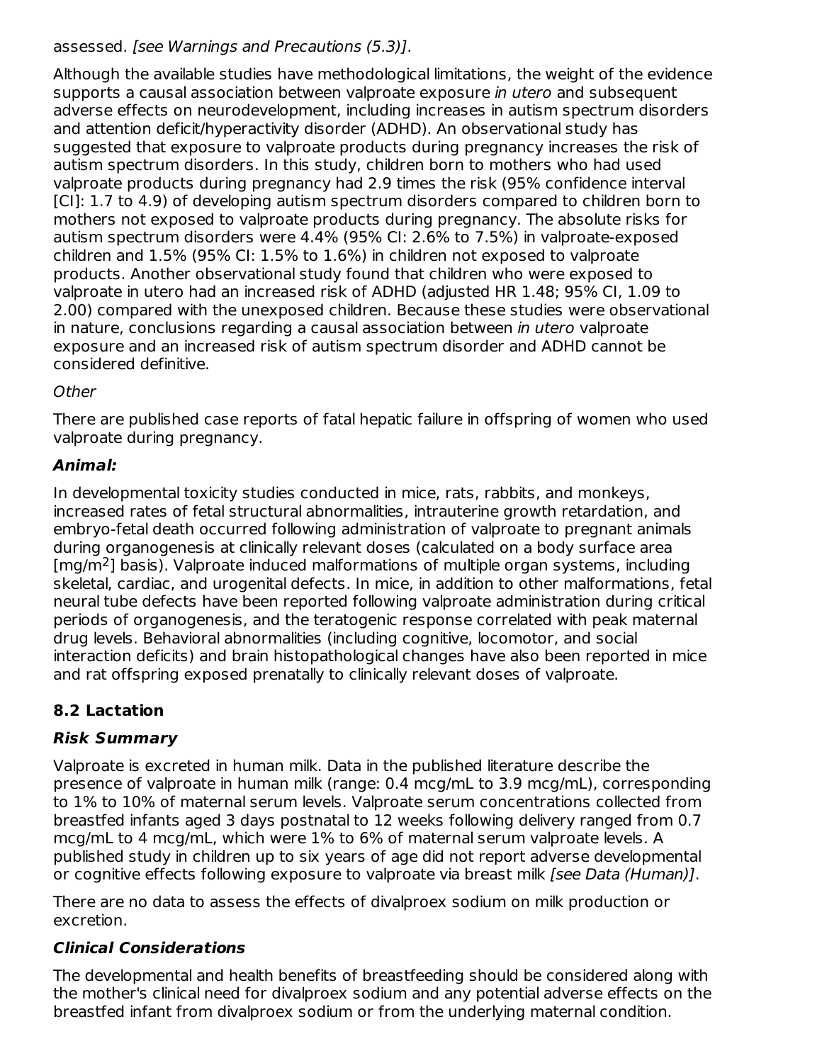assessed. *[see Warnings and Precautions (5.3)]*.

Although the available studies have methodological limitations, the weight of the evidence supports a causal association between valproate exposure *in utero* and subsequent adverse effects on neurodevelopment, including increases in autism spectrum disorders and attention deficit/hyperactivity disorder (ADHD). An observational study has suggested that exposure to valproate products during pregnancy increases the risk of autism spectrum disorders. In this study, children born to mothers who had used valproate products during pregnancy had 2.9 times the risk (95% confidence interval [CI]: 1.7 to 4.9) of developing autism spectrum disorders compared to children born to mothers not exposed to valproate products during pregnancy. The absolute risks for autism spectrum disorders were 4.4% (95% CI: 2.6% to 7.5%) in valproate-exposed children and 1.5% (95% CI: 1.5% to 1.6%) in children not exposed to valproate products. Another observational study found that children who were exposed to valproate in utero had an increased risk of ADHD (adjusted HR 1.48; 95% CI, 1.09 to 2.00) compared with the unexposed children. Because these studies were observational in nature, conclusions regarding a causal association between *in utero* valproate exposure and an increased risk of autism spectrum disorder and ADHD cannot be considered definitive.

*Other*

There are published case reports of fatal hepatic failure in offspring of women who used valproate during pregnancy.

***Animal:***

In developmental toxicity studies conducted in mice, rats, rabbits, and monkeys, increased rates of fetal structural abnormalities, intrauterine growth retardation, and embryo-fetal death occurred following administration of valproate to pregnant animals during organogenesis at clinically relevant doses (calculated on a body surface area [mg/$m^2$] basis). Valproate induced malformations of multiple organ systems, including skeletal, cardiac, and urogenital defects. In mice, in addition to other malformations, fetal neural tube defects have been reported following valproate administration during critical periods of organogenesis, and the teratogenic response correlated with peak maternal drug levels. Behavioral abnormalities (including cognitive, locomotor, and social interaction deficits) and brain histopathological changes have also been reported in mice and rat offspring exposed prenatally to clinically relevant doses of valproate.

## 8.2 Lactation

***Risk Summary***

Valproate is excreted in human milk. Data in the published literature describe the presence of valproate in human milk (range: 0.4 mcg/mL to 3.9 mcg/mL), corresponding to 1% to 10% of maternal serum levels. Valproate serum concentrations collected from breastfed infants aged 3 days postnatal to 12 weeks following delivery ranged from 0.7 mcg/mL to 4 mcg/mL, which were 1% to 6% of maternal serum valproate levels. A published study in children up to six years of age did not report adverse developmental or cognitive effects following exposure to valproate via breast milk *[see Data (Human)]*.

There are no data to assess the effects of divalproex sodium on milk production or excretion.

***Clinical Considerations***

The developmental and health benefits of breastfeeding should be considered along with the mother's clinical need for divalproex sodium and any potential adverse effects on the breastfed infant from divalproex sodium or from the underlying maternal condition.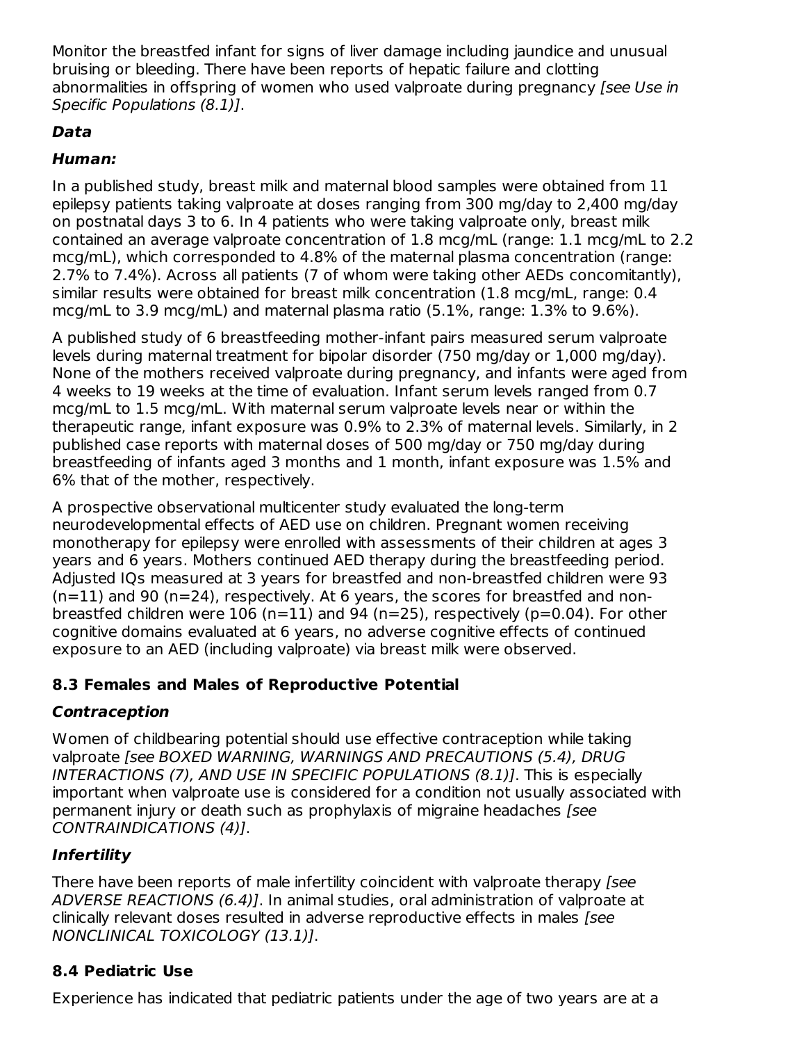Monitor the breastfed infant for signs of liver damage including jaundice and unusual bruising or bleeding. There have been reports of hepatic failure and clotting abnormalities in offspring of women who used valproate during pregnancy *[see Use in Specific Populations (8.1)]*.

***Data***

***Human:***

In a published study, breast milk and maternal blood samples were obtained from 11 epilepsy patients taking valproate at doses ranging from 300 mg/day to 2,400 mg/day on postnatal days 3 to 6. In 4 patients who were taking valproate only, breast milk contained an average valproate concentration of 1.8 mcg/mL (range: 1.1 mcg/mL to 2.2 mcg/mL), which corresponded to 4.8% of the maternal plasma concentration (range: 2.7% to 7.4%). Across all patients (7 of whom were taking other AEDs concomitantly), similar results were obtained for breast milk concentration (1.8 mcg/mL, range: 0.4 mcg/mL to 3.9 mcg/mL) and maternal plasma ratio (5.1%, range: 1.3% to 9.6%).

A published study of 6 breastfeeding mother-infant pairs measured serum valproate levels during maternal treatment for bipolar disorder (750 mg/day or 1,000 mg/day). None of the mothers received valproate during pregnancy, and infants were aged from 4 weeks to 19 weeks at the time of evaluation. Infant serum levels ranged from 0.7 mcg/mL to 1.5 mcg/mL. With maternal serum valproate levels near or within the therapeutic range, infant exposure was 0.9% to 2.3% of maternal levels. Similarly, in 2 published case reports with maternal doses of 500 mg/day or 750 mg/day during breastfeeding of infants aged 3 months and 1 month, infant exposure was 1.5% and 6% that of the mother, respectively.

A prospective observational multicenter study evaluated the long-term neurodevelopmental effects of AED use on children. Pregnant women receiving monotherapy for epilepsy were enrolled with assessments of their children at ages 3 years and 6 years. Mothers continued AED therapy during the breastfeeding period. Adjusted IQs measured at 3 years for breastfed and non-breastfed children were 93 (n=11) and 90 (n=24), respectively. At 6 years, the scores for breastfed and non-breastfed children were 106 (n=11) and 94 (n=25), respectively (p=0.04). For other cognitive domains evaluated at 6 years, no adverse cognitive effects of continued exposure to an AED (including valproate) via breast milk were observed.

### 8.3 Females and Males of Reproductive Potential

***Contraception***

Women of childbearing potential should use effective contraception while taking valproate *[see BOXED WARNING, WARNINGS AND PRECAUTIONS (5.4), DRUG INTERACTIONS (7), AND USE IN SPECIFIC POPULATIONS (8.1)]*. This is especially important when valproate use is considered for a condition not usually associated with permanent injury or death such as prophylaxis of migraine headaches *[see CONTRAINDICATIONS (4)]*.

***Infertility***

There have been reports of male infertility coincident with valproate therapy *[see ADVERSE REACTIONS (6.4)]*. In animal studies, oral administration of valproate at clinically relevant doses resulted in adverse reproductive effects in males *[see NONCLINICAL TOXICOLOGY (13.1)]*.

### 8.4 Pediatric Use

Experience has indicated that pediatric patients under the age of two years are at a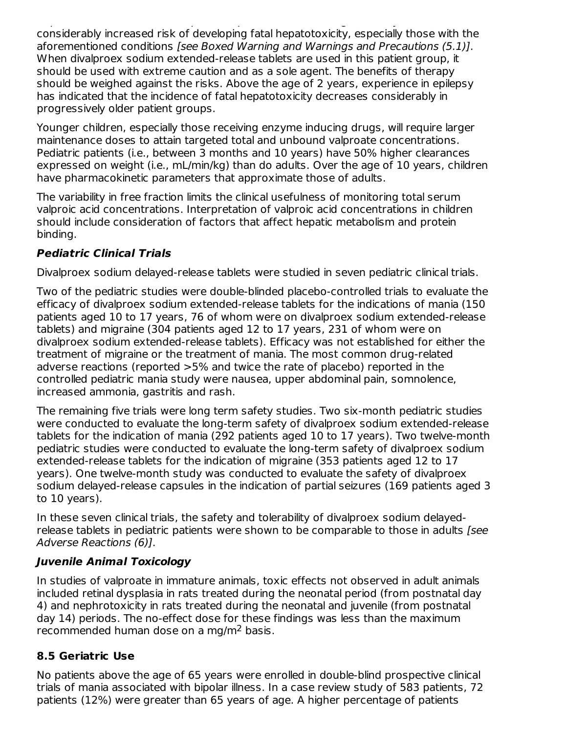considerably increased risk of developing fatal hepatotoxicity, especially those with the aforementioned conditions *[see Boxed Warning and Warnings and Precautions (5.1)]*. When divalproex sodium extended-release tablets are used in this patient group, it should be used with extreme caution and as a sole agent. The benefits of therapy should be weighed against the risks. Above the age of 2 years, experience in epilepsy has indicated that the incidence of fatal hepatotoxicity decreases considerably in progressively older patient groups.

Younger children, especially those receiving enzyme inducing drugs, will require larger maintenance doses to attain targeted total and unbound valproate concentrations. Pediatric patients (i.e., between 3 months and 10 years) have 50% higher clearances expressed on weight (i.e., mL/min/kg) than do adults. Over the age of 10 years, children have pharmacokinetic parameters that approximate those of adults.

The variability in free fraction limits the clinical usefulness of monitoring total serum valproic acid concentrations. Interpretation of valproic acid concentrations in children should include consideration of factors that affect hepatic metabolism and protein binding.

***Pediatric Clinical Trials***

Divalproex sodium delayed-release tablets were studied in seven pediatric clinical trials.

Two of the pediatric studies were double-blinded placebo-controlled trials to evaluate the efficacy of divalproex sodium extended-release tablets for the indications of mania (150 patients aged 10 to 17 years, 76 of whom were on divalproex sodium extended-release tablets) and migraine (304 patients aged 12 to 17 years, 231 of whom were on divalproex sodium extended-release tablets). Efficacy was not established for either the treatment of migraine or the treatment of mania. The most common drug-related adverse reactions (reported >5% and twice the rate of placebo) reported in the controlled pediatric mania study were nausea, upper abdominal pain, somnolence, increased ammonia, gastritis and rash.

The remaining five trials were long term safety studies. Two six-month pediatric studies were conducted to evaluate the long-term safety of divalproex sodium extended-release tablets for the indication of mania (292 patients aged 10 to 17 years). Two twelve-month pediatric studies were conducted to evaluate the long-term safety of divalproex sodium extended-release tablets for the indication of migraine (353 patients aged 12 to 17 years). One twelve-month study was conducted to evaluate the safety of divalproex sodium delayed-release capsules in the indication of partial seizures (169 patients aged 3 to 10 years).

In these seven clinical trials, the safety and tolerability of divalproex sodium delayed-release tablets in pediatric patients were shown to be comparable to those in adults *[see Adverse Reactions (6)]*.

***Juvenile Animal Toxicology***

In studies of valproate in immature animals, toxic effects not observed in adult animals included retinal dysplasia in rats treated during the neonatal period (from postnatal day 4) and nephrotoxicity in rats treated during the neonatal and juvenile (from postnatal day 14) periods. The no-effect dose for these findings was less than the maximum recommended human dose on a mg/$m^2$ basis.

### 8.5 Geriatric Use

No patients above the age of 65 years were enrolled in double-blind prospective clinical trials of mania associated with bipolar illness. In a case review study of 583 patients, 72 patients (12%) were greater than 65 years of age. A higher percentage of patients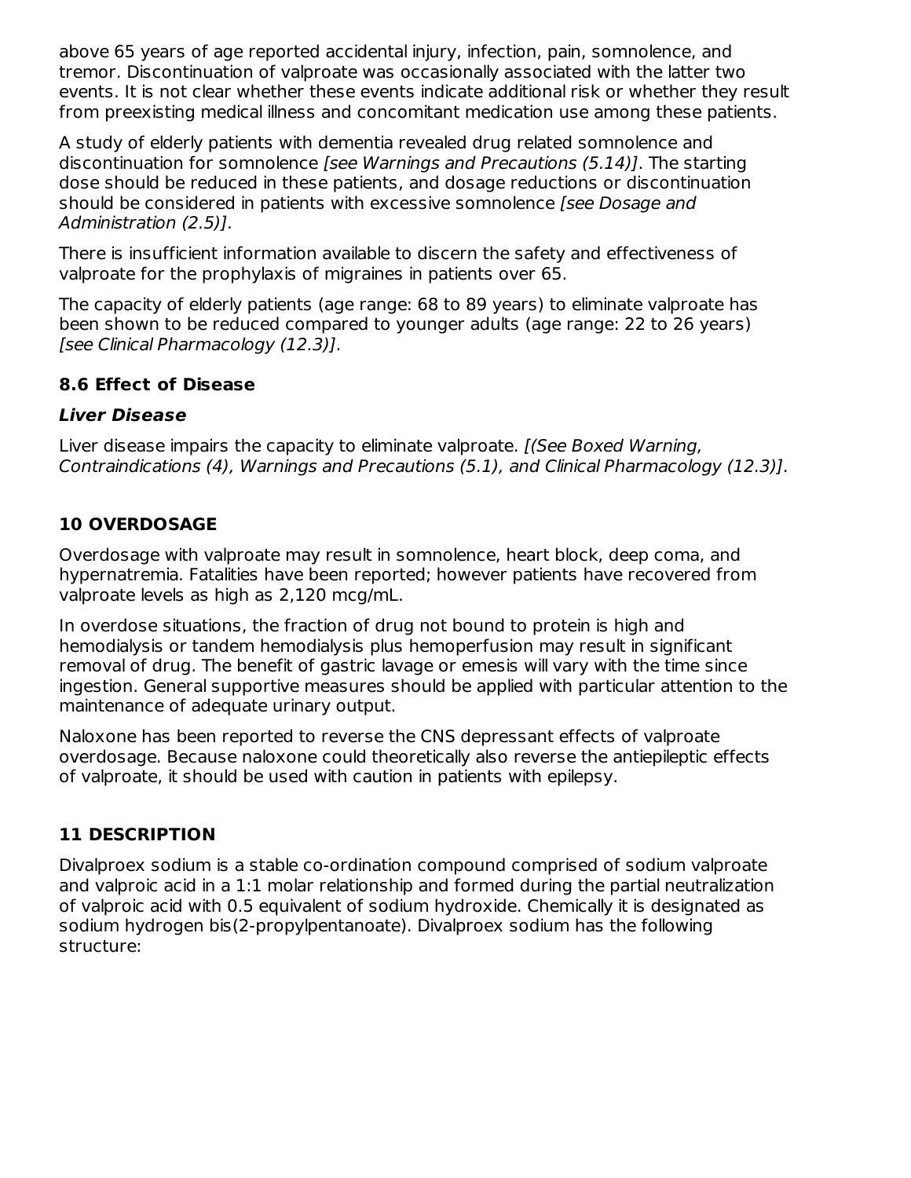above 65 years of age reported accidental injury, infection, pain, somnolence, and tremor. Discontinuation of valproate was occasionally associated with the latter two events. It is not clear whether these events indicate additional risk or whether they result from preexisting medical illness and concomitant medication use among these patients.

A study of elderly patients with dementia revealed drug related somnolence and discontinuation for somnolence *[see Warnings and Precautions (5.14)]*. The starting dose should be reduced in these patients, and dosage reductions or discontinuation should be considered in patients with excessive somnolence *[see Dosage and Administration (2.5)]*.

There is insufficient information available to discern the safety and effectiveness of valproate for the prophylaxis of migraines in patients over 65.

The capacity of elderly patients (age range: 68 to 89 years) to eliminate valproate has been shown to be reduced compared to younger adults (age range: 22 to 26 years) *[see Clinical Pharmacology (12.3)]*.

### 8.6 Effect of Disease

#### *Liver Disease*

Liver disease impairs the capacity to eliminate valproate. *[(See Boxed Warning, Contraindications (4), Warnings and Precautions (5.1), and Clinical Pharmacology (12.3)]*.

## 10 OVERDOSAGE

Overdosage with valproate may result in somnolence, heart block, deep coma, and hypernatremia. Fatalities have been reported; however patients have recovered from valproate levels as high as 2,120 mcg/mL.

In overdose situations, the fraction of drug not bound to protein is high and hemodialysis or tandem hemodialysis plus hemoperfusion may result in significant removal of drug. The benefit of gastric lavage or emesis will vary with the time since ingestion. General supportive measures should be applied with particular attention to the maintenance of adequate urinary output.

Naloxone has been reported to reverse the CNS depressant effects of valproate overdosage. Because naloxone could theoretically also reverse the antiepileptic effects of valproate, it should be used with caution in patients with epilepsy.

## 11 DESCRIPTION

Divalproex sodium is a stable co-ordination compound comprised of sodium valproate and valproic acid in a 1:1 molar relationship and formed during the partial neutralization of valproic acid with 0.5 equivalent of sodium hydroxide. Chemically it is designated as sodium hydrogen bis(2-propylpentanoate). Divalproex sodium has the following structure: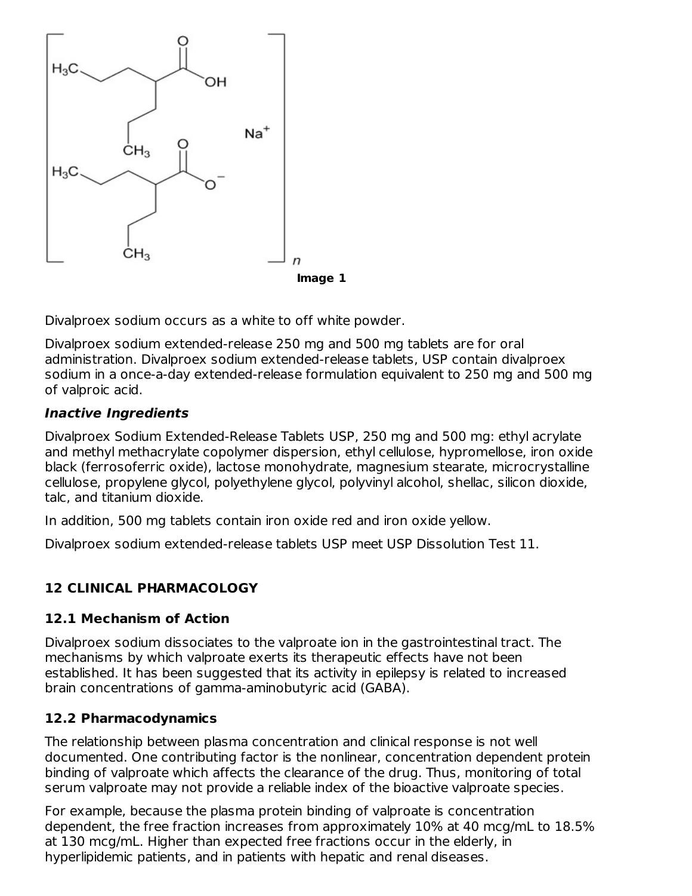Image 1

Divalproex sodium occurs as a white to off white powder.

Divalproex sodium extended-release 250 mg and 500 mg tablets are for oral administration. Divalproex sodium extended-release tablets, USP contain divalproex sodium in a once-a-day extended-release formulation equivalent to 250 mg and 500 mg of valproic acid.

### *Inactive Ingredients*

Divalproex Sodium Extended-Release Tablets USP, 250 mg and 500 mg: ethyl acrylate and methyl methacrylate copolymer dispersion, ethyl cellulose, hypromellose, iron oxide black (ferrosoferric oxide), lactose monohydrate, magnesium stearate, microcrystalline cellulose, propylene glycol, polyethylene glycol, polyvinyl alcohol, shellac, silicon dioxide, talc, and titanium dioxide.

In addition, 500 mg tablets contain iron oxide red and iron oxide yellow.

Divalproex sodium extended-release tablets USP meet USP Dissolution Test 11.

## 12 CLINICAL PHARMACOLOGY

### 12.1 Mechanism of Action

Divalproex sodium dissociates to the valproate ion in the gastrointestinal tract. The mechanisms by which valproate exerts its therapeutic effects have not been established. It has been suggested that its activity in epilepsy is related to increased brain concentrations of gamma-aminobutyric acid (GABA).

### 12.2 Pharmacodynamics

The relationship between plasma concentration and clinical response is not well documented. One contributing factor is the nonlinear, concentration dependent protein binding of valproate which affects the clearance of the drug. Thus, monitoring of total serum valproate may not provide a reliable index of the bioactive valproate species.

For example, because the plasma protein binding of valproate is concentration dependent, the free fraction increases from approximately 10% at 40 mcg/mL to 18.5% at 130 mcg/mL. Higher than expected free fractions occur in the elderly, in hyperlipidemic patients, and in patients with hepatic and renal diseases.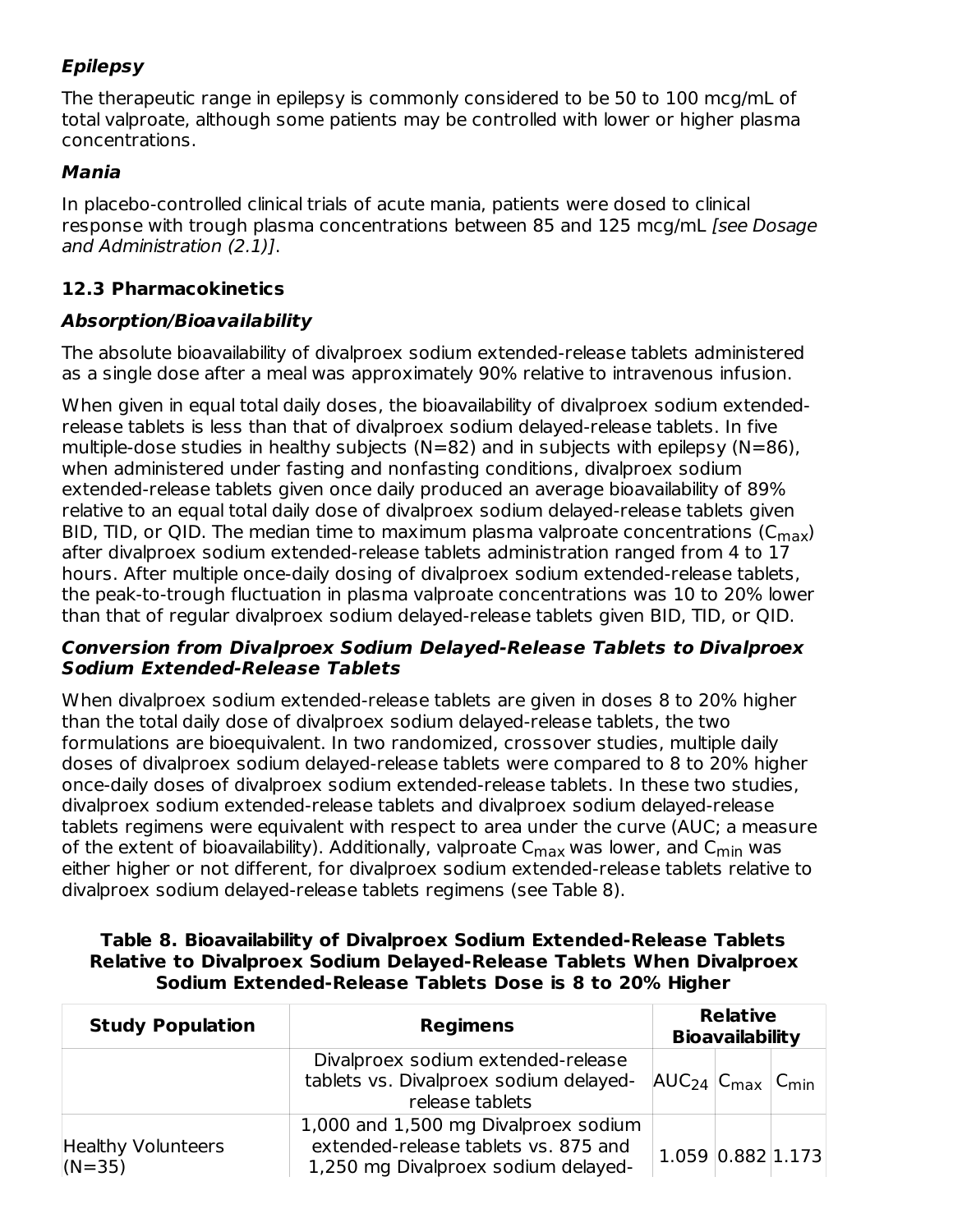### *Epilepsy*

The therapeutic range in epilepsy is commonly considered to be 50 to 100 mcg/mL of total valproate, although some patients may be controlled with lower or higher plasma concentrations.

### *Mania*

In placebo-controlled clinical trials of acute mania, patients were dosed to clinical response with trough plasma concentrations between 85 and 125 mcg/mL *[see Dosage and Administration (2.1)]*.

## 12.3 Pharmacokinetics

### *Absorption/Bioavailability*

The absolute bioavailability of divalproex sodium extended-release tablets administered as a single dose after a meal was approximately 90% relative to intravenous infusion.

When given in equal total daily doses, the bioavailability of divalproex sodium extended-release tablets is less than that of divalproex sodium delayed-release tablets. In five multiple-dose studies in healthy subjects (N=82) and in subjects with epilepsy (N=86), when administered under fasting and nonfasting conditions, divalproex sodium extended-release tablets given once daily produced an average bioavailability of 89% relative to an equal total daily dose of divalproex sodium delayed-release tablets given BID, TID, or QID. The median time to maximum plasma valproate concentrations ($C_{max}$) after divalproex sodium extended-release tablets administration ranged from 4 to 17 hours. After multiple once-daily dosing of divalproex sodium extended-release tablets, the peak-to-trough fluctuation in plasma valproate concentrations was 10 to 20% lower than that of regular divalproex sodium delayed-release tablets given BID, TID, or QID.

### *Conversion from Divalproex Sodium Delayed-Release Tablets to Divalproex Sodium Extended-Release Tablets*

When divalproex sodium extended-release tablets are given in doses 8 to 20% higher than the total daily dose of divalproex sodium delayed-release tablets, the two formulations are bioequivalent. In two randomized, crossover studies, multiple daily doses of divalproex sodium delayed-release tablets were compared to 8 to 20% higher once-daily doses of divalproex sodium extended-release tablets. In these two studies, divalproex sodium extended-release tablets and divalproex sodium delayed-release tablets regimens were equivalent with respect to area under the curve (AUC; a measure of the extent of bioavailability). Additionally, valproate $C_{max}$ was lower, and $C_{min}$ was either higher or not different, for divalproex sodium extended-release tablets relative to divalproex sodium delayed-release tablets regimens (see Table 8).

**Table 8. Bioavailability of Divalproex Sodium Extended-Release Tablets Relative to Divalproex Sodium Delayed-Release Tablets When Divalproex Sodium Extended-Release Tablets Dose is 8 to 20% Higher**

| Study Population | Regimens | Relative Bioavailability | | |
|---|---|---|---|---|
| | Divalproex sodium extended-release tablets vs. Divalproex sodium delayed-release tablets | $AUC_{24}$ | $C_{max}$ | $C_{min}$ |
| Healthy Volunteers (N=35) | 1,000 and 1,500 mg Divalproex sodium extended-release tablets vs. 875 and 1,250 mg Divalproex sodium delayed- | 1.059 | 0.882 | 1.173 |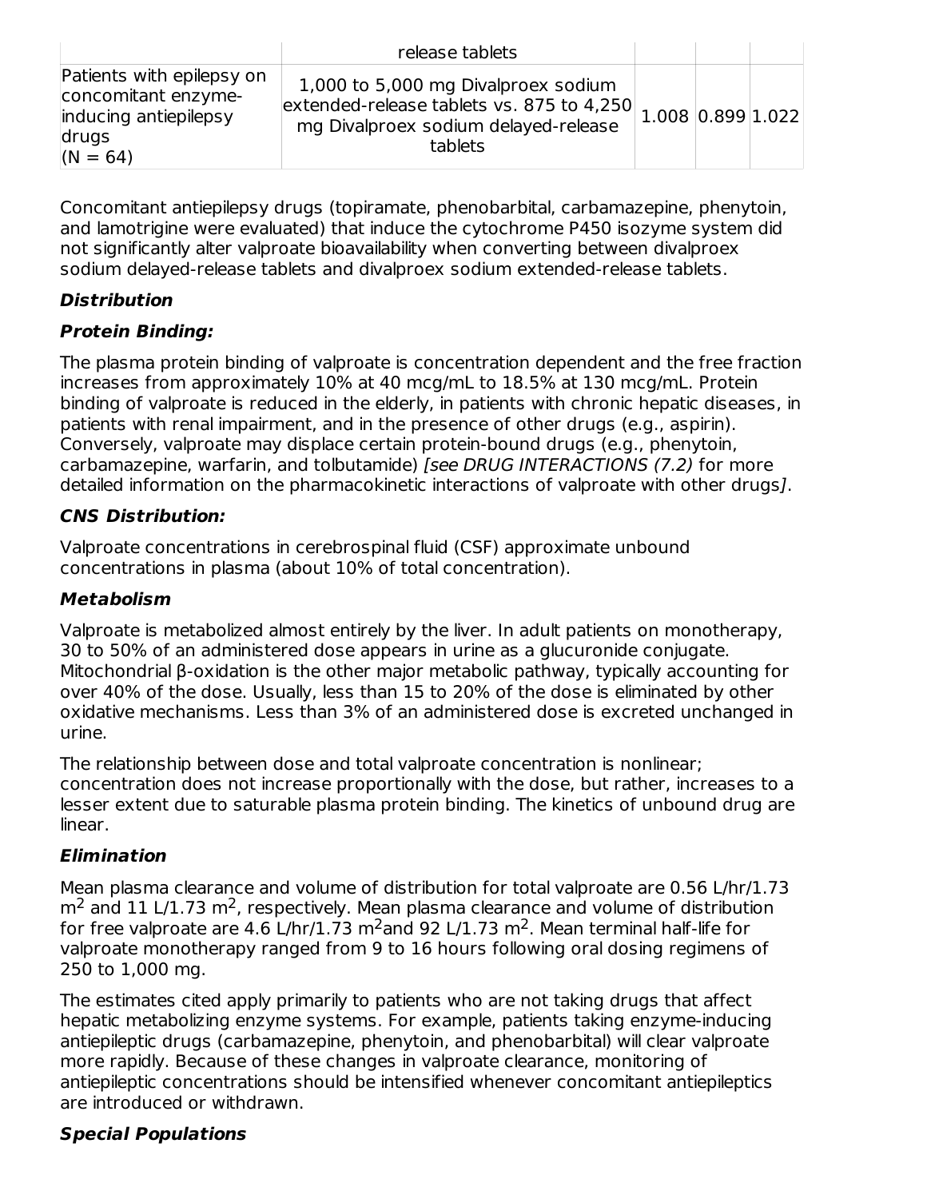| | release tablets | | | |
|---|---|---|---|---|
| Patients with epilepsy on concomitant enzyme-inducing antiepilepsy drugs (N = 64) | 1,000 to 5,000 mg Divalproex sodium extended-release tablets vs. 875 to 4,250 mg Divalproex sodium delayed-release tablets | 1.008 | 0.899 | 1.022 |

Concomitant antiepilepsy drugs (topiramate, phenobarbital, carbamazepine, phenytoin, and lamotrigine were evaluated) that induce the cytochrome P450 isozyme system did not significantly alter valproate bioavailability when converting between divalproex sodium delayed-release tablets and divalproex sodium extended-release tablets.

***Distribution***

***Protein Binding:***

The plasma protein binding of valproate is concentration dependent and the free fraction increases from approximately 10% at 40 mcg/mL to 18.5% at 130 mcg/mL. Protein binding of valproate is reduced in the elderly, in patients with chronic hepatic diseases, in patients with renal impairment, and in the presence of other drugs (e.g., aspirin). Conversely, valproate may displace certain protein-bound drugs (e.g., phenytoin, carbamazepine, warfarin, and tolbutamide) *[see DRUG INTERACTIONS (7.2)* for more detailed information on the pharmacokinetic interactions of valproate with other drugs*]*.

***CNS Distribution:***

Valproate concentrations in cerebrospinal fluid (CSF) approximate unbound concentrations in plasma (about 10% of total concentration).

***Metabolism***

Valproate is metabolized almost entirely by the liver. In adult patients on monotherapy, 30 to 50% of an administered dose appears in urine as a glucuronide conjugate. Mitochondrial β-oxidation is the other major metabolic pathway, typically accounting for over 40% of the dose. Usually, less than 15 to 20% of the dose is eliminated by other oxidative mechanisms. Less than 3% of an administered dose is excreted unchanged in urine.

The relationship between dose and total valproate concentration is nonlinear; concentration does not increase proportionally with the dose, but rather, increases to a lesser extent due to saturable plasma protein binding. The kinetics of unbound drug are linear.

***Elimination***

Mean plasma clearance and volume of distribution for total valproate are 0.56 L/hr/1.73 $m^2$ and 11 L/1.73 $m^2$, respectively. Mean plasma clearance and volume of distribution for free valproate are 4.6 L/hr/1.73 $m^2$and 92 L/1.73 $m^2$. Mean terminal half-life for valproate monotherapy ranged from 9 to 16 hours following oral dosing regimens of 250 to 1,000 mg.

The estimates cited apply primarily to patients who are not taking drugs that affect hepatic metabolizing enzyme systems. For example, patients taking enzyme-inducing antiepileptic drugs (carbamazepine, phenytoin, and phenobarbital) will clear valproate more rapidly. Because of these changes in valproate clearance, monitoring of antiepileptic concentrations should be intensified whenever concomitant antiepileptics are introduced or withdrawn.

***Special Populations***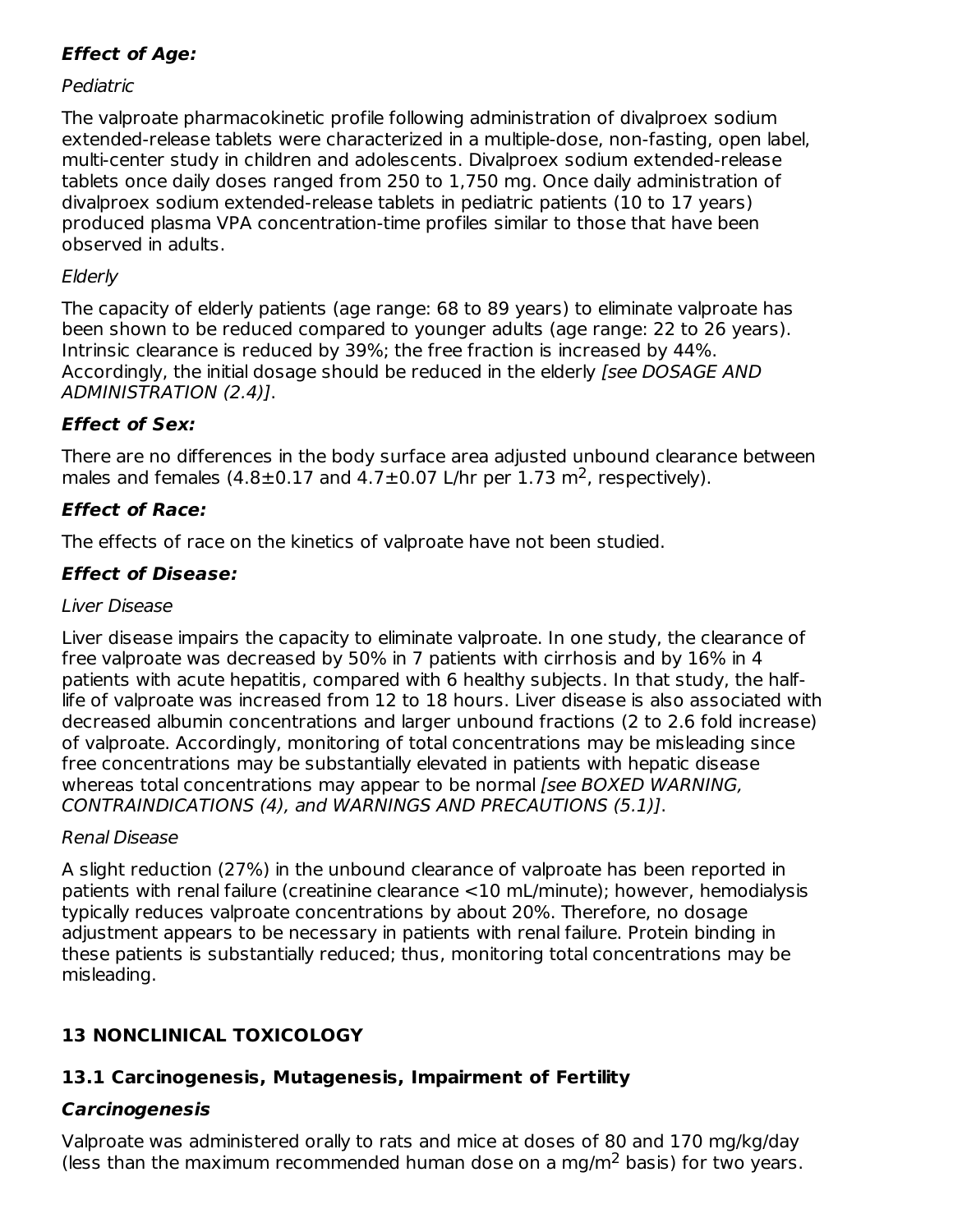**_Effect of Age:_**

_Pediatric_

The valproate pharmacokinetic profile following administration of divalproex sodium extended-release tablets were characterized in a multiple-dose, non-fasting, open label, multi-center study in children and adolescents. Divalproex sodium extended-release tablets once daily doses ranged from 250 to 1,750 mg. Once daily administration of divalproex sodium extended-release tablets in pediatric patients (10 to 17 years) produced plasma VPA concentration-time profiles similar to those that have been observed in adults.

_Elderly_

The capacity of elderly patients (age range: 68 to 89 years) to eliminate valproate has been shown to be reduced compared to younger adults (age range: 22 to 26 years). Intrinsic clearance is reduced by 39%; the free fraction is increased by 44%. Accordingly, the initial dosage should be reduced in the elderly _[see DOSAGE AND ADMINISTRATION (2.4)]_.

**_Effect of Sex:_**

There are no differences in the body surface area adjusted unbound clearance between males and females ($4.8 \pm 0.17$ and $4.7 \pm 0.07$ L/hr per 1.73 $m^2$, respectively).

**_Effect of Race:_**

The effects of race on the kinetics of valproate have not been studied.

**_Effect of Disease:_**

_Liver Disease_

Liver disease impairs the capacity to eliminate valproate. In one study, the clearance of free valproate was decreased by 50% in 7 patients with cirrhosis and by 16% in 4 patients with acute hepatitis, compared with 6 healthy subjects. In that study, the half-life of valproate was increased from 12 to 18 hours. Liver disease is also associated with decreased albumin concentrations and larger unbound fractions (2 to 2.6 fold increase) of valproate. Accordingly, monitoring of total concentrations may be misleading since free concentrations may be substantially elevated in patients with hepatic disease whereas total concentrations may appear to be normal _[see BOXED WARNING, CONTRAINDICATIONS (4), and WARNINGS AND PRECAUTIONS (5.1)]_.

_Renal Disease_

A slight reduction (27%) in the unbound clearance of valproate has been reported in patients with renal failure (creatinine clearance <10 mL/minute); however, hemodialysis typically reduces valproate concentrations by about 20%. Therefore, no dosage adjustment appears to be necessary in patients with renal failure. Protein binding in these patients is substantially reduced; thus, monitoring total concentrations may be misleading.

## 13 NONCLINICAL TOXICOLOGY

### 13.1 Carcinogenesis, Mutagenesis, Impairment of Fertility

**_Carcinogenesis_**

Valproate was administered orally to rats and mice at doses of 80 and 170 mg/kg/day (less than the maximum recommended human dose on a mg/$m^2$ basis) for two years.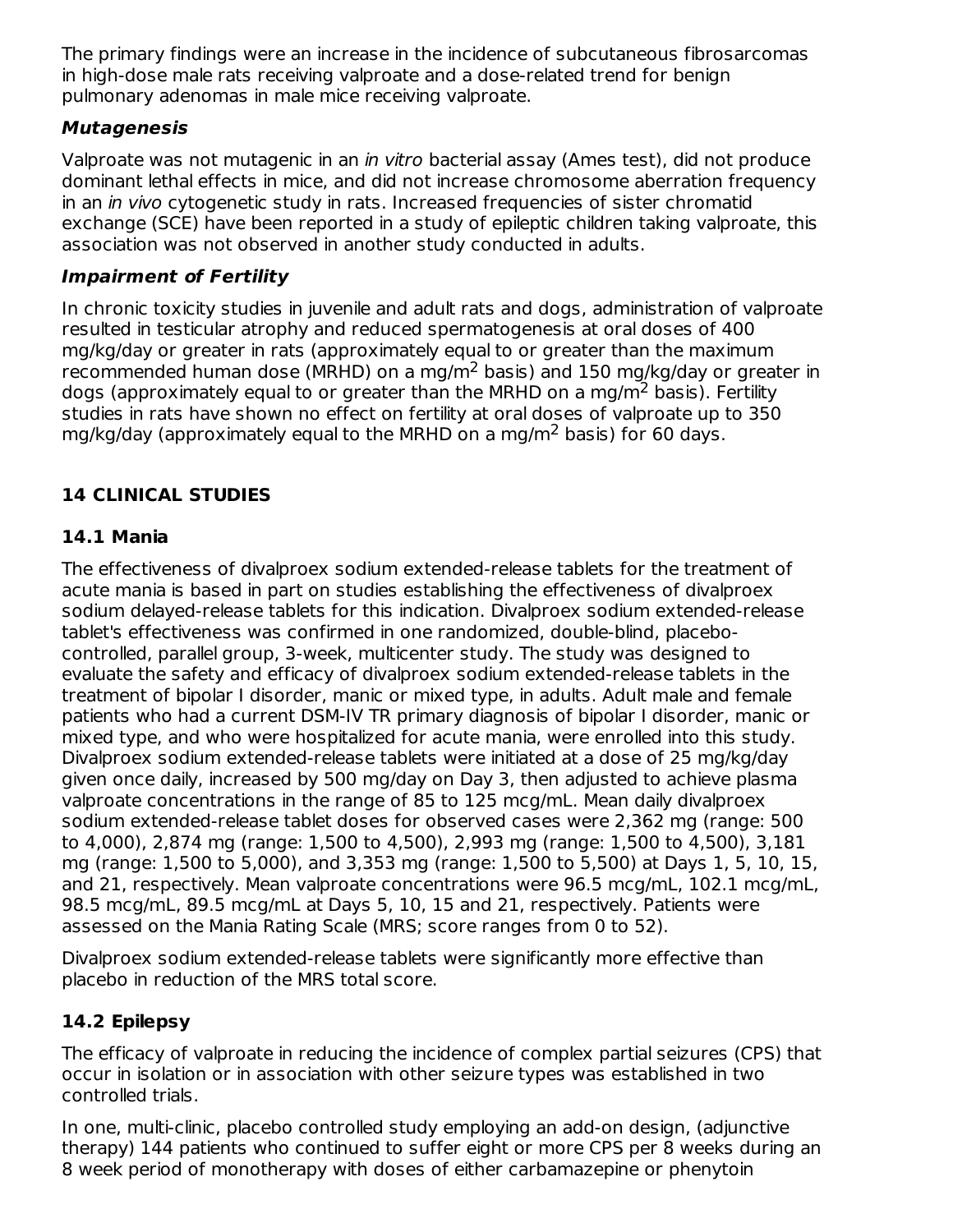The primary findings were an increase in the incidence of subcutaneous fibrosarcomas in high-dose male rats receiving valproate and a dose-related trend for benign pulmonary adenomas in male mice receiving valproate.

### *Mutagenesis*

Valproate was not mutagenic in an *in vitro* bacterial assay (Ames test), did not produce dominant lethal effects in mice, and did not increase chromosome aberration frequency in an *in vivo* cytogenetic study in rats. Increased frequencies of sister chromatid exchange (SCE) have been reported in a study of epileptic children taking valproate, this association was not observed in another study conducted in adults.

### *Impairment of Fertility*

In chronic toxicity studies in juvenile and adult rats and dogs, administration of valproate resulted in testicular atrophy and reduced spermatogenesis at oral doses of 400 mg/kg/day or greater in rats (approximately equal to or greater than the maximum recommended human dose (MRHD) on a mg/$m^2$ basis) and 150 mg/kg/day or greater in dogs (approximately equal to or greater than the MRHD on a mg/$m^2$ basis). Fertility studies in rats have shown no effect on fertility at oral doses of valproate up to 350 mg/kg/day (approximately equal to the MRHD on a mg/$m^2$ basis) for 60 days.

## 14 CLINICAL STUDIES

### 14.1 Mania

The effectiveness of divalproex sodium extended-release tablets for the treatment of acute mania is based in part on studies establishing the effectiveness of divalproex sodium delayed-release tablets for this indication. Divalproex sodium extended-release tablet's effectiveness was confirmed in one randomized, double-blind, placebo-controlled, parallel group, 3-week, multicenter study. The study was designed to evaluate the safety and efficacy of divalproex sodium extended-release tablets in the treatment of bipolar I disorder, manic or mixed type, in adults. Adult male and female patients who had a current DSM-IV TR primary diagnosis of bipolar I disorder, manic or mixed type, and who were hospitalized for acute mania, were enrolled into this study. Divalproex sodium extended-release tablets were initiated at a dose of 25 mg/kg/day given once daily, increased by 500 mg/day on Day 3, then adjusted to achieve plasma valproate concentrations in the range of 85 to 125 mcg/mL. Mean daily divalproex sodium extended-release tablet doses for observed cases were 2,362 mg (range: 500 to 4,000), 2,874 mg (range: 1,500 to 4,500), 2,993 mg (range: 1,500 to 4,500), 3,181 mg (range: 1,500 to 5,000), and 3,353 mg (range: 1,500 to 5,500) at Days 1, 5, 10, 15, and 21, respectively. Mean valproate concentrations were 96.5 mcg/mL, 102.1 mcg/mL, 98.5 mcg/mL, 89.5 mcg/mL at Days 5, 10, 15 and 21, respectively. Patients were assessed on the Mania Rating Scale (MRS; score ranges from 0 to 52).

Divalproex sodium extended-release tablets were significantly more effective than placebo in reduction of the MRS total score.

### 14.2 Epilepsy

The efficacy of valproate in reducing the incidence of complex partial seizures (CPS) that occur in isolation or in association with other seizure types was established in two controlled trials.

In one, multi-clinic, placebo controlled study employing an add-on design, (adjunctive therapy) 144 patients who continued to suffer eight or more CPS per 8 weeks during an 8 week period of monotherapy with doses of either carbamazepine or phenytoin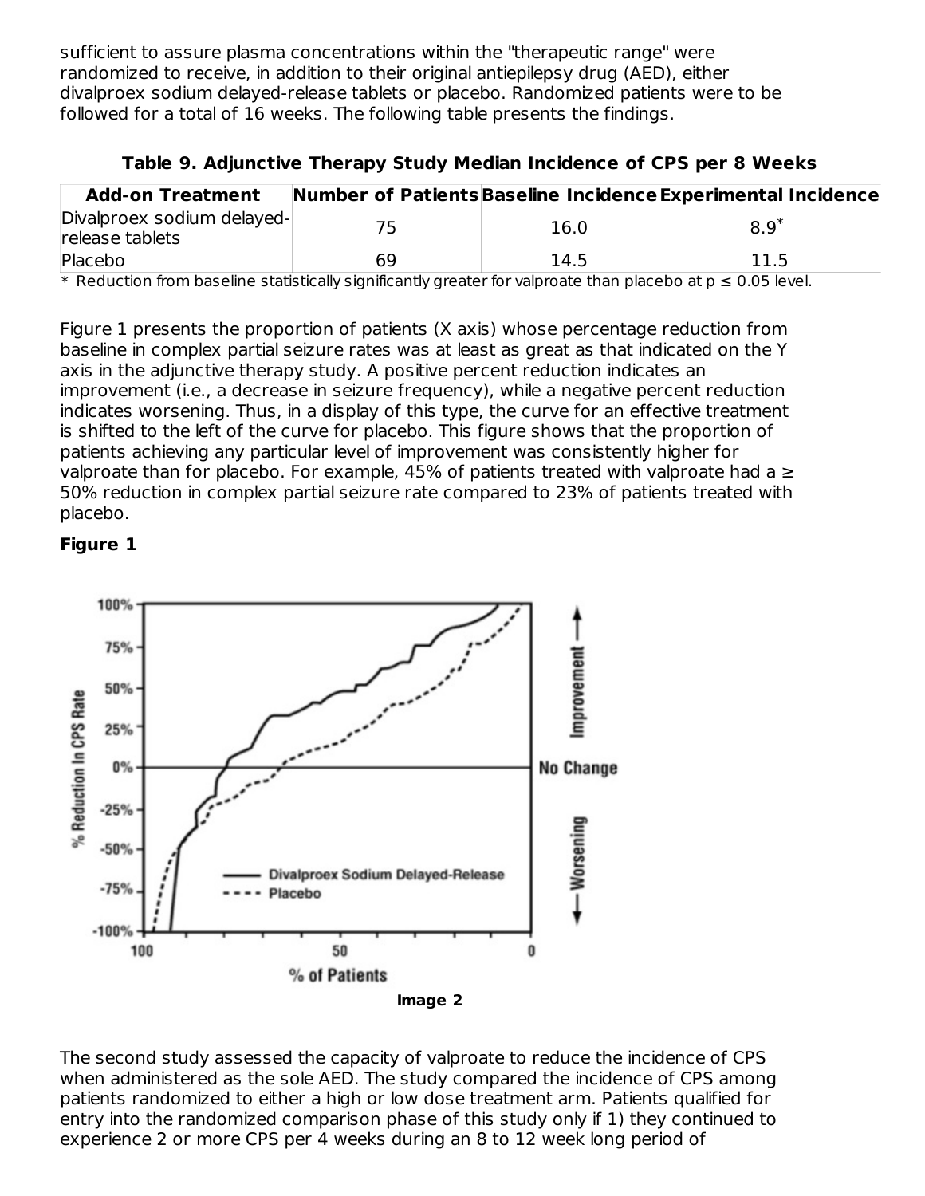sufficient to assure plasma concentrations within the "therapeutic range" were randomized to receive, in addition to their original antiepilepsy drug (AED), either divalproex sodium delayed-release tablets or placebo. Randomized patients were to be followed for a total of 16 weeks. The following table presents the findings.

**Table 9. Adjunctive Therapy Study Median Incidence of CPS per 8 Weeks**

| Add-on Treatment | Number of Patients | Baseline Incidence | Experimental Incidence |
|---|---|---|---|
| Divalproex sodium delayed-release tablets | 75 | 16.0 | 8.9* |
| Placebo | 69 | 14.5 | 11.5 |

\* Reduction from baseline statistically significantly greater for valproate than placebo at $p \leq 0.05$ level.

Figure 1 presents the proportion of patients (X axis) whose percentage reduction from baseline in complex partial seizure rates was at least as great as that indicated on the Y axis in the adjunctive therapy study. A positive percent reduction indicates an improvement (i.e., a decrease in seizure frequency), while a negative percent reduction indicates worsening. Thus, in a display of this type, the curve for an effective treatment is shifted to the left of the curve for placebo. This figure shows that the proportion of patients achieving any particular level of improvement was consistently higher for valproate than for placebo. For example, 45% of patients treated with valproate had a ≥ 50% reduction in complex partial seizure rate compared to 23% of patients treated with placebo.

**Figure 1**

Image 2

The second study assessed the capacity of valproate to reduce the incidence of CPS when administered as the sole AED. The study compared the incidence of CPS among patients randomized to either a high or low dose treatment arm. Patients qualified for entry into the randomized comparison phase of this study only if 1) they continued to experience 2 or more CPS per 4 weeks during an 8 to 12 week long period of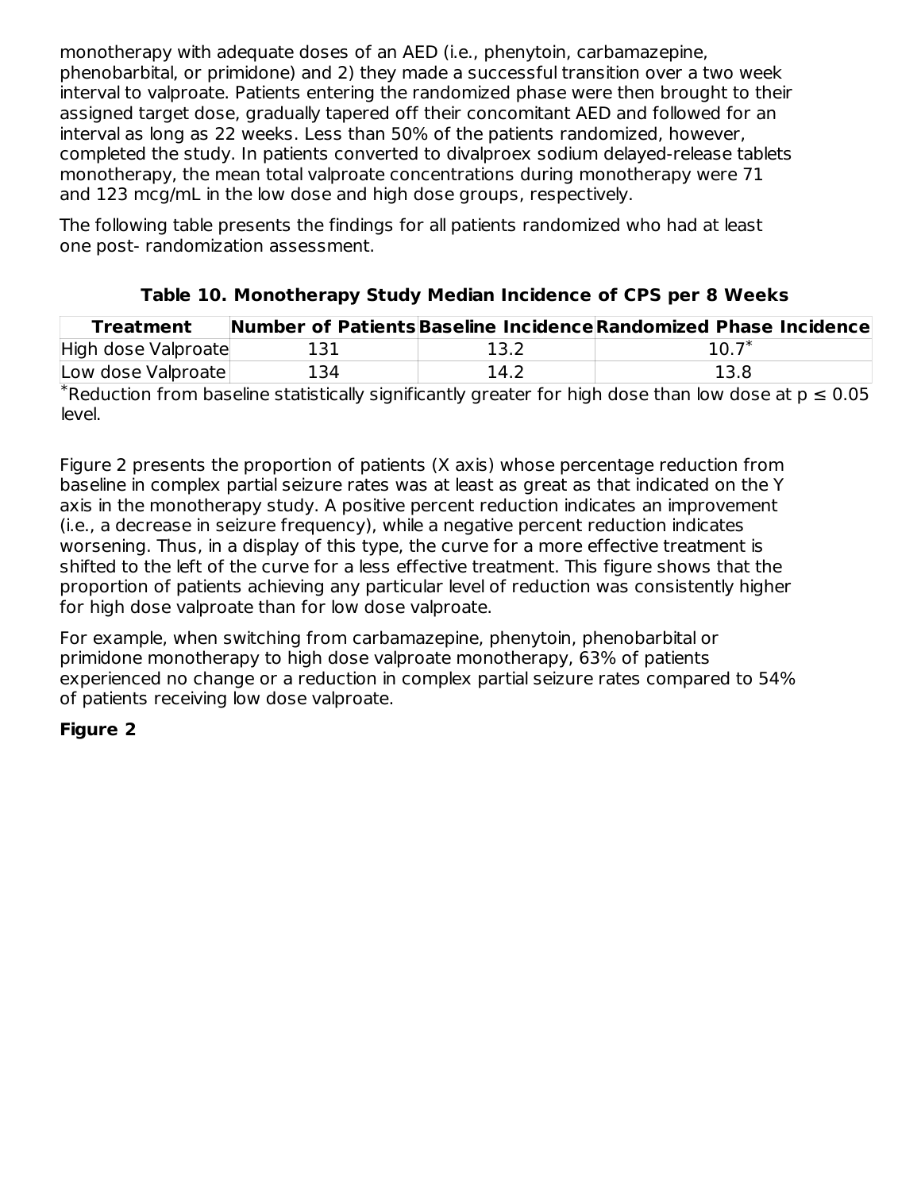monotherapy with adequate doses of an AED (i.e., phenytoin, carbamazepine, phenobarbital, or primidone) and 2) they made a successful transition over a two week interval to valproate. Patients entering the randomized phase were then brought to their assigned target dose, gradually tapered off their concomitant AED and followed for an interval as long as 22 weeks. Less than 50% of the patients randomized, however, completed the study. In patients converted to divalproex sodium delayed-release tablets monotherapy, the mean total valproate concentrations during monotherapy were 71 and 123 mcg/mL in the low dose and high dose groups, respectively.

The following table presents the findings for all patients randomized who had at least one post- randomization assessment.

**Table 10. Monotherapy Study Median Incidence of CPS per 8 Weeks**

| Treatment | Number of Patients | Baseline Incidence | Randomized Phase Incidence |
|---|---|---|---|
| High dose Valproate | 131 | 13.2 | 10.7* |
| Low dose Valproate | 134 | 14.2 | 13.8 |

*Reduction from baseline statistically significantly greater for high dose than low dose at $p \leq 0.05$ level.

Figure 2 presents the proportion of patients (X axis) whose percentage reduction from baseline in complex partial seizure rates was at least as great as that indicated on the Y axis in the monotherapy study. A positive percent reduction indicates an improvement (i.e., a decrease in seizure frequency), while a negative percent reduction indicates worsening. Thus, in a display of this type, the curve for a more effective treatment is shifted to the left of the curve for a less effective treatment. This figure shows that the proportion of patients achieving any particular level of reduction was consistently higher for high dose valproate than for low dose valproate.

For example, when switching from carbamazepine, phenytoin, phenobarbital or primidone monotherapy to high dose valproate monotherapy, 63% of patients experienced no change or a reduction in complex partial seizure rates compared to 54% of patients receiving low dose valproate.

**Figure 2**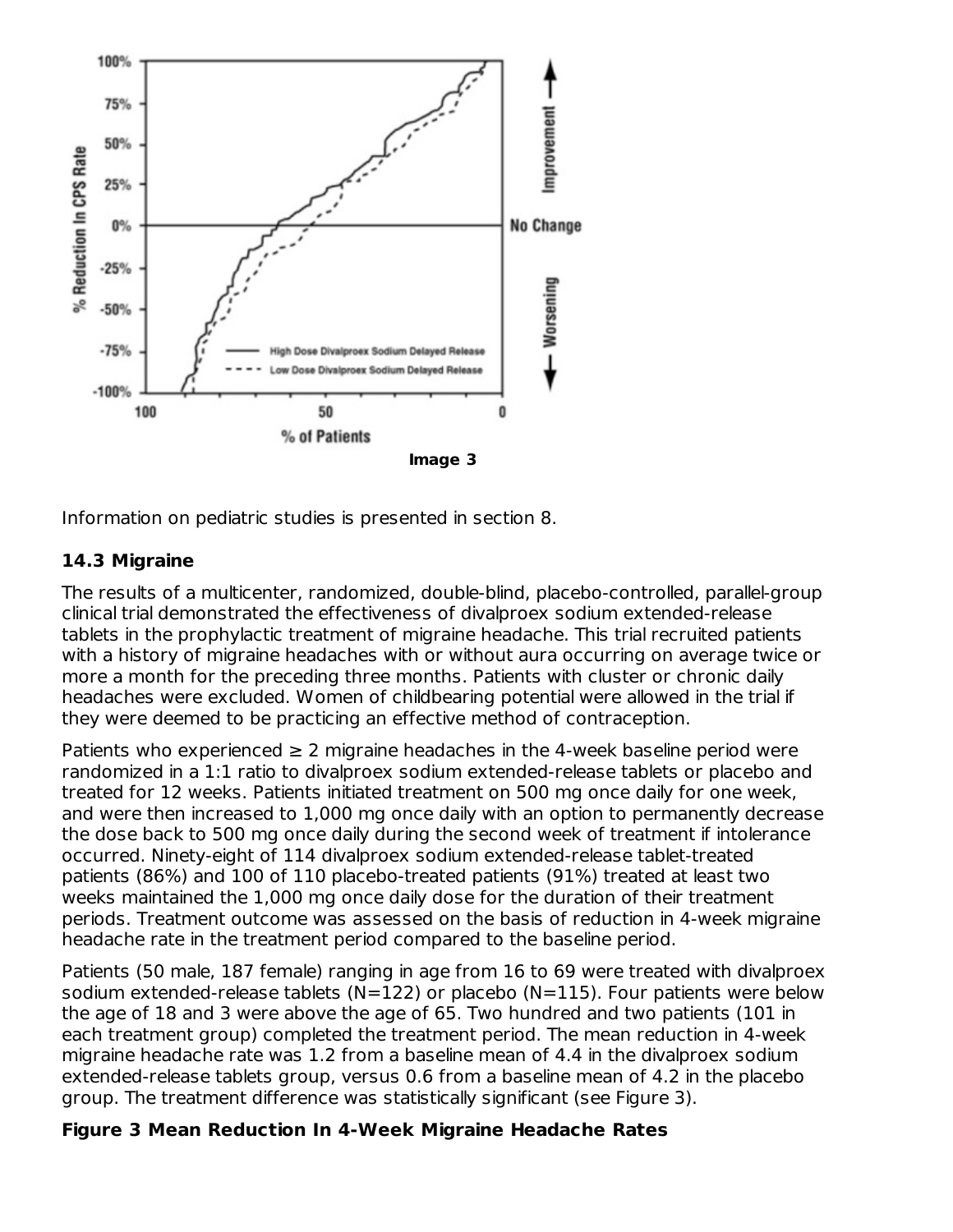Image 3

Information on pediatric studies is presented in section 8.

### 14.3 Migraine

The results of a multicenter, randomized, double-blind, placebo-controlled, parallel-group clinical trial demonstrated the effectiveness of divalproex sodium extended-release tablets in the prophylactic treatment of migraine headache. This trial recruited patients with a history of migraine headaches with or without aura occurring on average twice or more a month for the preceding three months. Patients with cluster or chronic daily headaches were excluded. Women of childbearing potential were allowed in the trial if they were deemed to be practicing an effective method of contraception.

Patients who experienced ≥ 2 migraine headaches in the 4-week baseline period were randomized in a 1:1 ratio to divalproex sodium extended-release tablets or placebo and treated for 12 weeks. Patients initiated treatment on 500 mg once daily for one week, and were then increased to 1,000 mg once daily with an option to permanently decrease the dose back to 500 mg once daily during the second week of treatment if intolerance occurred. Ninety-eight of 114 divalproex sodium extended-release tablet-treated patients (86%) and 100 of 110 placebo-treated patients (91%) treated at least two weeks maintained the 1,000 mg once daily dose for the duration of their treatment periods. Treatment outcome was assessed on the basis of reduction in 4-week migraine headache rate in the treatment period compared to the baseline period.

Patients (50 male, 187 female) ranging in age from 16 to 69 were treated with divalproex sodium extended-release tablets (N=122) or placebo (N=115). Four patients were below the age of 18 and 3 were above the age of 65. Two hundred and two patients (101 in each treatment group) completed the treatment period. The mean reduction in 4-week migraine headache rate was 1.2 from a baseline mean of 4.4 in the divalproex sodium extended-release tablets group, versus 0.6 from a baseline mean of 4.2 in the placebo group. The treatment difference was statistically significant (see Figure 3).

**Figure 3 Mean Reduction In 4-Week Migraine Headache Rates**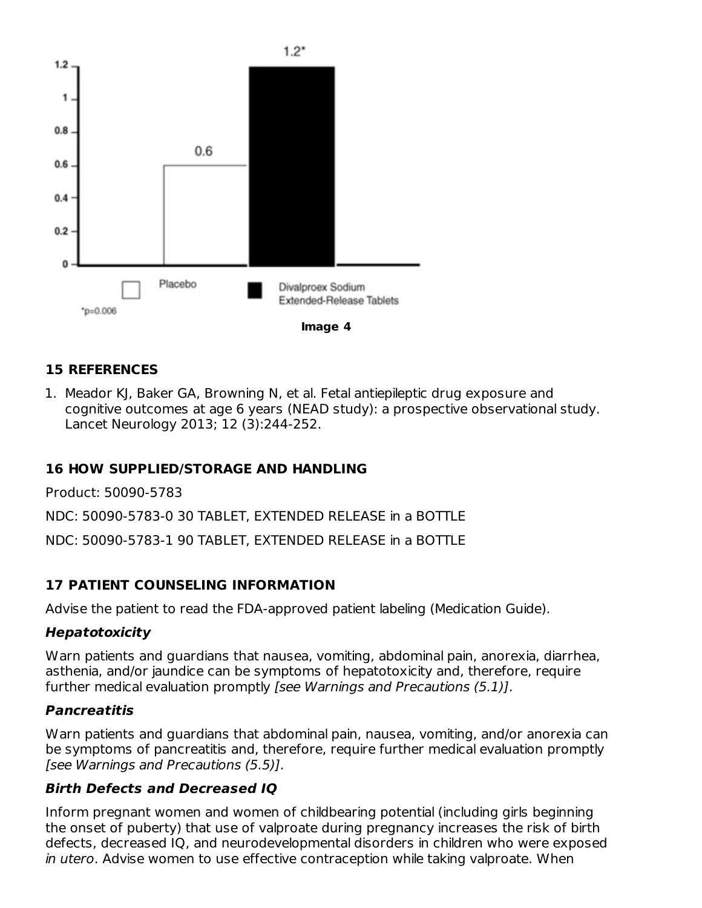Image 4

## 15 REFERENCES

1. Meador KJ, Baker GA, Browning N, et al. Fetal antiepileptic drug exposure and cognitive outcomes at age 6 years (NEAD study): a prospective observational study. Lancet Neurology 2013; 12 (3):244-252.

## 16 HOW SUPPLIED/STORAGE AND HANDLING

Product: 50090-5783

NDC: 50090-5783-0 30 TABLET, EXTENDED RELEASE in a BOTTLE

NDC: 50090-5783-1 90 TABLET, EXTENDED RELEASE in a BOTTLE

## 17 PATIENT COUNSELING INFORMATION

Advise the patient to read the FDA-approved patient labeling (Medication Guide).

### *Hepatotoxicity*

Warn patients and guardians that nausea, vomiting, abdominal pain, anorexia, diarrhea, asthenia, and/or jaundice can be symptoms of hepatotoxicity and, therefore, require further medical evaluation promptly *[see Warnings and Precautions (5.1)]*.

### *Pancreatitis*

Warn patients and guardians that abdominal pain, nausea, vomiting, and/or anorexia can be symptoms of pancreatitis and, therefore, require further medical evaluation promptly *[see Warnings and Precautions (5.5)]*.

### *Birth Defects and Decreased IQ*

Inform pregnant women and women of childbearing potential (including girls beginning the onset of puberty) that use of valproate during pregnancy increases the risk of birth defects, decreased IQ, and neurodevelopmental disorders in children who were exposed *in utero*. Advise women to use effective contraception while taking valproate. When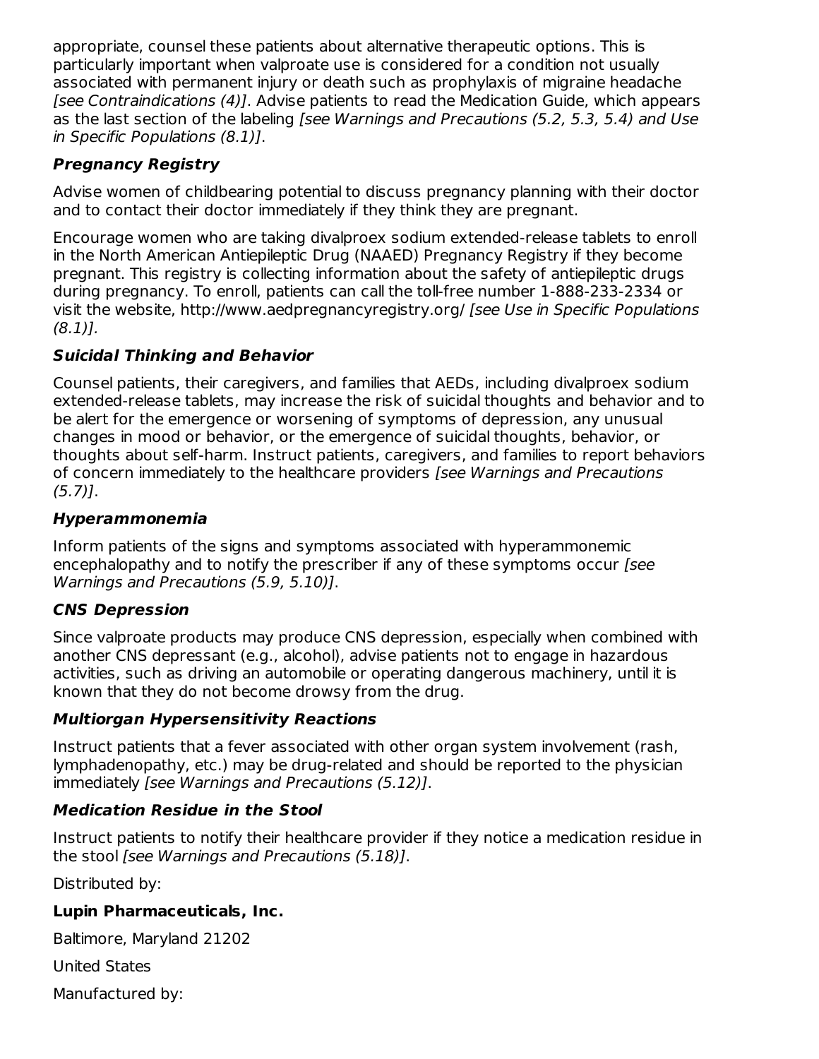appropriate, counsel these patients about alternative therapeutic options. This is particularly important when valproate use is considered for a condition not usually associated with permanent injury or death such as prophylaxis of migraine headache *[see Contraindications (4)]*. Advise patients to read the Medication Guide, which appears as the last section of the labeling *[see Warnings and Precautions (5.2, 5.3, 5.4) and Use in Specific Populations (8.1)]*.

***Pregnancy Registry***

Advise women of childbearing potential to discuss pregnancy planning with their doctor and to contact their doctor immediately if they think they are pregnant.

Encourage women who are taking divalproex sodium extended-release tablets to enroll in the North American Antiepileptic Drug (NAAED) Pregnancy Registry if they become pregnant. This registry is collecting information about the safety of antiepileptic drugs during pregnancy. To enroll, patients can call the toll-free number 1-888-233-2334 or visit the website, http://www.aedpregnancyregistry.org/ *[see Use in Specific Populations (8.1)].*

***Suicidal Thinking and Behavior***

Counsel patients, their caregivers, and families that AEDs, including divalproex sodium extended-release tablets, may increase the risk of suicidal thoughts and behavior and to be alert for the emergence or worsening of symptoms of depression, any unusual changes in mood or behavior, or the emergence of suicidal thoughts, behavior, or thoughts about self-harm. Instruct patients, caregivers, and families to report behaviors of concern immediately to the healthcare providers *[see Warnings and Precautions (5.7)]*.

***Hyperammonemia***

Inform patients of the signs and symptoms associated with hyperammonemic encephalopathy and to notify the prescriber if any of these symptoms occur *[see Warnings and Precautions (5.9, 5.10)]*.

***CNS Depression***

Since valproate products may produce CNS depression, especially when combined with another CNS depressant (e.g., alcohol), advise patients not to engage in hazardous activities, such as driving an automobile or operating dangerous machinery, until it is known that they do not become drowsy from the drug.

***Multiorgan Hypersensitivity Reactions***

Instruct patients that a fever associated with other organ system involvement (rash, lymphadenopathy, etc.) may be drug-related and should be reported to the physician immediately *[see Warnings and Precautions (5.12)]*.

***Medication Residue in the Stool***

Instruct patients to notify their healthcare provider if they notice a medication residue in the stool *[see Warnings and Precautions (5.18)]*.

Distributed by:

**Lupin Pharmaceuticals, Inc.**

Baltimore, Maryland 21202

United States

Manufactured by: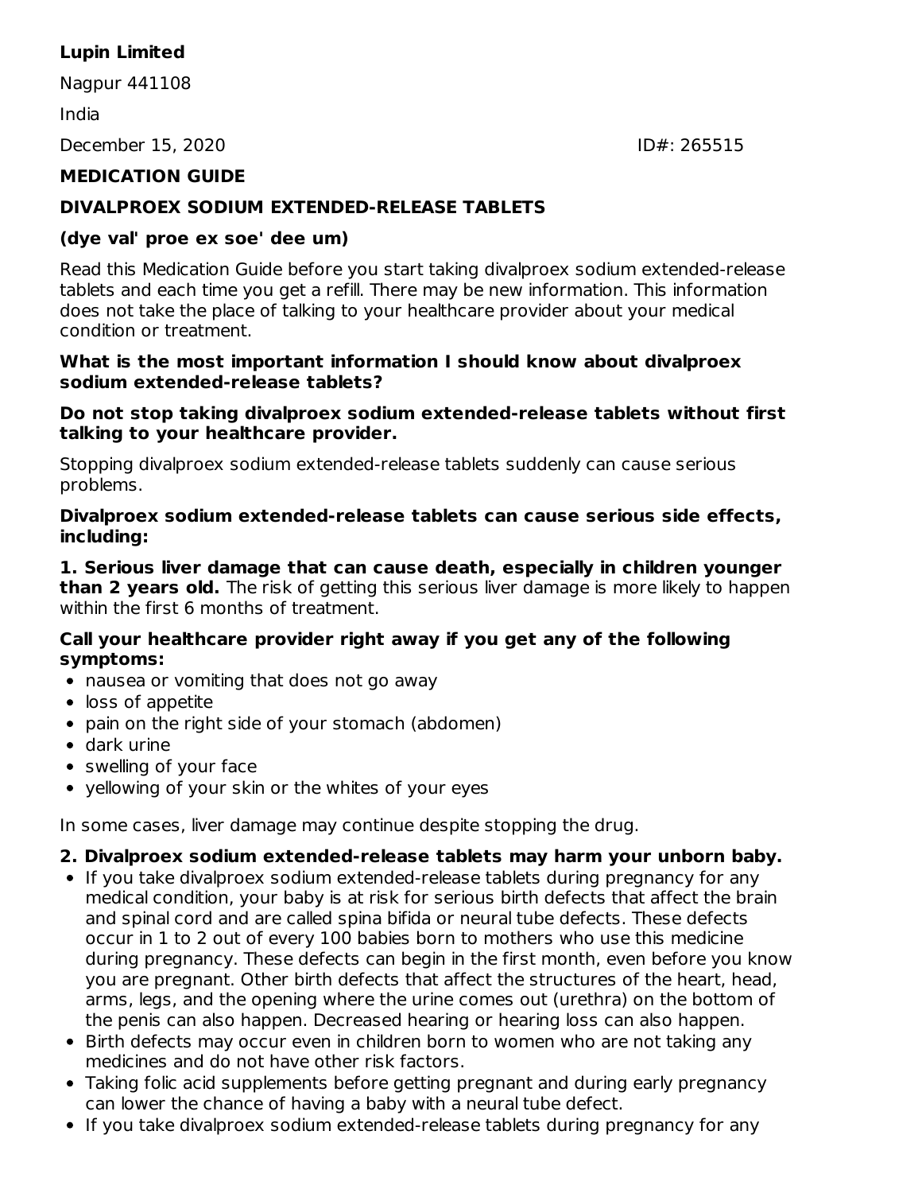**Lupin Limited**

Nagpur 441108

India

December 15, 2020 ID#: 265515

## MEDICATION GUIDE

## DIVALPROEX SODIUM EXTENDED-RELEASE TABLETS

**(dye val' proe ex soe' dee um)**

Read this Medication Guide before you start taking divalproex sodium extended-release tablets and each time you get a refill. There may be new information. This information does not take the place of talking to your healthcare provider about your medical condition or treatment.

**What is the most important information I should know about divalproex sodium extended-release tablets?**

**Do not stop taking divalproex sodium extended-release tablets without first talking to your healthcare provider.**

Stopping divalproex sodium extended-release tablets suddenly can cause serious problems.

**Divalproex sodium extended-release tablets can cause serious side effects, including:**

**1. Serious liver damage that can cause death, especially in children younger than 2 years old.** The risk of getting this serious liver damage is more likely to happen within the first 6 months of treatment.

**Call your healthcare provider right away if you get any of the following symptoms:**

- nausea or vomiting that does not go away
- loss of appetite
- pain on the right side of your stomach (abdomen)
- dark urine
- swelling of your face
- yellowing of your skin or the whites of your eyes

In some cases, liver damage may continue despite stopping the drug.

**2. Divalproex sodium extended-release tablets may harm your unborn baby.**

- If you take divalproex sodium extended-release tablets during pregnancy for any medical condition, your baby is at risk for serious birth defects that affect the brain and spinal cord and are called spina bifida or neural tube defects. These defects occur in 1 to 2 out of every 100 babies born to mothers who use this medicine during pregnancy. These defects can begin in the first month, even before you know you are pregnant. Other birth defects that affect the structures of the heart, head, arms, legs, and the opening where the urine comes out (urethra) on the bottom of the penis can also happen. Decreased hearing or hearing loss can also happen.
- Birth defects may occur even in children born to women who are not taking any medicines and do not have other risk factors.
- Taking folic acid supplements before getting pregnant and during early pregnancy can lower the chance of having a baby with a neural tube defect.
- If you take divalproex sodium extended-release tablets during pregnancy for any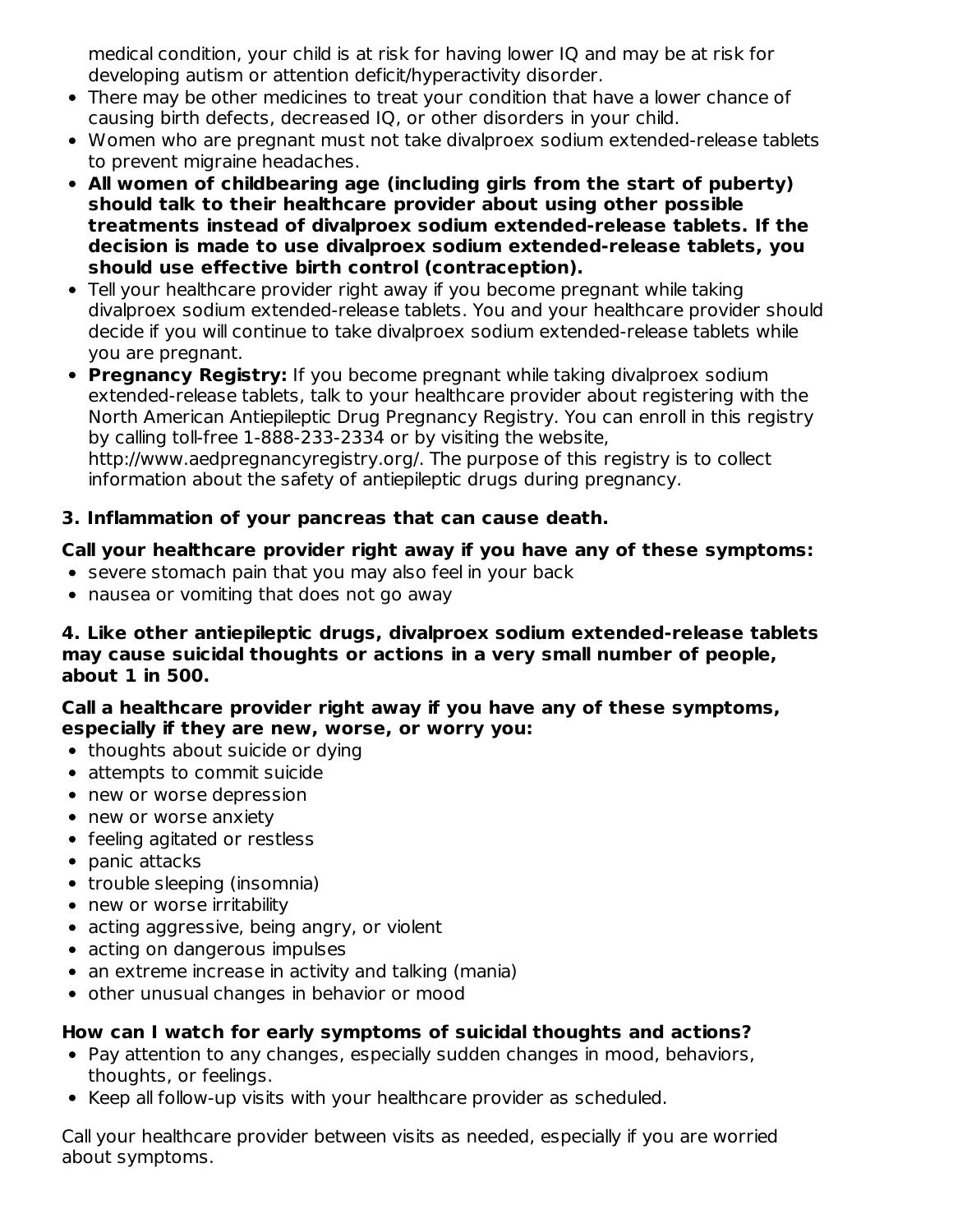medical condition, your child is at risk for having lower IQ and may be at risk for developing autism or attention deficit/hyperactivity disorder.

- There may be other medicines to treat your condition that have a lower chance of causing birth defects, decreased IQ, or other disorders in your child.
- Women who are pregnant must not take divalproex sodium extended-release tablets to prevent migraine headaches.
- **All women of childbearing age (including girls from the start of puberty) should talk to their healthcare provider about using other possible treatments instead of divalproex sodium extended-release tablets. If the decision is made to use divalproex sodium extended-release tablets, you should use effective birth control (contraception).**
- Tell your healthcare provider right away if you become pregnant while taking divalproex sodium extended-release tablets. You and your healthcare provider should decide if you will continue to take divalproex sodium extended-release tablets while you are pregnant.
- **Pregnancy Registry:** If you become pregnant while taking divalproex sodium extended-release tablets, talk to your healthcare provider about registering with the North American Antiepileptic Drug Pregnancy Registry. You can enroll in this registry by calling toll-free 1-888-233-2334 or by visiting the website, http://www.aedpregnancyregistry.org/. The purpose of this registry is to collect information about the safety of antiepileptic drugs during pregnancy.

**3. Inflammation of your pancreas that can cause death.**

**Call your healthcare provider right away if you have any of these symptoms:**

- severe stomach pain that you may also feel in your back
- nausea or vomiting that does not go away

**4. Like other antiepileptic drugs, divalproex sodium extended-release tablets may cause suicidal thoughts or actions in a very small number of people, about 1 in 500.**

**Call a healthcare provider right away if you have any of these symptoms, especially if they are new, worse, or worry you:**

- thoughts about suicide or dying
- attempts to commit suicide
- new or worse depression
- new or worse anxiety
- feeling agitated or restless
- panic attacks
- trouble sleeping (insomnia)
- new or worse irritability
- acting aggressive, being angry, or violent
- acting on dangerous impulses
- an extreme increase in activity and talking (mania)
- other unusual changes in behavior or mood

**How can I watch for early symptoms of suicidal thoughts and actions?**

- Pay attention to any changes, especially sudden changes in mood, behaviors, thoughts, or feelings.
- Keep all follow-up visits with your healthcare provider as scheduled.

Call your healthcare provider between visits as needed, especially if you are worried about symptoms.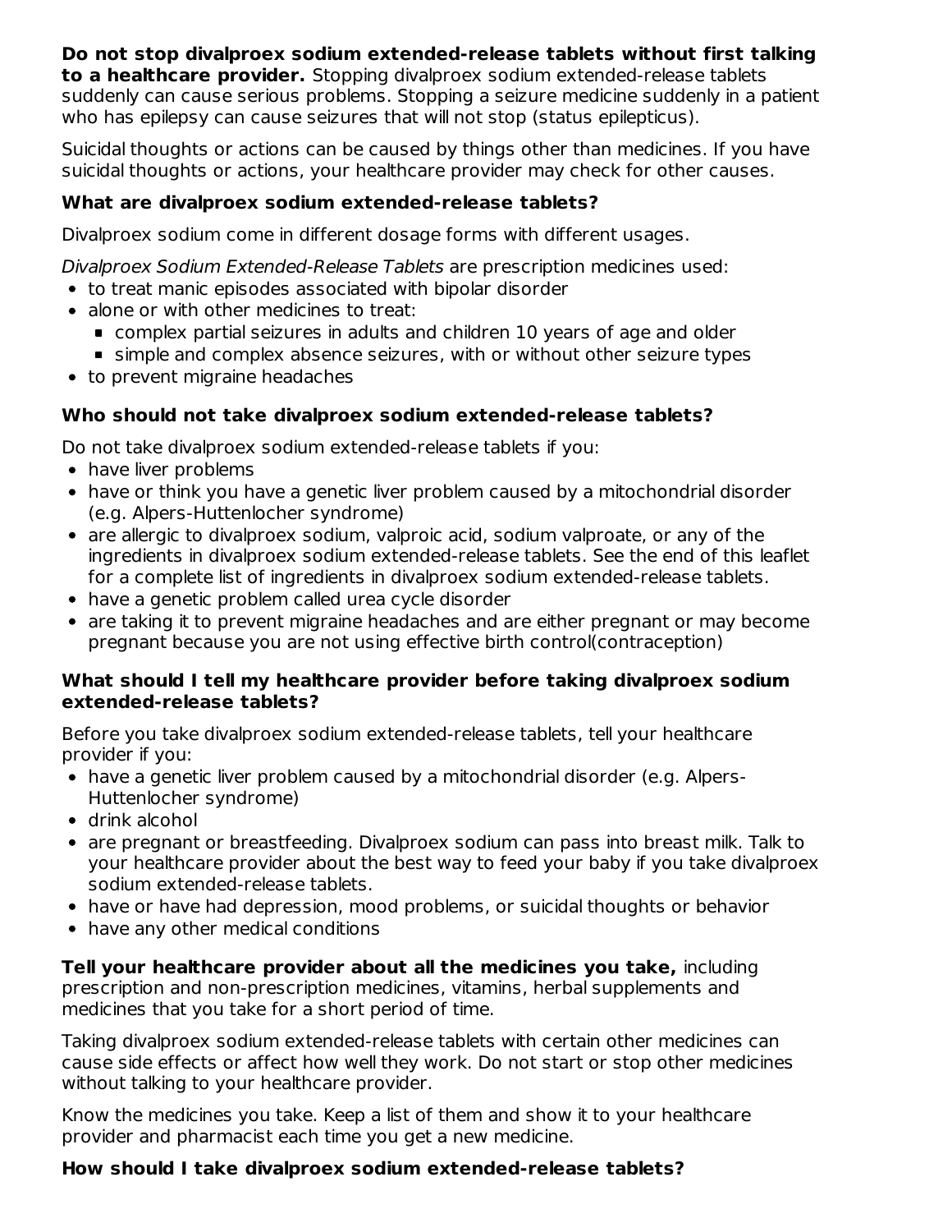**Do not stop divalproex sodium extended-release tablets without first talking to a healthcare provider.** Stopping divalproex sodium extended-release tablets suddenly can cause serious problems. Stopping a seizure medicine suddenly in a patient who has epilepsy can cause seizures that will not stop (status epilepticus).

Suicidal thoughts or actions can be caused by things other than medicines. If you have suicidal thoughts or actions, your healthcare provider may check for other causes.

### What are divalproex sodium extended-release tablets?

Divalproex sodium come in different dosage forms with different usages.

*Divalproex Sodium Extended-Release Tablets* are prescription medicines used:

- to treat manic episodes associated with bipolar disorder
- alone or with other medicines to treat:
  - complex partial seizures in adults and children 10 years of age and older
  - simple and complex absence seizures, with or without other seizure types
- to prevent migraine headaches

### Who should not take divalproex sodium extended-release tablets?

Do not take divalproex sodium extended-release tablets if you:

- have liver problems
- have or think you have a genetic liver problem caused by a mitochondrial disorder (e.g. Alpers-Huttenlocher syndrome)
- are allergic to divalproex sodium, valproic acid, sodium valproate, or any of the ingredients in divalproex sodium extended-release tablets. See the end of this leaflet for a complete list of ingredients in divalproex sodium extended-release tablets.
- have a genetic problem called urea cycle disorder
- are taking it to prevent migraine headaches and are either pregnant or may become pregnant because you are not using effective birth control(contraception)

### What should I tell my healthcare provider before taking divalproex sodium extended-release tablets?

Before you take divalproex sodium extended-release tablets, tell your healthcare provider if you:

- have a genetic liver problem caused by a mitochondrial disorder (e.g. Alpers-Huttenlocher syndrome)
- drink alcohol
- are pregnant or breastfeeding. Divalproex sodium can pass into breast milk. Talk to your healthcare provider about the best way to feed your baby if you take divalproex sodium extended-release tablets.
- have or have had depression, mood problems, or suicidal thoughts or behavior
- have any other medical conditions

**Tell your healthcare provider about all the medicines you take,** including prescription and non-prescription medicines, vitamins, herbal supplements and medicines that you take for a short period of time.

Taking divalproex sodium extended-release tablets with certain other medicines can cause side effects or affect how well they work. Do not start or stop other medicines without talking to your healthcare provider.

Know the medicines you take. Keep a list of them and show it to your healthcare provider and pharmacist each time you get a new medicine.

### How should I take divalproex sodium extended-release tablets?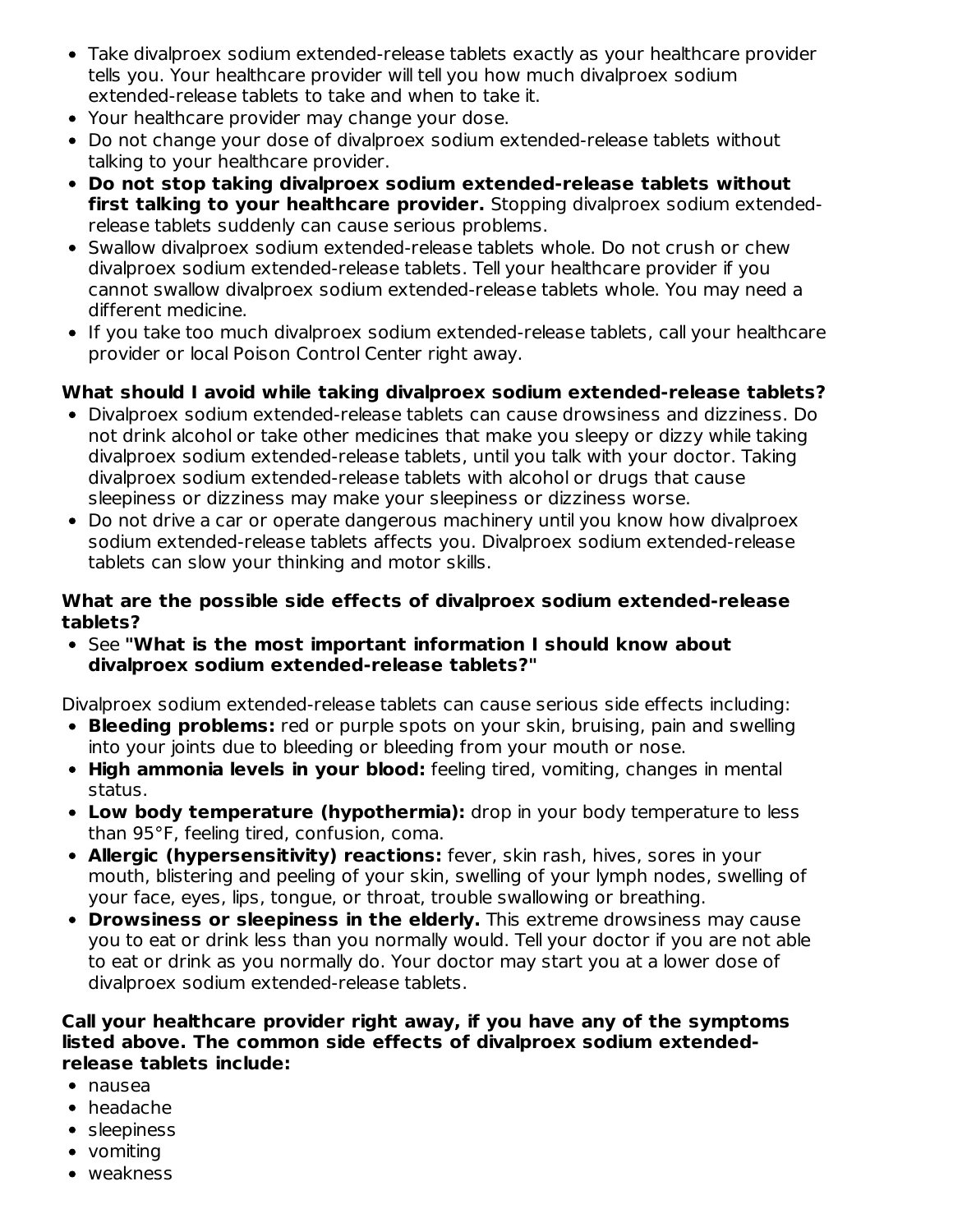- Take divalproex sodium extended-release tablets exactly as your healthcare provider tells you. Your healthcare provider will tell you how much divalproex sodium extended-release tablets to take and when to take it.
- Your healthcare provider may change your dose.
- Do not change your dose of divalproex sodium extended-release tablets without talking to your healthcare provider.
- **Do not stop taking divalproex sodium extended-release tablets without first talking to your healthcare provider.** Stopping divalproex sodium extended-release tablets suddenly can cause serious problems.
- Swallow divalproex sodium extended-release tablets whole. Do not crush or chew divalproex sodium extended-release tablets. Tell your healthcare provider if you cannot swallow divalproex sodium extended-release tablets whole. You may need a different medicine.
- If you take too much divalproex sodium extended-release tablets, call your healthcare provider or local Poison Control Center right away.

**What should I avoid while taking divalproex sodium extended-release tablets?**

- Divalproex sodium extended-release tablets can cause drowsiness and dizziness. Do not drink alcohol or take other medicines that make you sleepy or dizzy while taking divalproex sodium extended-release tablets, until you talk with your doctor. Taking divalproex sodium extended-release tablets with alcohol or drugs that cause sleepiness or dizziness may make your sleepiness or dizziness worse.
- Do not drive a car or operate dangerous machinery until you know how divalproex sodium extended-release tablets affects you. Divalproex sodium extended-release tablets can slow your thinking and motor skills.

**What are the possible side effects of divalproex sodium extended-release tablets?**

- See **"What is the most important information I should know about divalproex sodium extended-release tablets?"**

Divalproex sodium extended-release tablets can cause serious side effects including:

- **Bleeding problems:** red or purple spots on your skin, bruising, pain and swelling into your joints due to bleeding or bleeding from your mouth or nose.
- **High ammonia levels in your blood:** feeling tired, vomiting, changes in mental status.
- **Low body temperature (hypothermia):** drop in your body temperature to less than 95°F, feeling tired, confusion, coma.
- **Allergic (hypersensitivity) reactions:** fever, skin rash, hives, sores in your mouth, blistering and peeling of your skin, swelling of your lymph nodes, swelling of your face, eyes, lips, tongue, or throat, trouble swallowing or breathing.
- **Drowsiness or sleepiness in the elderly.** This extreme drowsiness may cause you to eat or drink less than you normally would. Tell your doctor if you are not able to eat or drink as you normally do. Your doctor may start you at a lower dose of divalproex sodium extended-release tablets.

**Call your healthcare provider right away, if you have any of the symptoms listed above. The common side effects of divalproex sodium extended-release tablets include:**

- nausea
- headache
- sleepiness
- vomiting
- weakness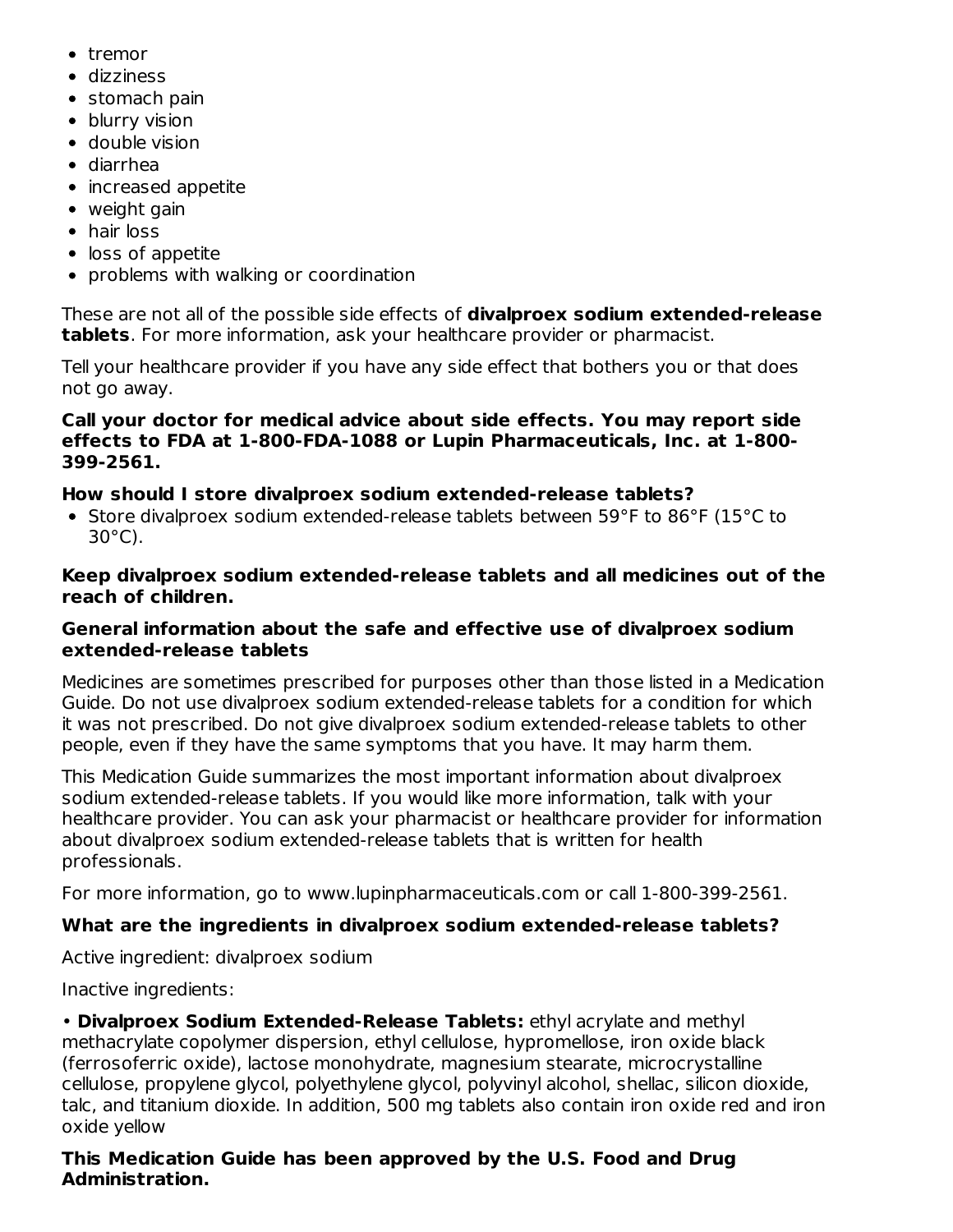- tremor
- dizziness
- stomach pain
- blurry vision
- double vision
- diarrhea
- increased appetite
- weight gain
- hair loss
- loss of appetite
- problems with walking or coordination

These are not all of the possible side effects of **divalproex sodium extended-release tablets**. For more information, ask your healthcare provider or pharmacist.

Tell your healthcare provider if you have any side effect that bothers you or that does not go away.

**Call your doctor for medical advice about side effects. You may report side effects to FDA at 1-800-FDA-1088 or Lupin Pharmaceuticals, Inc. at 1-800-399-2561.**

**How should I store divalproex sodium extended-release tablets?**

- Store divalproex sodium extended-release tablets between 59°F to 86°F (15°C to 30°C).

**Keep divalproex sodium extended-release tablets and all medicines out of the reach of children.**

**General information about the safe and effective use of divalproex sodium extended-release tablets**

Medicines are sometimes prescribed for purposes other than those listed in a Medication Guide. Do not use divalproex sodium extended-release tablets for a condition for which it was not prescribed. Do not give divalproex sodium extended-release tablets to other people, even if they have the same symptoms that you have. It may harm them.

This Medication Guide summarizes the most important information about divalproex sodium extended-release tablets. If you would like more information, talk with your healthcare provider. You can ask your pharmacist or healthcare provider for information about divalproex sodium extended-release tablets that is written for health professionals.

For more information, go to www.lupinpharmaceuticals.com or call 1-800-399-2561.

**What are the ingredients in divalproex sodium extended-release tablets?**

Active ingredient: divalproex sodium

Inactive ingredients:

• **Divalproex Sodium Extended-Release Tablets:** ethyl acrylate and methyl methacrylate copolymer dispersion, ethyl cellulose, hypromellose, iron oxide black (ferrosoferric oxide), lactose monohydrate, magnesium stearate, microcrystalline cellulose, propylene glycol, polyethylene glycol, polyvinyl alcohol, shellac, silicon dioxide, talc, and titanium dioxide. In addition, 500 mg tablets also contain iron oxide red and iron oxide yellow

**This Medication Guide has been approved by the U.S. Food and Drug Administration.**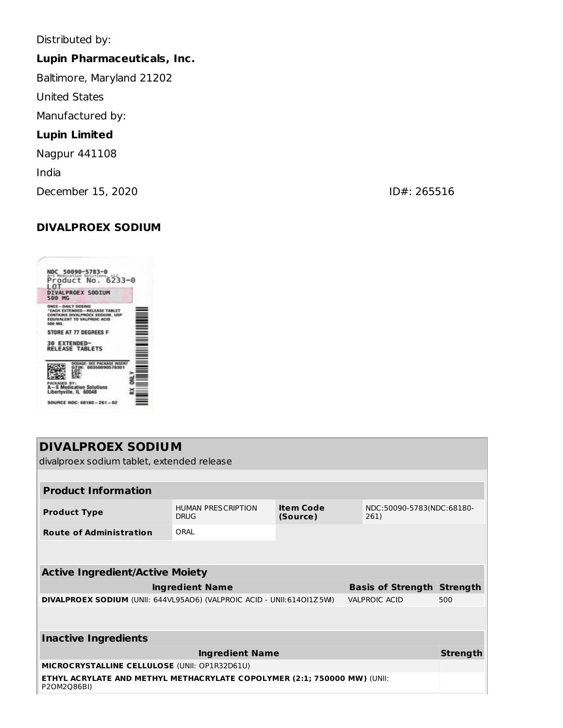Distributed by:

**Lupin Pharmaceuticals, Inc.**

Baltimore, Maryland 21202

United States

Manufactured by:

**Lupin Limited**

Nagpur 441108

India

December 15, 2020 ID#: 265516

**DIVALPROEX SODIUM**

NDC 50090-5783-0
A-S Medication Solutions, LLC
Product No. 6233-0
LOT
DIVALPROEX SODIUM
500 MG

ONCE – DAILY DOSING
*EACH EXTENDED – RELEASE TABLET CONTAINS DIVALPROEX SODIUM, USP EQUIVALENT TO VALPROIC ACID 500 MG.

STORE AT 77 DEGREES F

30 EXTENDED-RELEASE TABLETS

DOSAGE: SEE PACKAGE INSERT
GTIN: 00350090578301
LOT:
EXP:
S/N:

PACKAGED BY:
A-S Medication Solutions
Libertyville, IL 60048

RX ONLY

SOURCE NDC: 68180-261-02

## DIVALPROEX SODIUM

divalproex sodium tablet, extended release

### Product Information

| | | | |
|---|---|---|---|
| **Product Type** | HUMAN PRESCRIPTION DRUG | **Item Code (Source)** | NDC:50090-5783(NDC:68180-261) |
| **Route of Administration** | ORAL | | |

### Active Ingredient/Active Moiety

| Ingredient Name | Basis of Strength | Strength |
|---|---|---|
| **DIVALPROEX SODIUM** (UNII: 644VL95AO6) (VALPROIC ACID - UNII:614OI1Z5WI) | VALPROIC ACID | 500 |

### Inactive Ingredients

| Ingredient Name | Strength |
|---|---|
| **MICROCRYSTALLINE CELLULOSE** (UNII: OP1R32D61U) | |
| **ETHYL ACRYLATE AND METHYL METHACRYLATE COPOLYMER (2:1; 750000 MW)** (UNII: P2OM2Q86BI) | |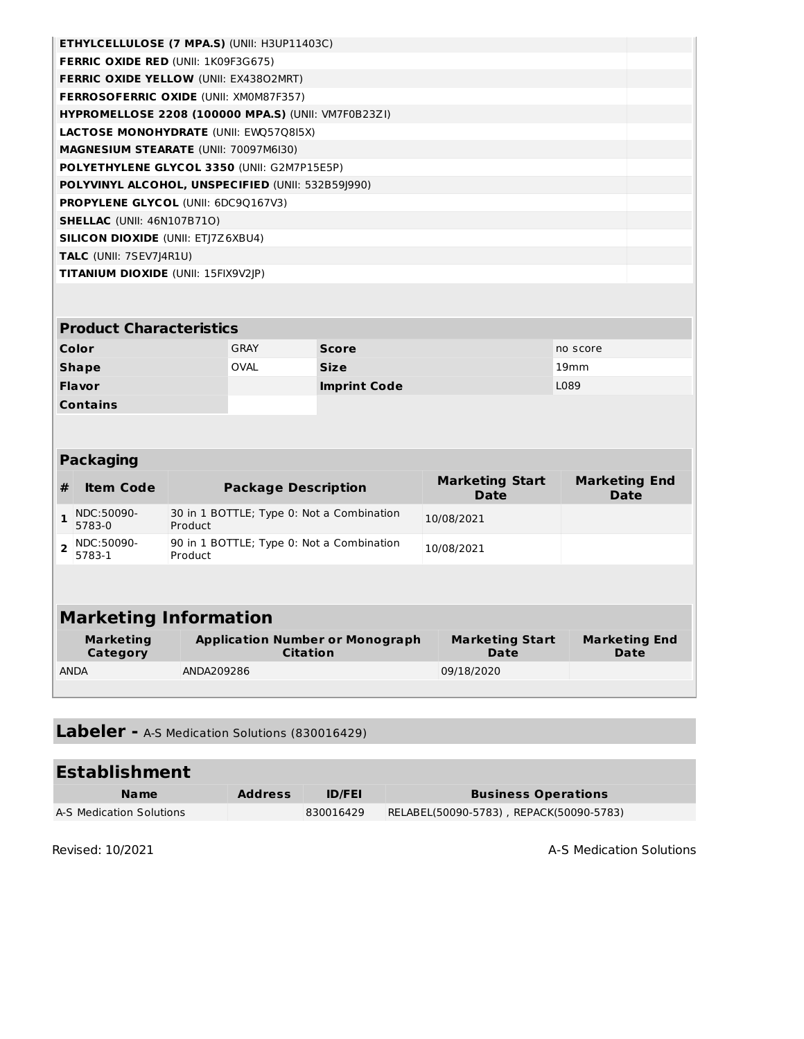| | |
|---|---|
| **ETHYLCELLULOSE (7 MPA.S)** (UNII: H3UP11403C) | |
| **FERRIC OXIDE RED** (UNII: 1K09F3G675) | |
| **FERRIC OXIDE YELLOW** (UNII: EX438O2MRT) | |
| **FERROSOFERRIC OXIDE** (UNII: XM0M87F357) | |
| **HYPROMELLOSE 2208 (100000 MPA.S)** (UNII: VM7F0B23ZI) | |
| **LACTOSE MONOHYDRATE** (UNII: EWQ57Q8I5X) | |
| **MAGNESIUM STEARATE** (UNII: 70097M6I30) | |
| **POLYETHYLENE GLYCOL 3350** (UNII: G2M7P15E5P) | |
| **POLYVINYL ALCOHOL, UNSPECIFIED** (UNII: 532B59J990) | |
| **PROPYLENE GLYCOL** (UNII: 6DC9Q167V3) | |
| **SHELLAC** (UNII: 46N107B71O) | |
| **SILICON DIOXIDE** (UNII: ETJ7Z6XBU4) | |
| **TALC** (UNII: 7SEV7J4R1U) | |
| **TITANIUM DIOXIDE** (UNII: 15FIX9V2JP) | |

| **Product Characteristics** | | | |
|---|---|---|---|
| **Color** | GRAY | **Score** | no score |
| **Shape** | OVAL | **Size** | 19mm |
| **Flavor** | | **Imprint Code** | L089 |
| **Contains** | | | |

**Packaging**

| # | Item Code | Package Description | Marketing Start Date | Marketing End Date |
|---|---|---|---|---|
| 1 | NDC:50090-5783-0 | 30 in 1 BOTTLE; Type 0: Not a Combination Product | 10/08/2021 | |
| 2 | NDC:50090-5783-1 | 90 in 1 BOTTLE; Type 0: Not a Combination Product | 10/08/2021 | |

## Marketing Information

| Marketing Category | Application Number or Monograph Citation | Marketing Start Date | Marketing End Date |
|---|---|---|---|
| ANDA | ANDA209286 | 09/18/2020 | |

## Labeler - A-S Medication Solutions (830016429)

## Establishment

| Name | Address | ID/FEI | Business Operations |
|---|---|---|---|
| A-S Medication Solutions | | 830016429 | RELABEL(50090-5783) , REPACK(50090-5783) |

Revised: 10/2021 A-S Medication Solutions